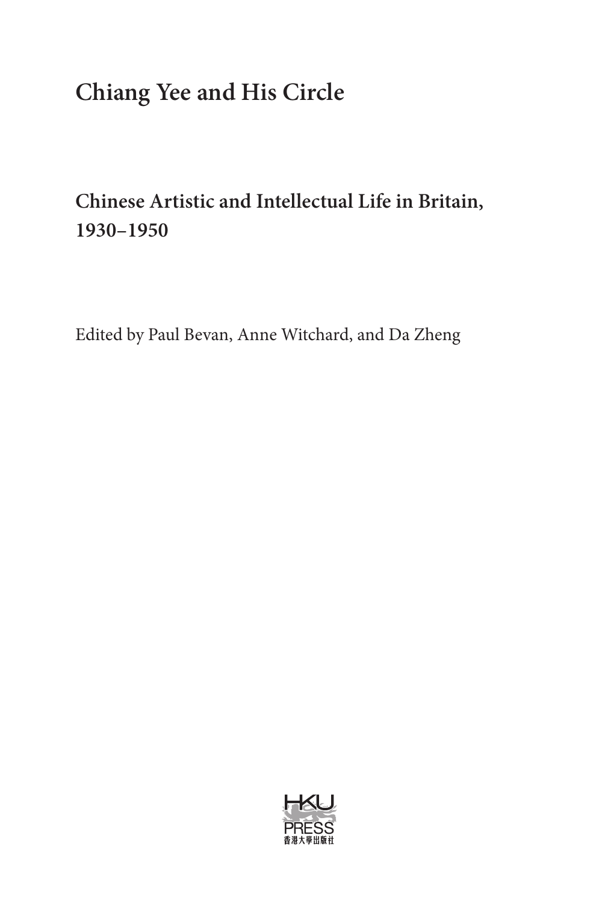# Chiang Yee and His Circle

## Chinese Artistic and Intellectual Life in Britain, 1930–1950

Edited by Paul Bevan, Anne Witchard, and Da Zheng

HKU PRESS
香港大學出版社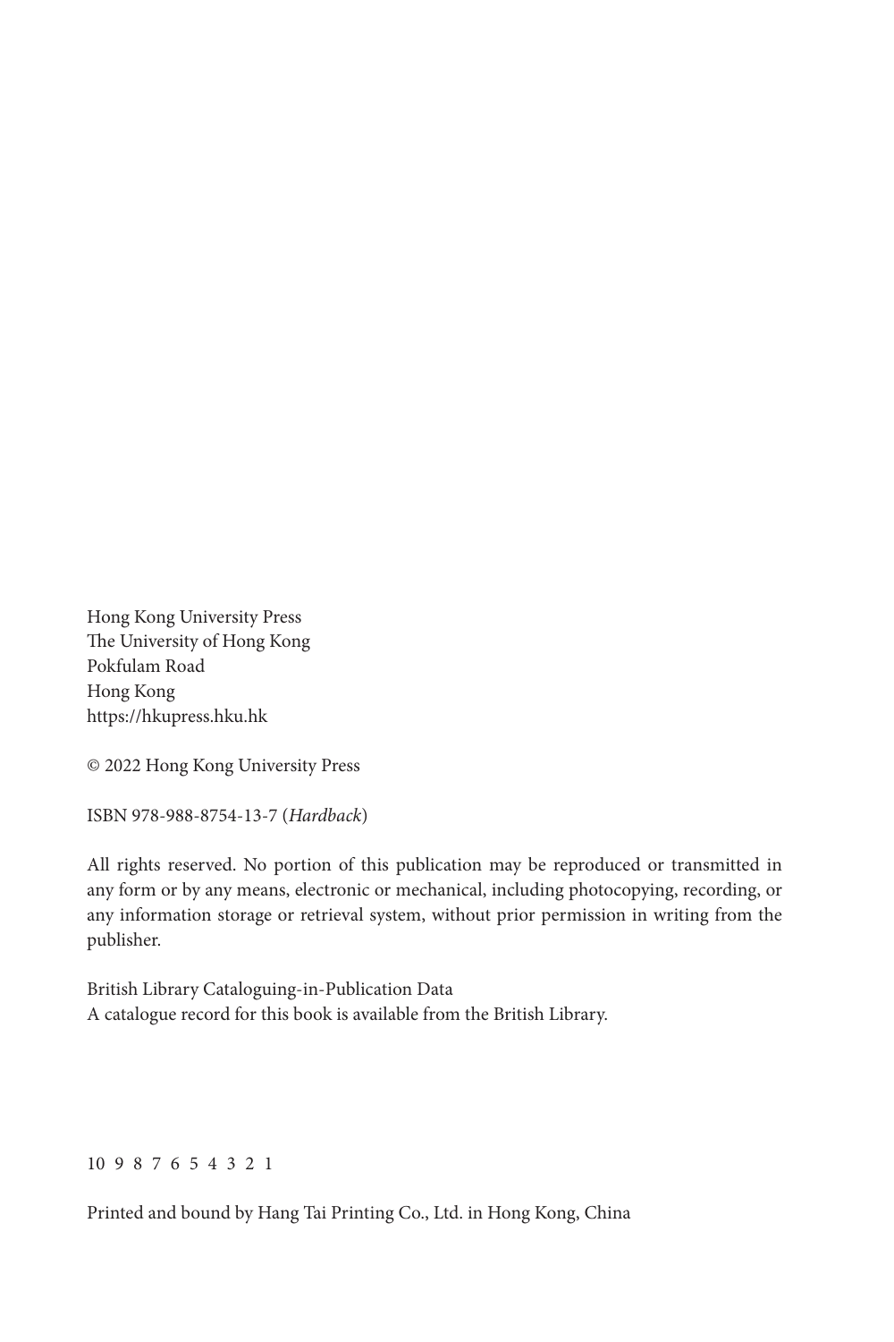Hong Kong University Press
The University of Hong Kong
Pokfulam Road
Hong Kong
https://hkupress.hku.hk

© 2022 Hong Kong University Press

ISBN 978-988-8754-13-7 (*Hardback*)

All rights reserved. No portion of this publication may be reproduced or transmitted in any form or by any means, electronic or mechanical, including photocopying, recording, or any information storage or retrieval system, without prior permission in writing from the publisher.

British Library Cataloguing-in-Publication Data
A catalogue record for this book is available from the British Library.

10 9 8 7 6 5 4 3 2 1

Printed and bound by Hang Tai Printing Co., Ltd. in Hong Kong, China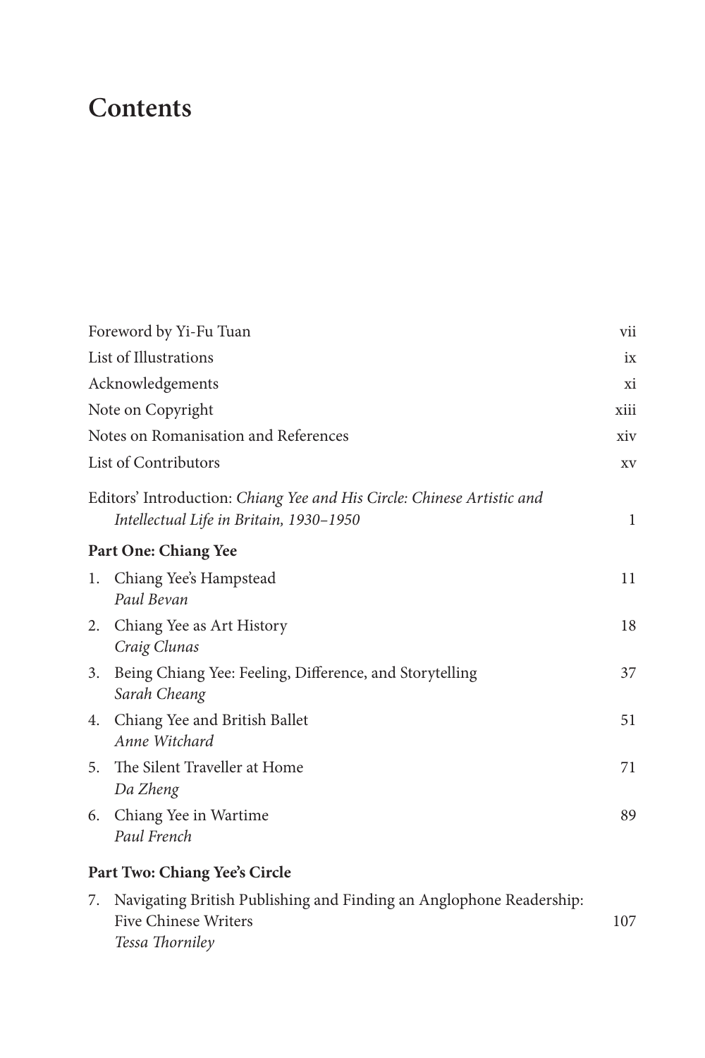# Contents

Foreword by Yi-Fu Tuan vii

List of Illustrations ix

Acknowledgements xi

Note on Copyright xiii

Notes on Romanisation and References xiv

List of Contributors xv

Editors' Introduction: *Chiang Yee and His Circle: Chinese Artistic and Intellectual Life in Britain, 1930–1950* 1

**Part One: Chiang Yee**

1. Chiang Yee's Hampstead 11
   *Paul Bevan*
2. Chiang Yee as Art History 18
   *Craig Clunas*
3. Being Chiang Yee: Feeling, Difference, and Storytelling 37
   *Sarah Cheang*
4. Chiang Yee and British Ballet 51
   *Anne Witchard*
5. The Silent Traveller at Home 71
   *Da Zheng*
6. Chiang Yee in Wartime 89
   *Paul French*

**Part Two: Chiang Yee's Circle**

7. Navigating British Publishing and Finding an Anglophone Readership: Five Chinese Writers 107
   *Tessa Thorniley*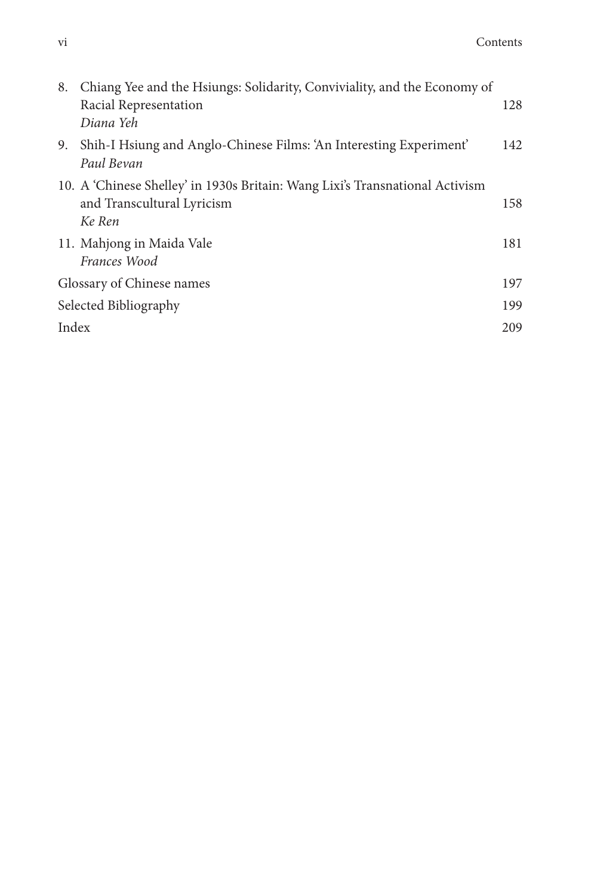8. Chiang Yee and the Hsiungs: Solidarity, Conviviality, and the Economy of Racial Representation — 128
   *Diana Yeh*

9. Shih-I Hsiung and Anglo-Chinese Films: 'An Interesting Experiment' — 142
   *Paul Bevan*

10. A 'Chinese Shelley' in 1930s Britain: Wang Lixi's Transnational Activism and Transcultural Lyricism — 158
    *Ke Ren*

11. Mahjong in Maida Vale — 181
    *Frances Wood*

Glossary of Chinese names — 197

Selected Bibliography — 199

Index — 209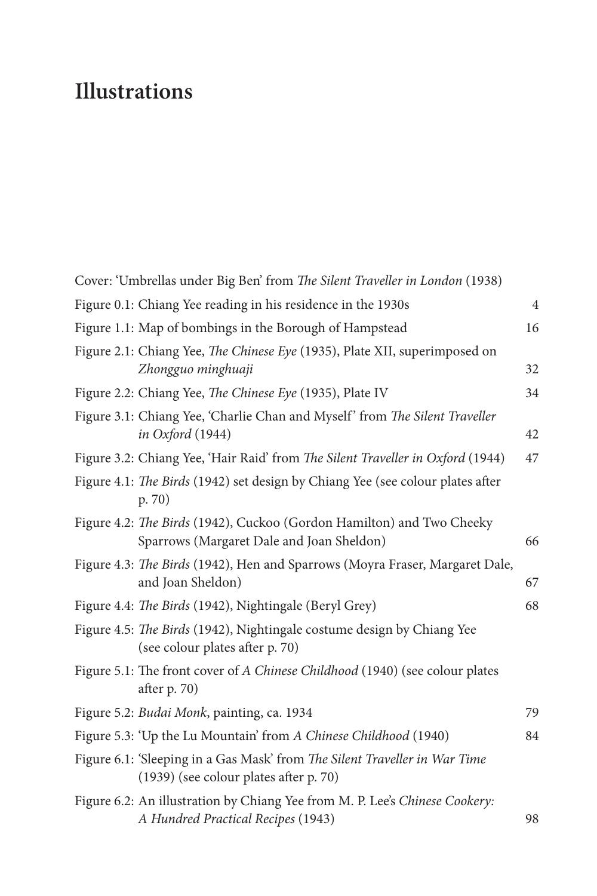# Illustrations

Cover: 'Umbrellas under Big Ben' from *The Silent Traveller in London* (1938)

Figure 0.1: Chiang Yee reading in his residence in the 1930s 4

Figure 1.1: Map of bombings in the Borough of Hampstead 16

Figure 2.1: Chiang Yee, *The Chinese Eye* (1935), Plate XII, superimposed on *Zhongguo minghuaji* 32

Figure 2.2: Chiang Yee, *The Chinese Eye* (1935), Plate IV 34

Figure 3.1: Chiang Yee, 'Charlie Chan and Myself' from *The Silent Traveller in Oxford* (1944) 42

Figure 3.2: Chiang Yee, 'Hair Raid' from *The Silent Traveller in Oxford* (1944) 47

Figure 4.1: *The Birds* (1942) set design by Chiang Yee (see colour plates after p. 70)

Figure 4.2: *The Birds* (1942), Cuckoo (Gordon Hamilton) and Two Cheeky Sparrows (Margaret Dale and Joan Sheldon) 66

Figure 4.3: *The Birds* (1942), Hen and Sparrows (Moyra Fraser, Margaret Dale, and Joan Sheldon) 67

Figure 4.4: *The Birds* (1942), Nightingale (Beryl Grey) 68

Figure 4.5: *The Birds* (1942), Nightingale costume design by Chiang Yee (see colour plates after p. 70)

Figure 5.1: The front cover of *A Chinese Childhood* (1940) (see colour plates after p. 70)

Figure 5.2: *Budai Monk*, painting, ca. 1934 79

Figure 5.3: 'Up the Lu Mountain' from *A Chinese Childhood* (1940) 84

Figure 6.1: 'Sleeping in a Gas Mask' from *The Silent Traveller in War Time* (1939) (see colour plates after p. 70)

Figure 6.2: An illustration by Chiang Yee from M. P. Lee's *Chinese Cookery: A Hundred Practical Recipes* (1943) 98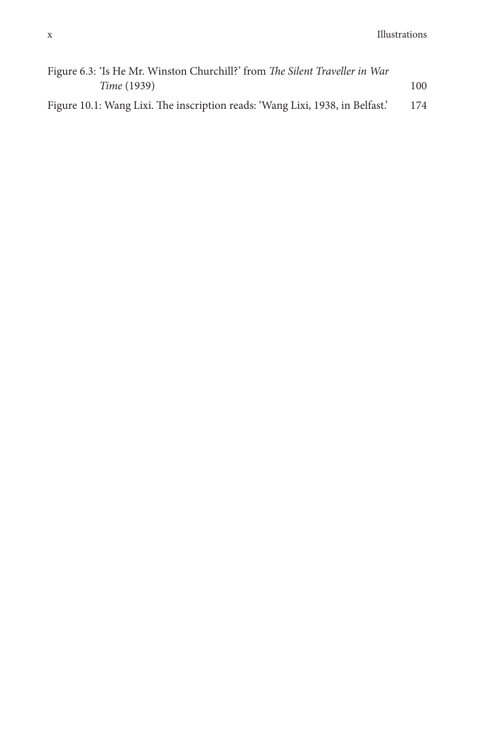Figure 6.3: 'Is He Mr. Winston Churchill?' from *The Silent Traveller in War Time* (1939) 100

Figure 10.1: Wang Lixi. The inscription reads: 'Wang Lixi, 1938, in Belfast.' 174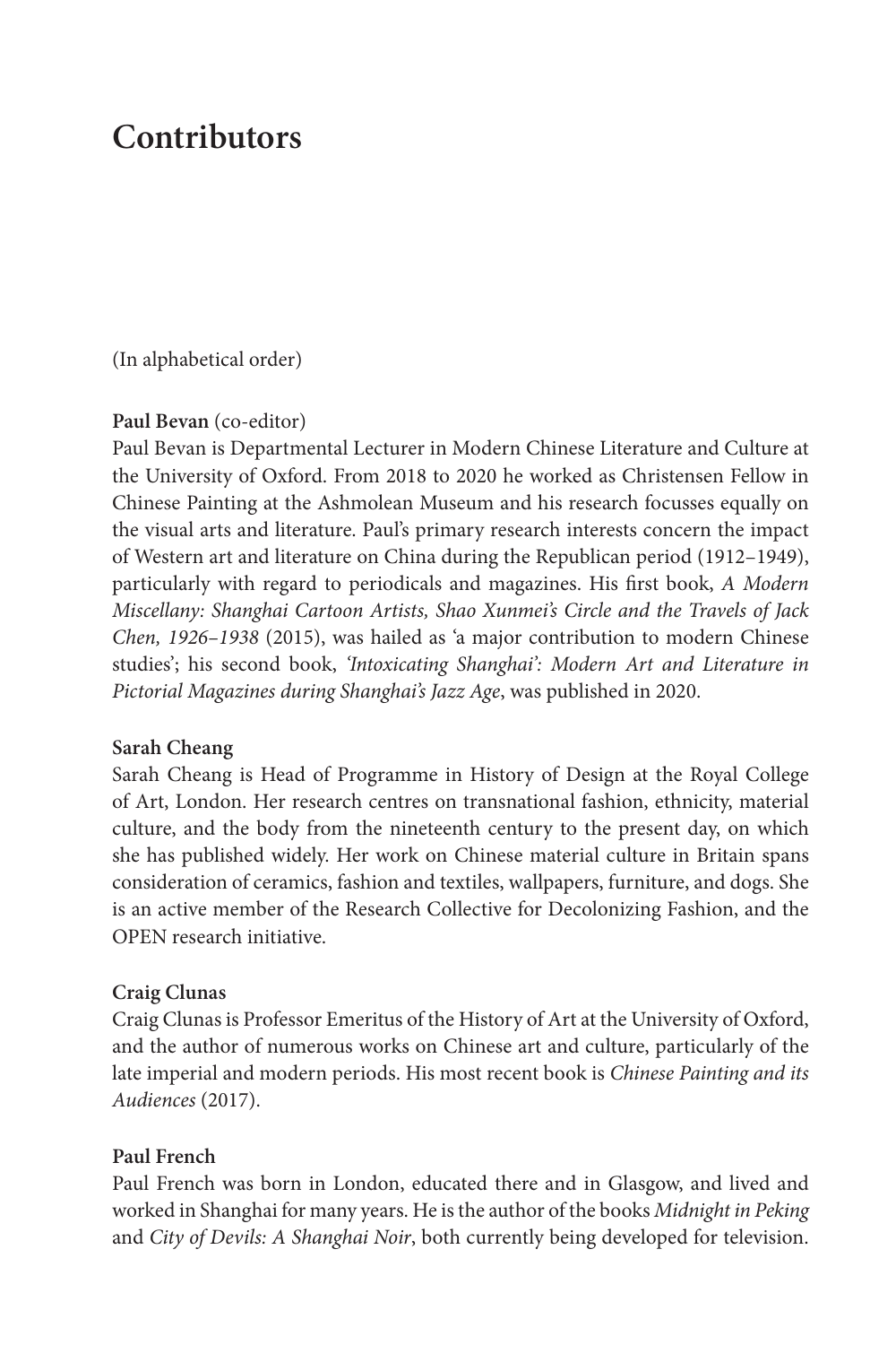# Contributors

(In alphabetical order)

**Paul Bevan** (co-editor)
Paul Bevan is Departmental Lecturer in Modern Chinese Literature and Culture at the University of Oxford. From 2018 to 2020 he worked as Christensen Fellow in Chinese Painting at the Ashmolean Museum and his research focusses equally on the visual arts and literature. Paul's primary research interests concern the impact of Western art and literature on China during the Republican period (1912–1949), particularly with regard to periodicals and magazines. His first book, *A Modern Miscellany: Shanghai Cartoon Artists, Shao Xunmei's Circle and the Travels of Jack Chen, 1926–1938* (2015), was hailed as 'a major contribution to modern Chinese studies'; his second book, *'Intoxicating Shanghai': Modern Art and Literature in Pictorial Magazines during Shanghai's Jazz Age*, was published in 2020.

**Sarah Cheang**
Sarah Cheang is Head of Programme in History of Design at the Royal College of Art, London. Her research centres on transnational fashion, ethnicity, material culture, and the body from the nineteenth century to the present day, on which she has published widely. Her work on Chinese material culture in Britain spans consideration of ceramics, fashion and textiles, wallpapers, furniture, and dogs. She is an active member of the Research Collective for Decolonizing Fashion, and the OPEN research initiative.

**Craig Clunas**
Craig Clunas is Professor Emeritus of the History of Art at the University of Oxford, and the author of numerous works on Chinese art and culture, particularly of the late imperial and modern periods. His most recent book is *Chinese Painting and its Audiences* (2017).

**Paul French**
Paul French was born in London, educated there and in Glasgow, and lived and worked in Shanghai for many years. He is the author of the books *Midnight in Peking* and *City of Devils: A Shanghai Noir*, both currently being developed for television.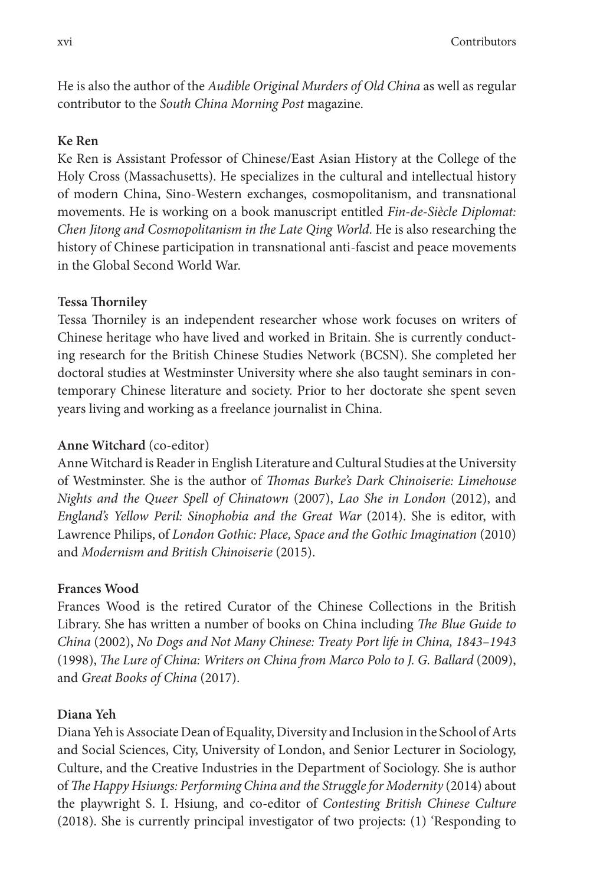He is also the author of the *Audible Original Murders of Old China* as well as regular contributor to the *South China Morning Post* magazine.

**Ke Ren**

Ke Ren is Assistant Professor of Chinese/East Asian History at the College of the Holy Cross (Massachusetts). He specializes in the cultural and intellectual history of modern China, Sino-Western exchanges, cosmopolitanism, and transnational movements. He is working on a book manuscript entitled *Fin-de-Siècle Diplomat: Chen Jitong and Cosmopolitanism in the Late Qing World*. He is also researching the history of Chinese participation in transnational anti-fascist and peace movements in the Global Second World War.

**Tessa Thorniley**

Tessa Thorniley is an independent researcher whose work focuses on writers of Chinese heritage who have lived and worked in Britain. She is currently conducting research for the British Chinese Studies Network (BCSN). She completed her doctoral studies at Westminster University where she also taught seminars in contemporary Chinese literature and society. Prior to her doctorate she spent seven years living and working as a freelance journalist in China.

**Anne Witchard** (co-editor)

Anne Witchard is Reader in English Literature and Cultural Studies at the University of Westminster. She is the author of *Thomas Burke's Dark Chinoiserie: Limehouse Nights and the Queer Spell of Chinatown* (2007), *Lao She in London* (2012), and *England's Yellow Peril: Sinophobia and the Great War* (2014). She is editor, with Lawrence Philips, of *London Gothic: Place, Space and the Gothic Imagination* (2010) and *Modernism and British Chinoiserie* (2015).

**Frances Wood**

Frances Wood is the retired Curator of the Chinese Collections in the British Library. She has written a number of books on China including *The Blue Guide to China* (2002), *No Dogs and Not Many Chinese: Treaty Port life in China, 1843–1943* (1998), *The Lure of China: Writers on China from Marco Polo to J. G. Ballard* (2009), and *Great Books of China* (2017).

**Diana Yeh**

Diana Yeh is Associate Dean of Equality, Diversity and Inclusion in the School of Arts and Social Sciences, City, University of London, and Senior Lecturer in Sociology, Culture, and the Creative Industries in the Department of Sociology. She is author of *The Happy Hsiungs: Performing China and the Struggle for Modernity* (2014) about the playwright S. I. Hsiung, and co-editor of *Contesting British Chinese Culture* (2018). She is currently principal investigator of two projects: (1) 'Responding to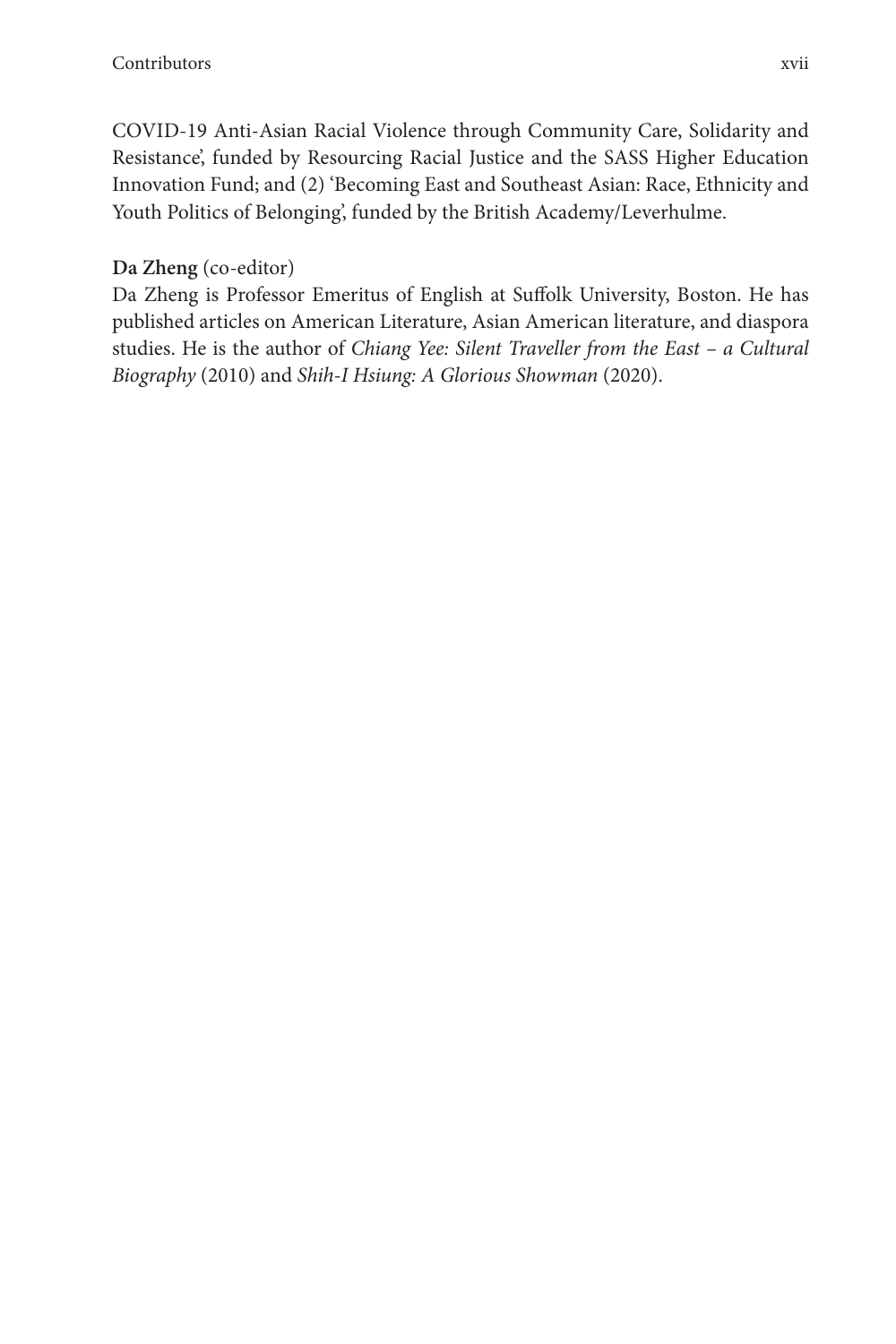COVID-19 Anti-Asian Racial Violence through Community Care, Solidarity and Resistance', funded by Resourcing Racial Justice and the SASS Higher Education Innovation Fund; and (2) 'Becoming East and Southeast Asian: Race, Ethnicity and Youth Politics of Belonging', funded by the British Academy/Leverhulme.

**Da Zheng** (co-editor)
Da Zheng is Professor Emeritus of English at Suffolk University, Boston. He has published articles on American Literature, Asian American literature, and diaspora studies. He is the author of *Chiang Yee: Silent Traveller from the East – a Cultural Biography* (2010) and *Shih-I Hsiung: A Glorious Showman* (2020).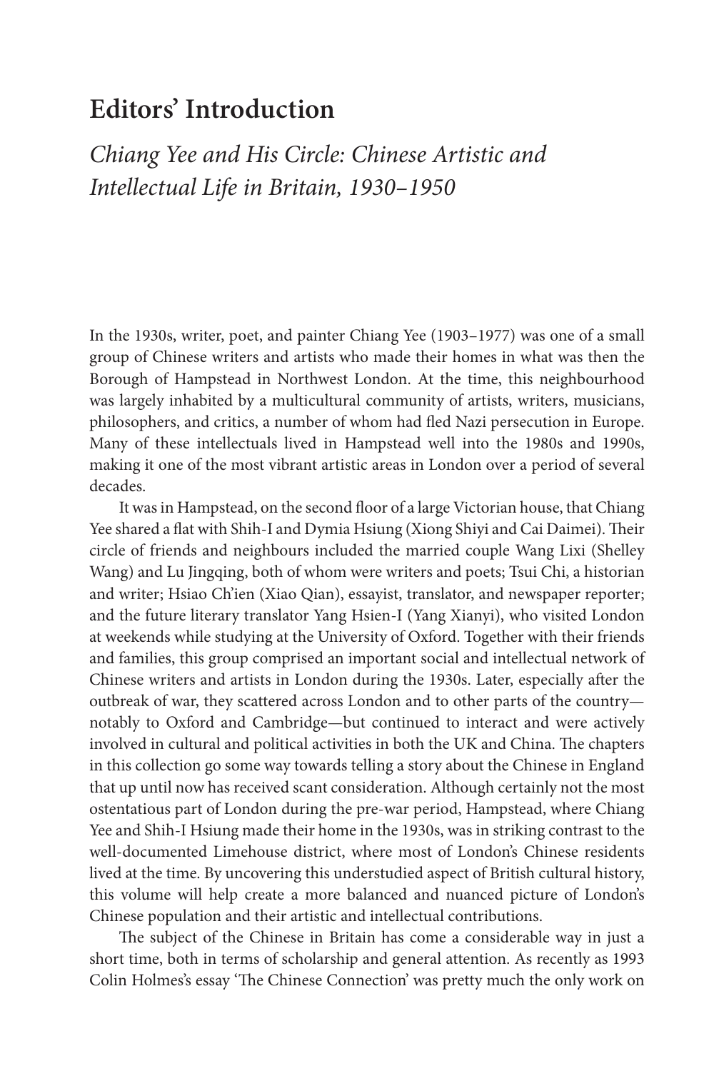# Editors' Introduction

## *Chiang Yee and His Circle: Chinese Artistic and Intellectual Life in Britain, 1930–1950*

In the 1930s, writer, poet, and painter Chiang Yee (1903–1977) was one of a small group of Chinese writers and artists who made their homes in what was then the Borough of Hampstead in Northwest London. At the time, this neighbourhood was largely inhabited by a multicultural community of artists, writers, musicians, philosophers, and critics, a number of whom had fled Nazi persecution in Europe. Many of these intellectuals lived in Hampstead well into the 1980s and 1990s, making it one of the most vibrant artistic areas in London over a period of several decades.

It was in Hampstead, on the second floor of a large Victorian house, that Chiang Yee shared a flat with Shih-I and Dymia Hsiung (Xiong Shiyi and Cai Daimei). Their circle of friends and neighbours included the married couple Wang Lixi (Shelley Wang) and Lu Jingqing, both of whom were writers and poets; Tsui Chi, a historian and writer; Hsiao Ch'ien (Xiao Qian), essayist, translator, and newspaper reporter; and the future literary translator Yang Hsien-I (Yang Xianyi), who visited London at weekends while studying at the University of Oxford. Together with their friends and families, this group comprised an important social and intellectual network of Chinese writers and artists in London during the 1930s. Later, especially after the outbreak of war, they scattered across London and to other parts of the country—notably to Oxford and Cambridge—but continued to interact and were actively involved in cultural and political activities in both the UK and China. The chapters in this collection go some way towards telling a story about the Chinese in England that up until now has received scant consideration. Although certainly not the most ostentatious part of London during the pre-war period, Hampstead, where Chiang Yee and Shih-I Hsiung made their home in the 1930s, was in striking contrast to the well-documented Limehouse district, where most of London's Chinese residents lived at the time. By uncovering this understudied aspect of British cultural history, this volume will help create a more balanced and nuanced picture of London's Chinese population and their artistic and intellectual contributions.

The subject of the Chinese in Britain has come a considerable way in just a short time, both in terms of scholarship and general attention. As recently as 1993 Colin Holmes's essay 'The Chinese Connection' was pretty much the only work on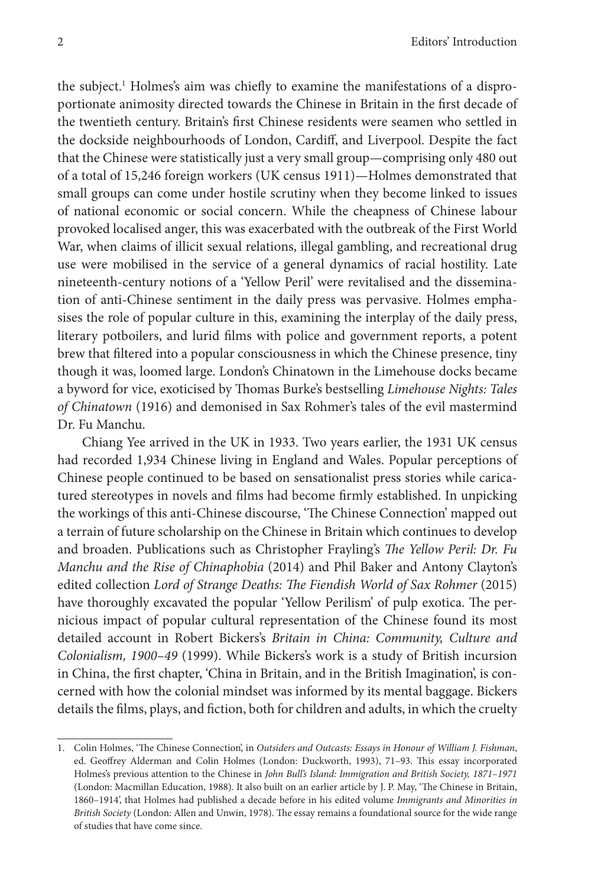the subject.[1] Holmes's aim was chiefly to examine the manifestations of a disproportionate animosity directed towards the Chinese in Britain in the first decade of the twentieth century. Britain's first Chinese residents were seamen who settled in the dockside neighbourhoods of London, Cardiff, and Liverpool. Despite the fact that the Chinese were statistically just a very small group—comprising only 480 out of a total of 15,246 foreign workers (UK census 1911)—Holmes demonstrated that small groups can come under hostile scrutiny when they become linked to issues of national economic or social concern. While the cheapness of Chinese labour provoked localised anger, this was exacerbated with the outbreak of the First World War, when claims of illicit sexual relations, illegal gambling, and recreational drug use were mobilised in the service of a general dynamics of racial hostility. Late nineteenth-century notions of a 'Yellow Peril' were revitalised and the dissemination of anti-Chinese sentiment in the daily press was pervasive. Holmes emphasises the role of popular culture in this, examining the interplay of the daily press, literary potboilers, and lurid films with police and government reports, a potent brew that filtered into a popular consciousness in which the Chinese presence, tiny though it was, loomed large. London's Chinatown in the Limehouse docks became a byword for vice, exoticised by Thomas Burke's bestselling *Limehouse Nights: Tales of Chinatown* (1916) and demonised in Sax Rohmer's tales of the evil mastermind Dr. Fu Manchu.

Chiang Yee arrived in the UK in 1933. Two years earlier, the 1931 UK census had recorded 1,934 Chinese living in England and Wales. Popular perceptions of Chinese people continued to be based on sensationalist press stories while caricatured stereotypes in novels and films had become firmly established. In unpicking the workings of this anti-Chinese discourse, 'The Chinese Connection' mapped out a terrain of future scholarship on the Chinese in Britain which continues to develop and broaden. Publications such as Christopher Frayling's *The Yellow Peril: Dr. Fu Manchu and the Rise of Chinaphobia* (2014) and Phil Baker and Antony Clayton's edited collection *Lord of Strange Deaths: The Fiendish World of Sax Rohmer* (2015) have thoroughly excavated the popular 'Yellow Perilism' of pulp exotica. The pernicious impact of popular cultural representation of the Chinese found its most detailed account in Robert Bickers's *Britain in China: Community, Culture and Colonialism, 1900–49* (1999). While Bickers's work is a study of British incursion in China, the first chapter, 'China in Britain, and in the British Imagination', is concerned with how the colonial mindset was informed by its mental baggage. Bickers details the films, plays, and fiction, both for children and adults, in which the cruelty

1. Colin Holmes, 'The Chinese Connection', in *Outsiders and Outcasts: Essays in Honour of William J. Fishman*, ed. Geoffrey Alderman and Colin Holmes (London: Duckworth, 1993), 71–93. This essay incorporated Holmes's previous attention to the Chinese in *John Bull's Island: Immigration and British Society, 1871–1971* (London: Macmillan Education, 1988). It also built on an earlier article by J. P. May, 'The Chinese in Britain, 1860–1914', that Holmes had published a decade before in his edited volume *Immigrants and Minorities in British Society* (London: Allen and Unwin, 1978). The essay remains a foundational source for the wide range of studies that have come since.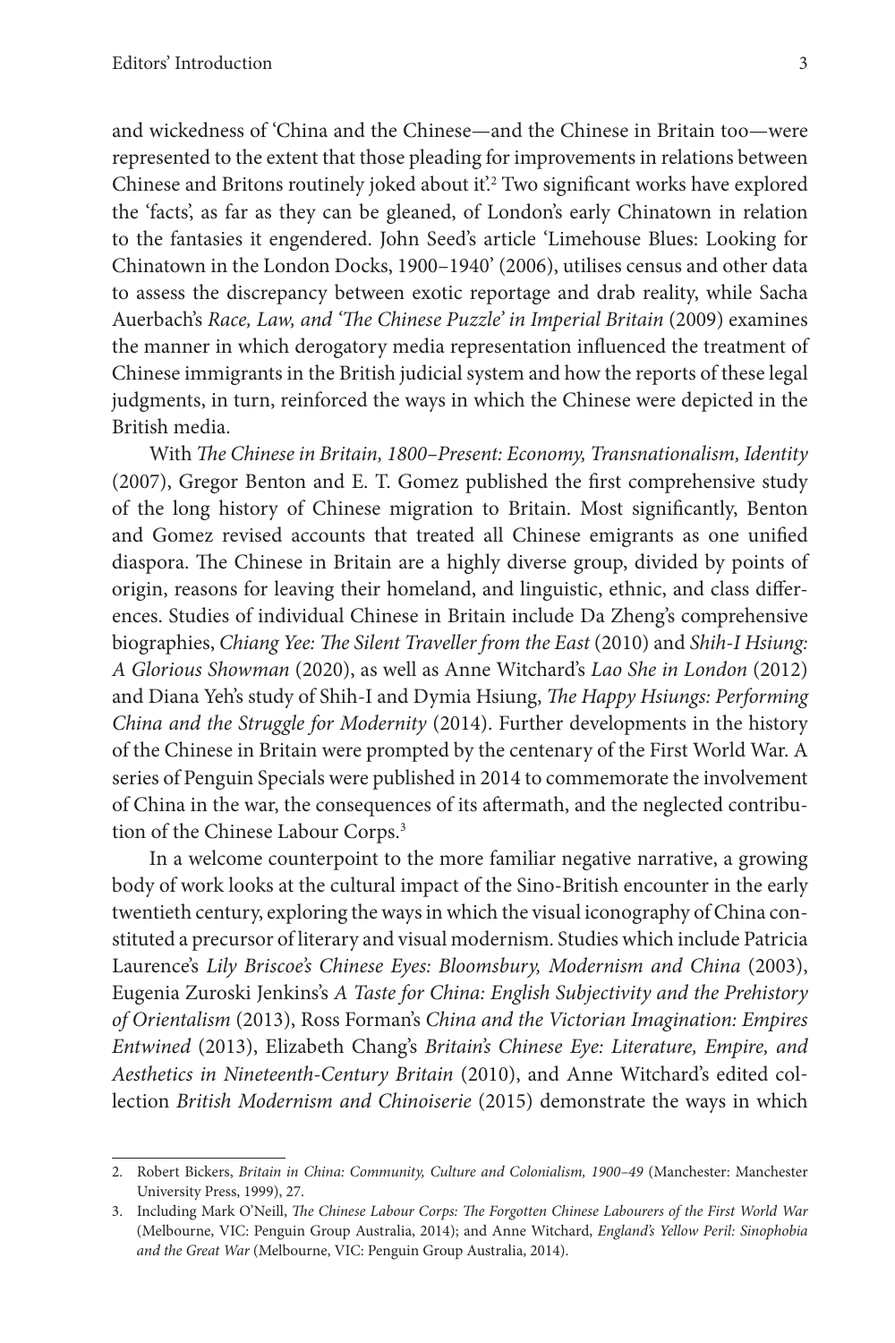and wickedness of 'China and the Chinese—and the Chinese in Britain too—were represented to the extent that those pleading for improvements in relations between Chinese and Britons routinely joked about it'.[2] Two significant works have explored the 'facts', as far as they can be gleaned, of London's early Chinatown in relation to the fantasies it engendered. John Seed's article 'Limehouse Blues: Looking for Chinatown in the London Docks, 1900–1940' (2006), utilises census and other data to assess the discrepancy between exotic reportage and drab reality, while Sacha Auerbach's *Race, Law, and 'The Chinese Puzzle' in Imperial Britain* (2009) examines the manner in which derogatory media representation influenced the treatment of Chinese immigrants in the British judicial system and how the reports of these legal judgments, in turn, reinforced the ways in which the Chinese were depicted in the British media.

With *The Chinese in Britain, 1800–Present: Economy, Transnationalism, Identity* (2007), Gregor Benton and E. T. Gomez published the first comprehensive study of the long history of Chinese migration to Britain. Most significantly, Benton and Gomez revised accounts that treated all Chinese emigrants as one unified diaspora. The Chinese in Britain are a highly diverse group, divided by points of origin, reasons for leaving their homeland, and linguistic, ethnic, and class differences. Studies of individual Chinese in Britain include Da Zheng's comprehensive biographies, *Chiang Yee: The Silent Traveller from the East* (2010) and *Shih-I Hsiung: A Glorious Showman* (2020), as well as Anne Witchard's *Lao She in London* (2012) and Diana Yeh's study of Shih-I and Dymia Hsiung, *The Happy Hsiungs: Performing China and the Struggle for Modernity* (2014). Further developments in the history of the Chinese in Britain were prompted by the centenary of the First World War. A series of Penguin Specials were published in 2014 to commemorate the involvement of China in the war, the consequences of its aftermath, and the neglected contribution of the Chinese Labour Corps.[3]

In a welcome counterpoint to the more familiar negative narrative, a growing body of work looks at the cultural impact of the Sino-British encounter in the early twentieth century, exploring the ways in which the visual iconography of China constituted a precursor of literary and visual modernism. Studies which include Patricia Laurence's *Lily Briscoe's Chinese Eyes: Bloomsbury, Modernism and China* (2003), Eugenia Zuroski Jenkins's *A Taste for China: English Subjectivity and the Prehistory of Orientalism* (2013), Ross Forman's *China and the Victorian Imagination: Empires Entwined* (2013), Elizabeth Chang's *Britain's Chinese Eye: Literature, Empire, and Aesthetics in Nineteenth-Century Britain* (2010), and Anne Witchard's edited collection *British Modernism and Chinoiserie* (2015) demonstrate the ways in which

2. Robert Bickers, *Britain in China: Community, Culture and Colonialism, 1900–49* (Manchester: Manchester University Press, 1999), 27.
3. Including Mark O'Neill, *The Chinese Labour Corps: The Forgotten Chinese Labourers of the First World War* (Melbourne, VIC: Penguin Group Australia, 2014); and Anne Witchard, *England's Yellow Peril: Sinophobia and the Great War* (Melbourne, VIC: Penguin Group Australia, 2014).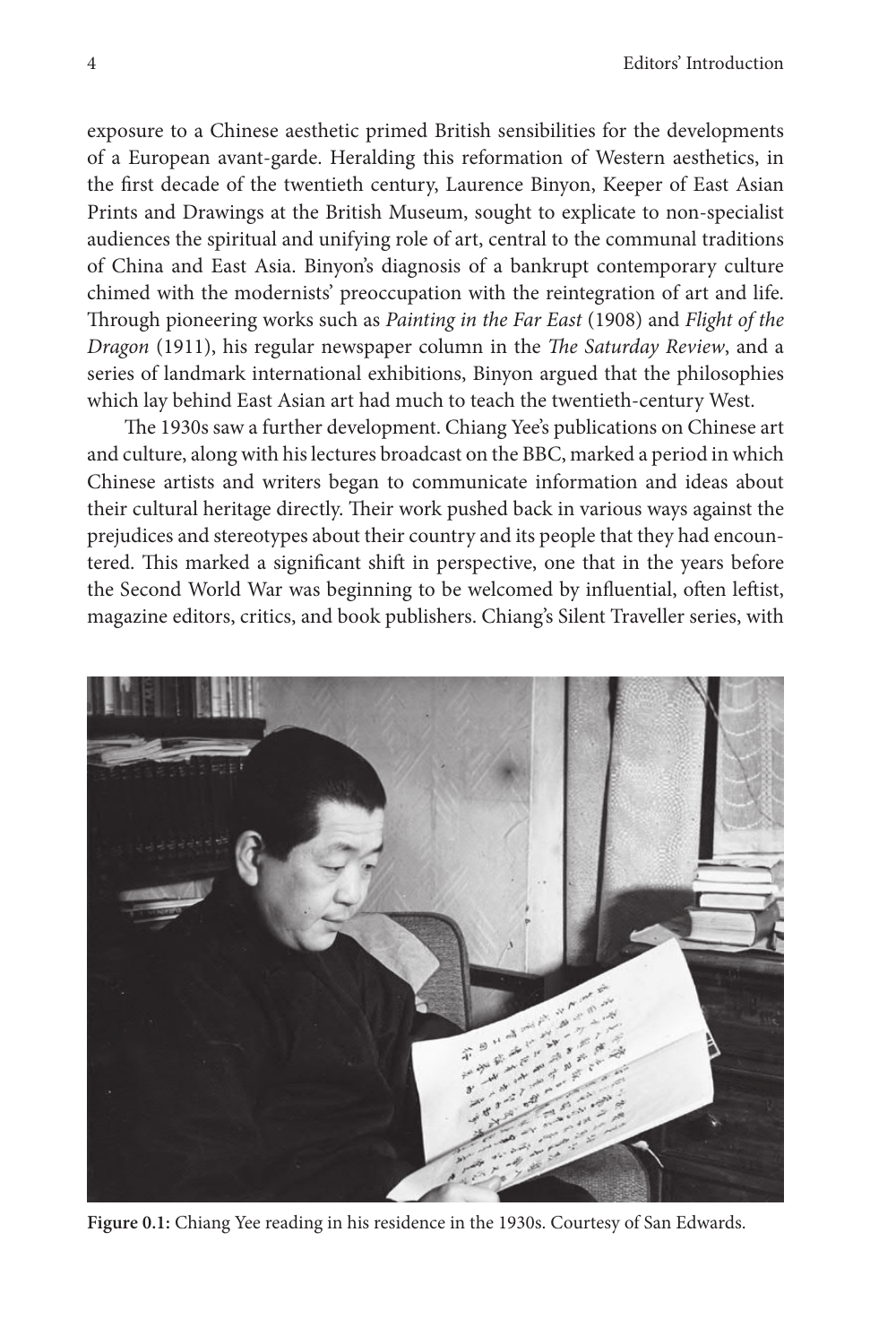exposure to a Chinese aesthetic primed British sensibilities for the developments of a European avant-garde. Heralding this reformation of Western aesthetics, in the first decade of the twentieth century, Laurence Binyon, Keeper of East Asian Prints and Drawings at the British Museum, sought to explicate to non-specialist audiences the spiritual and unifying role of art, central to the communal traditions of China and East Asia. Binyon's diagnosis of a bankrupt contemporary culture chimed with the modernists' preoccupation with the reintegration of art and life. Through pioneering works such as *Painting in the Far East* (1908) and *Flight of the Dragon* (1911), his regular newspaper column in the *The Saturday Review*, and a series of landmark international exhibitions, Binyon argued that the philosophies which lay behind East Asian art had much to teach the twentieth-century West.

The 1930s saw a further development. Chiang Yee's publications on Chinese art and culture, along with his lectures broadcast on the BBC, marked a period in which Chinese artists and writers began to communicate information and ideas about their cultural heritage directly. Their work pushed back in various ways against the prejudices and stereotypes about their country and its people that they had encountered. This marked a significant shift in perspective, one that in the years before the Second World War was beginning to be welcomed by influential, often leftist, magazine editors, critics, and book publishers. Chiang's Silent Traveller series, with

**Figure 0.1:** Chiang Yee reading in his residence in the 1930s. Courtesy of San Edwards.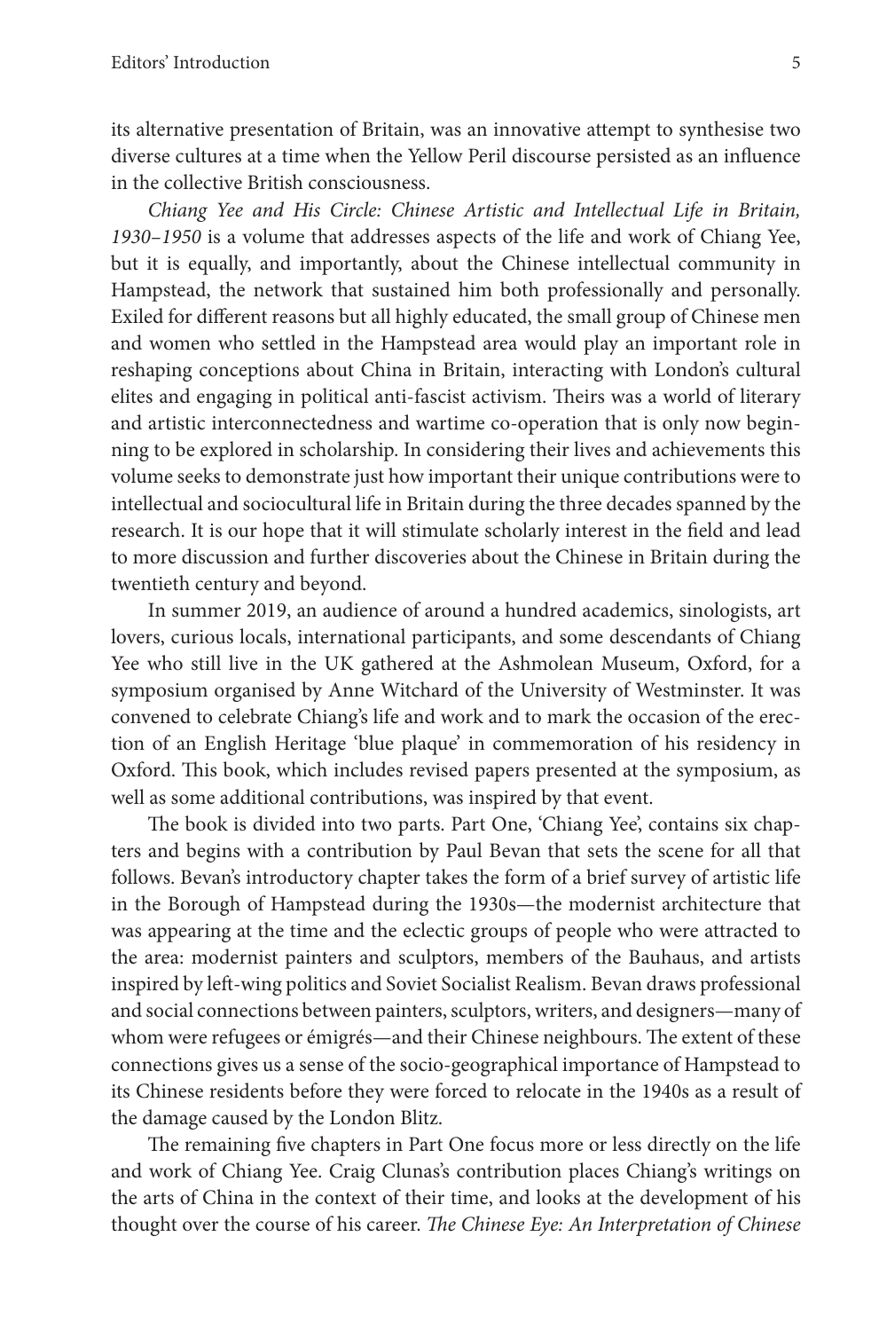its alternative presentation of Britain, was an innovative attempt to synthesise two diverse cultures at a time when the Yellow Peril discourse persisted as an influence in the collective British consciousness.

*Chiang Yee and His Circle: Chinese Artistic and Intellectual Life in Britain, 1930–1950* is a volume that addresses aspects of the life and work of Chiang Yee, but it is equally, and importantly, about the Chinese intellectual community in Hampstead, the network that sustained him both professionally and personally. Exiled for different reasons but all highly educated, the small group of Chinese men and women who settled in the Hampstead area would play an important role in reshaping conceptions about China in Britain, interacting with London's cultural elites and engaging in political anti-fascist activism. Theirs was a world of literary and artistic interconnectedness and wartime co-operation that is only now beginning to be explored in scholarship. In considering their lives and achievements this volume seeks to demonstrate just how important their unique contributions were to intellectual and sociocultural life in Britain during the three decades spanned by the research. It is our hope that it will stimulate scholarly interest in the field and lead to more discussion and further discoveries about the Chinese in Britain during the twentieth century and beyond.

In summer 2019, an audience of around a hundred academics, sinologists, art lovers, curious locals, international participants, and some descendants of Chiang Yee who still live in the UK gathered at the Ashmolean Museum, Oxford, for a symposium organised by Anne Witchard of the University of Westminster. It was convened to celebrate Chiang's life and work and to mark the occasion of the erection of an English Heritage 'blue plaque' in commemoration of his residency in Oxford. This book, which includes revised papers presented at the symposium, as well as some additional contributions, was inspired by that event.

The book is divided into two parts. Part One, 'Chiang Yee', contains six chapters and begins with a contribution by Paul Bevan that sets the scene for all that follows. Bevan's introductory chapter takes the form of a brief survey of artistic life in the Borough of Hampstead during the 1930s—the modernist architecture that was appearing at the time and the eclectic groups of people who were attracted to the area: modernist painters and sculptors, members of the Bauhaus, and artists inspired by left-wing politics and Soviet Socialist Realism. Bevan draws professional and social connections between painters, sculptors, writers, and designers—many of whom were refugees or émigrés—and their Chinese neighbours. The extent of these connections gives us a sense of the socio-geographical importance of Hampstead to its Chinese residents before they were forced to relocate in the 1940s as a result of the damage caused by the London Blitz.

The remaining five chapters in Part One focus more or less directly on the life and work of Chiang Yee. Craig Clunas's contribution places Chiang's writings on the arts of China in the context of their time, and looks at the development of his thought over the course of his career. *The Chinese Eye: An Interpretation of Chinese*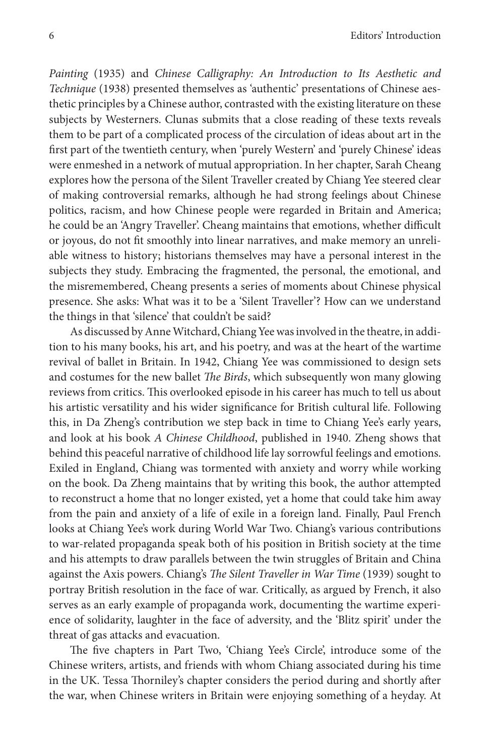*Painting* (1935) and *Chinese Calligraphy: An Introduction to Its Aesthetic and Technique* (1938) presented themselves as 'authentic' presentations of Chinese aesthetic principles by a Chinese author, contrasted with the existing literature on these subjects by Westerners. Clunas submits that a close reading of these texts reveals them to be part of a complicated process of the circulation of ideas about art in the first part of the twentieth century, when 'purely Western' and 'purely Chinese' ideas were enmeshed in a network of mutual appropriation. In her chapter, Sarah Cheang explores how the persona of the Silent Traveller created by Chiang Yee steered clear of making controversial remarks, although he had strong feelings about Chinese politics, racism, and how Chinese people were regarded in Britain and America; he could be an 'Angry Traveller'. Cheang maintains that emotions, whether difficult or joyous, do not fit smoothly into linear narratives, and make memory an unreliable witness to history; historians themselves may have a personal interest in the subjects they study. Embracing the fragmented, the personal, the emotional, and the misremembered, Cheang presents a series of moments about Chinese physical presence. She asks: What was it to be a 'Silent Traveller'? How can we understand the things in that 'silence' that couldn't be said?

As discussed by Anne Witchard, Chiang Yee was involved in the theatre, in addition to his many books, his art, and his poetry, and was at the heart of the wartime revival of ballet in Britain. In 1942, Chiang Yee was commissioned to design sets and costumes for the new ballet *The Birds*, which subsequently won many glowing reviews from critics. This overlooked episode in his career has much to tell us about his artistic versatility and his wider significance for British cultural life. Following this, in Da Zheng's contribution we step back in time to Chiang Yee's early years, and look at his book *A Chinese Childhood*, published in 1940. Zheng shows that behind this peaceful narrative of childhood life lay sorrowful feelings and emotions. Exiled in England, Chiang was tormented with anxiety and worry while working on the book. Da Zheng maintains that by writing this book, the author attempted to reconstruct a home that no longer existed, yet a home that could take him away from the pain and anxiety of a life of exile in a foreign land. Finally, Paul French looks at Chiang Yee's work during World War Two. Chiang's various contributions to war-related propaganda speak both of his position in British society at the time and his attempts to draw parallels between the twin struggles of Britain and China against the Axis powers. Chiang's *The Silent Traveller in War Time* (1939) sought to portray British resolution in the face of war. Critically, as argued by French, it also serves as an early example of propaganda work, documenting the wartime experience of solidarity, laughter in the face of adversity, and the 'Blitz spirit' under the threat of gas attacks and evacuation.

The five chapters in Part Two, 'Chiang Yee's Circle', introduce some of the Chinese writers, artists, and friends with whom Chiang associated during his time in the UK. Tessa Thorniley's chapter considers the period during and shortly after the war, when Chinese writers in Britain were enjoying something of a heyday. At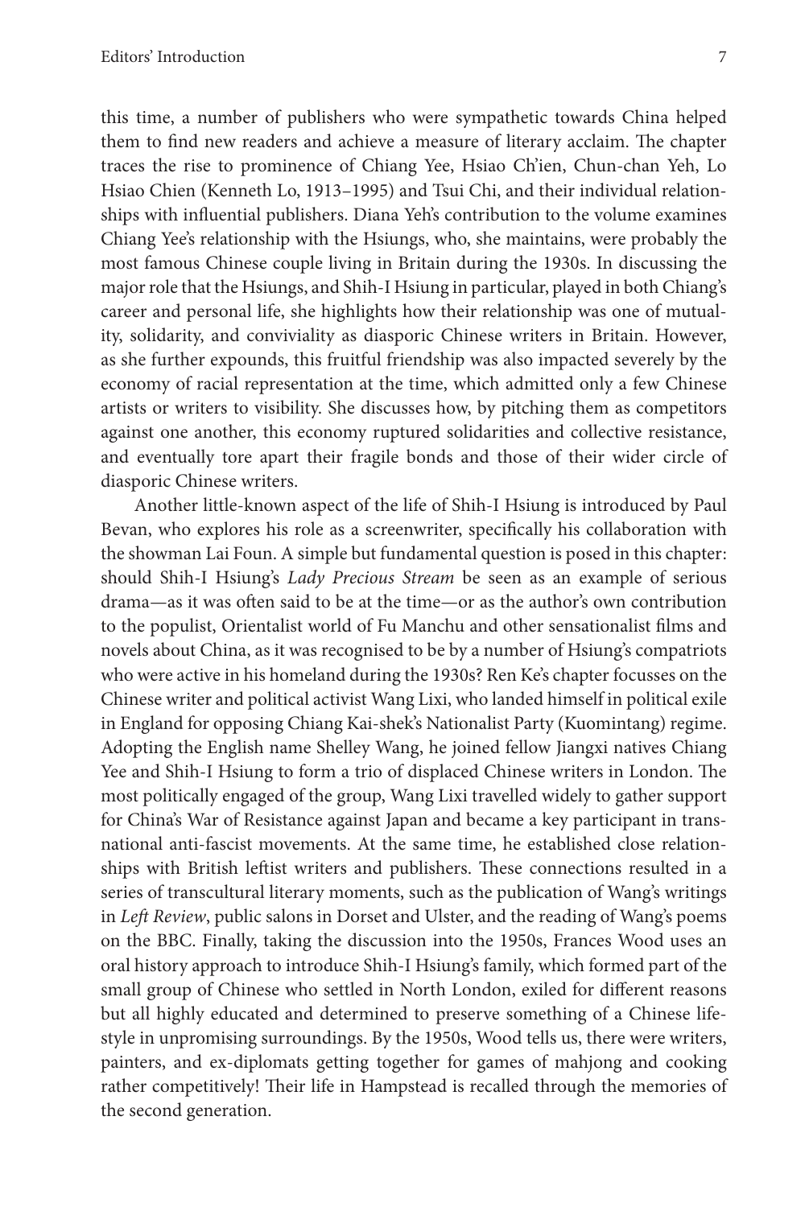this time, a number of publishers who were sympathetic towards China helped them to find new readers and achieve a measure of literary acclaim. The chapter traces the rise to prominence of Chiang Yee, Hsiao Ch'ien, Chun-chan Yeh, Lo Hsiao Chien (Kenneth Lo, 1913–1995) and Tsui Chi, and their individual relationships with influential publishers. Diana Yeh's contribution to the volume examines Chiang Yee's relationship with the Hsiungs, who, she maintains, were probably the most famous Chinese couple living in Britain during the 1930s. In discussing the major role that the Hsiungs, and Shih-I Hsiung in particular, played in both Chiang's career and personal life, she highlights how their relationship was one of mutuality, solidarity, and conviviality as diasporic Chinese writers in Britain. However, as she further expounds, this fruitful friendship was also impacted severely by the economy of racial representation at the time, which admitted only a few Chinese artists or writers to visibility. She discusses how, by pitching them as competitors against one another, this economy ruptured solidarities and collective resistance, and eventually tore apart their fragile bonds and those of their wider circle of diasporic Chinese writers.

Another little-known aspect of the life of Shih-I Hsiung is introduced by Paul Bevan, who explores his role as a screenwriter, specifically his collaboration with the showman Lai Foun. A simple but fundamental question is posed in this chapter: should Shih-I Hsiung's *Lady Precious Stream* be seen as an example of serious drama—as it was often said to be at the time—or as the author's own contribution to the populist, Orientalist world of Fu Manchu and other sensationalist films and novels about China, as it was recognised to be by a number of Hsiung's compatriots who were active in his homeland during the 1930s? Ren Ke's chapter focusses on the Chinese writer and political activist Wang Lixi, who landed himself in political exile in England for opposing Chiang Kai-shek's Nationalist Party (Kuomintang) regime. Adopting the English name Shelley Wang, he joined fellow Jiangxi natives Chiang Yee and Shih-I Hsiung to form a trio of displaced Chinese writers in London. The most politically engaged of the group, Wang Lixi travelled widely to gather support for China's War of Resistance against Japan and became a key participant in transnational anti-fascist movements. At the same time, he established close relationships with British leftist writers and publishers. These connections resulted in a series of transcultural literary moments, such as the publication of Wang's writings in *Left Review*, public salons in Dorset and Ulster, and the reading of Wang's poems on the BBC. Finally, taking the discussion into the 1950s, Frances Wood uses an oral history approach to introduce Shih-I Hsiung's family, which formed part of the small group of Chinese who settled in North London, exiled for different reasons but all highly educated and determined to preserve something of a Chinese lifestyle in unpromising surroundings. By the 1950s, Wood tells us, there were writers, painters, and ex-diplomats getting together for games of mahjong and cooking rather competitively! Their life in Hampstead is recalled through the memories of the second generation.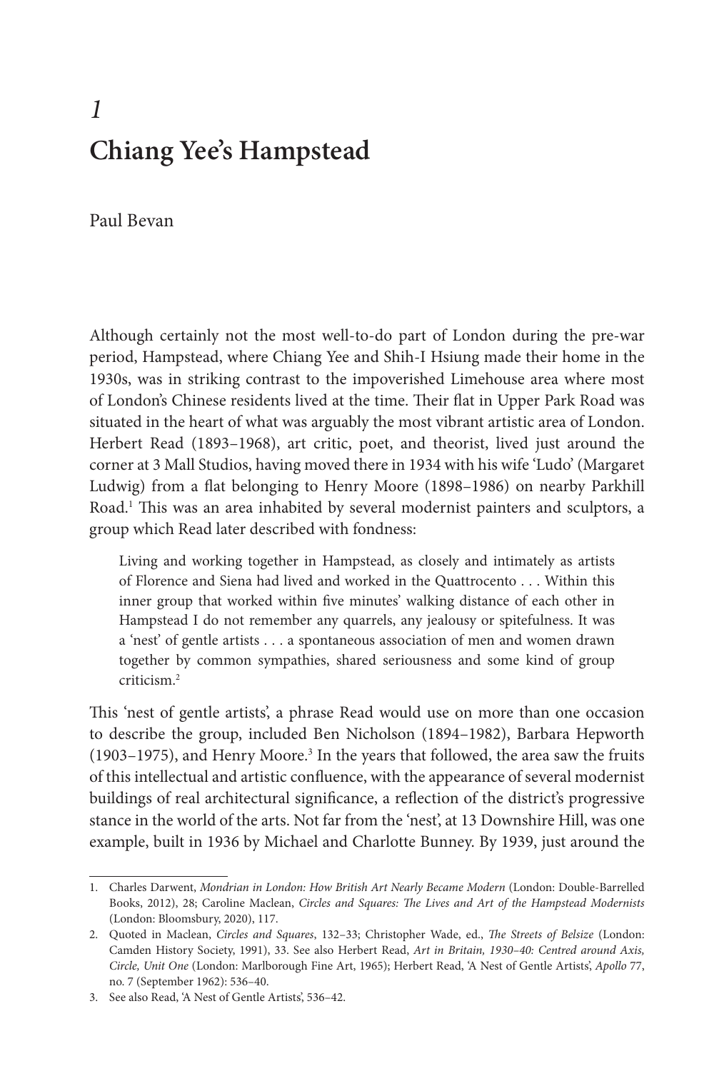# 1
# Chiang Yee's Hampstead

Paul Bevan

Although certainly not the most well-to-do part of London during the pre-war period, Hampstead, where Chiang Yee and Shih-I Hsiung made their home in the 1930s, was in striking contrast to the impoverished Limehouse area where most of London's Chinese residents lived at the time. Their flat in Upper Park Road was situated in the heart of what was arguably the most vibrant artistic area of London. Herbert Read (1893–1968), art critic, poet, and theorist, lived just around the corner at 3 Mall Studios, having moved there in 1934 with his wife 'Ludo' (Margaret Ludwig) from a flat belonging to Henry Moore (1898–1986) on nearby Parkhill Road.[1] This was an area inhabited by several modernist painters and sculptors, a group which Read later described with fondness:

> Living and working together in Hampstead, as closely and intimately as artists of Florence and Siena had lived and worked in the Quattrocento . . . Within this inner group that worked within five minutes' walking distance of each other in Hampstead I do not remember any quarrels, any jealousy or spitefulness. It was a 'nest' of gentle artists . . . a spontaneous association of men and women drawn together by common sympathies, shared seriousness and some kind of group criticism.[2]

This 'nest of gentle artists', a phrase Read would use on more than one occasion to describe the group, included Ben Nicholson (1894–1982), Barbara Hepworth (1903–1975), and Henry Moore.[3] In the years that followed, the area saw the fruits of this intellectual and artistic confluence, with the appearance of several modernist buildings of real architectural significance, a reflection of the district's progressive stance in the world of the arts. Not far from the 'nest', at 13 Downshire Hill, was one example, built in 1936 by Michael and Charlotte Bunney. By 1939, just around the

---

1. Charles Darwent, *Mondrian in London: How British Art Nearly Became Modern* (London: Double-Barrelled Books, 2012), 28; Caroline Maclean, *Circles and Squares: The Lives and Art of the Hampstead Modernists* (London: Bloomsbury, 2020), 117.
2. Quoted in Maclean, *Circles and Squares*, 132–33; Christopher Wade, ed., *The Streets of Belsize* (London: Camden History Society, 1991), 33. See also Herbert Read, *Art in Britain, 1930–40: Centred around Axis, Circle, Unit One* (London: Marlborough Fine Art, 1965); Herbert Read, 'A Nest of Gentle Artists', *Apollo* 77, no. 7 (September 1962): 536–40.
3. See also Read, 'A Nest of Gentle Artists', 536–42.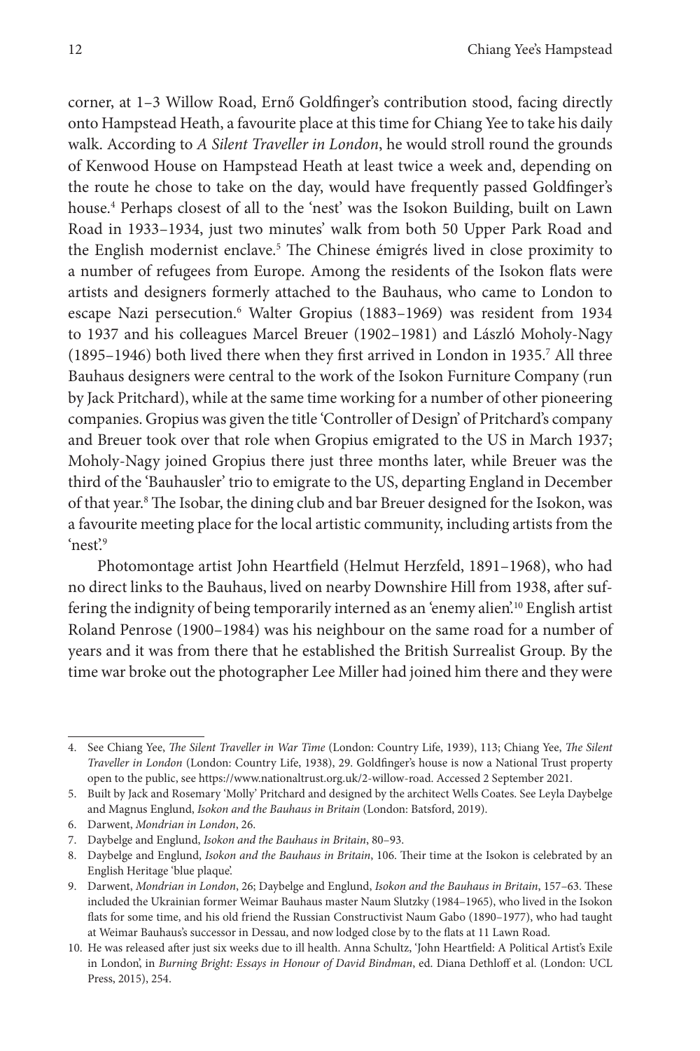corner, at 1–3 Willow Road, Ernő Goldfinger's contribution stood, facing directly onto Hampstead Heath, a favourite place at this time for Chiang Yee to take his daily walk. According to *A Silent Traveller in London*, he would stroll round the grounds of Kenwood House on Hampstead Heath at least twice a week and, depending on the route he chose to take on the day, would have frequently passed Goldfinger's house.[4] Perhaps closest of all to the 'nest' was the Isokon Building, built on Lawn Road in 1933–1934, just two minutes' walk from both 50 Upper Park Road and the English modernist enclave.[5] The Chinese émigrés lived in close proximity to a number of refugees from Europe. Among the residents of the Isokon flats were artists and designers formerly attached to the Bauhaus, who came to London to escape Nazi persecution.[6] Walter Gropius (1883–1969) was resident from 1934 to 1937 and his colleagues Marcel Breuer (1902–1981) and László Moholy-Nagy (1895–1946) both lived there when they first arrived in London in 1935.[7] All three Bauhaus designers were central to the work of the Isokon Furniture Company (run by Jack Pritchard), while at the same time working for a number of other pioneering companies. Gropius was given the title 'Controller of Design' of Pritchard's company and Breuer took over that role when Gropius emigrated to the US in March 1937; Moholy-Nagy joined Gropius there just three months later, while Breuer was the third of the 'Bauhausler' trio to emigrate to the US, departing England in December of that year.[8] The Isobar, the dining club and bar Breuer designed for the Isokon, was a favourite meeting place for the local artistic community, including artists from the 'nest'.[9]

Photomontage artist John Heartfield (Helmut Herzfeld, 1891–1968), who had no direct links to the Bauhaus, lived on nearby Downshire Hill from 1938, after suffering the indignity of being temporarily interned as an 'enemy alien'.[10] English artist Roland Penrose (1900–1984) was his neighbour on the same road for a number of years and it was from there that he established the British Surrealist Group. By the time war broke out the photographer Lee Miller had joined him there and they were

---

4. See Chiang Yee, *The Silent Traveller in War Time* (London: Country Life, 1939), 113; Chiang Yee, *The Silent Traveller in London* (London: Country Life, 1938), 29. Goldfinger's house is now a National Trust property open to the public, see https://www.nationaltrust.org.uk/2-willow-road. Accessed 2 September 2021.
5. Built by Jack and Rosemary 'Molly' Pritchard and designed by the architect Wells Coates. See Leyla Daybelge and Magnus Englund, *Isokon and the Bauhaus in Britain* (London: Batsford, 2019).
6. Darwent, *Mondrian in London*, 26.
7. Daybelge and Englund, *Isokon and the Bauhaus in Britain*, 80–93.
8. Daybelge and Englund, *Isokon and the Bauhaus in Britain*, 106. Their time at the Isokon is celebrated by an English Heritage 'blue plaque'.
9. Darwent, *Mondrian in London*, 26; Daybelge and Englund, *Isokon and the Bauhaus in Britain*, 157–63. These included the Ukrainian former Weimar Bauhaus master Naum Slutzky (1984–1965), who lived in the Isokon flats for some time, and his old friend the Russian Constructivist Naum Gabo (1890–1977), who had taught at Weimar Bauhaus's successor in Dessau, and now lodged close by to the flats at 11 Lawn Road.
10. He was released after just six weeks due to ill health. Anna Schultz, 'John Heartfield: A Political Artist's Exile in London', in *Burning Bright: Essays in Honour of David Bindman*, ed. Diana Dethloff et al. (London: UCL Press, 2015), 254.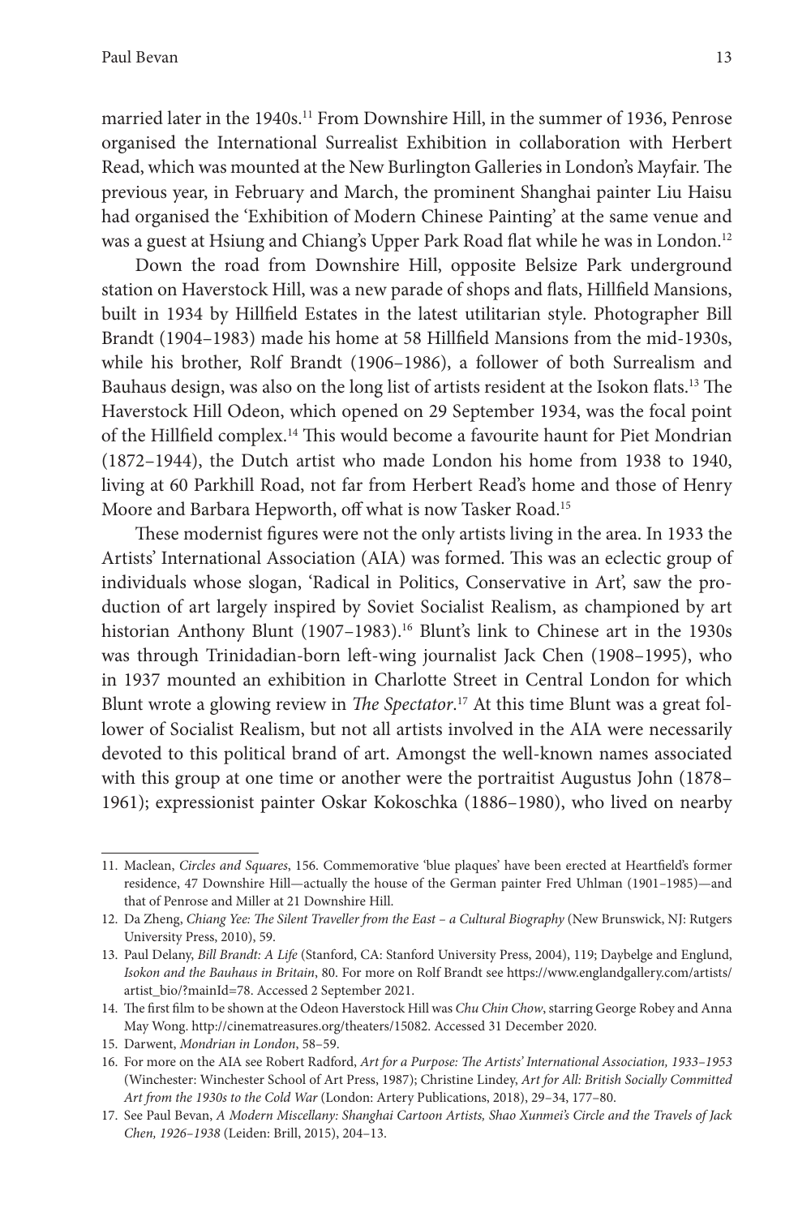married later in the 1940s.[11] From Downshire Hill, in the summer of 1936, Penrose organised the International Surrealist Exhibition in collaboration with Herbert Read, which was mounted at the New Burlington Galleries in London's Mayfair. The previous year, in February and March, the prominent Shanghai painter Liu Haisu had organised the 'Exhibition of Modern Chinese Painting' at the same venue and was a guest at Hsiung and Chiang's Upper Park Road flat while he was in London.[12]

Down the road from Downshire Hill, opposite Belsize Park underground station on Haverstock Hill, was a new parade of shops and flats, Hillfield Mansions, built in 1934 by Hillfield Estates in the latest utilitarian style. Photographer Bill Brandt (1904–1983) made his home at 58 Hillfield Mansions from the mid-1930s, while his brother, Rolf Brandt (1906–1986), a follower of both Surrealism and Bauhaus design, was also on the long list of artists resident at the Isokon flats.[13] The Haverstock Hill Odeon, which opened on 29 September 1934, was the focal point of the Hillfield complex.[14] This would become a favourite haunt for Piet Mondrian (1872–1944), the Dutch artist who made London his home from 1938 to 1940, living at 60 Parkhill Road, not far from Herbert Read's home and those of Henry Moore and Barbara Hepworth, off what is now Tasker Road.[15]

These modernist figures were not the only artists living in the area. In 1933 the Artists' International Association (AIA) was formed. This was an eclectic group of individuals whose slogan, 'Radical in Politics, Conservative in Art', saw the production of art largely inspired by Soviet Socialist Realism, as championed by art historian Anthony Blunt (1907–1983).[16] Blunt's link to Chinese art in the 1930s was through Trinidadian-born left-wing journalist Jack Chen (1908–1995), who in 1937 mounted an exhibition in Charlotte Street in Central London for which Blunt wrote a glowing review in *The Spectator*.[17] At this time Blunt was a great follower of Socialist Realism, but not all artists involved in the AIA were necessarily devoted to this political brand of art. Amongst the well-known names associated with this group at one time or another were the portraitist Augustus John (1878–1961); expressionist painter Oskar Kokoschka (1886–1980), who lived on nearby

---

11. Maclean, *Circles and Squares*, 156. Commemorative 'blue plaques' have been erected at Heartfield's former residence, 47 Downshire Hill—actually the house of the German painter Fred Uhlman (1901–1985)—and that of Penrose and Miller at 21 Downshire Hill.

12. Da Zheng, *Chiang Yee: The Silent Traveller from the East – a Cultural Biography* (New Brunswick, NJ: Rutgers University Press, 2010), 59.

13. Paul Delany, *Bill Brandt: A Life* (Stanford, CA: Stanford University Press, 2004), 119; Daybelge and Englund, *Isokon and the Bauhaus in Britain*, 80. For more on Rolf Brandt see https://www.englandgallery.com/artists/artist_bio/?mainId=78. Accessed 2 September 2021.

14. The first film to be shown at the Odeon Haverstock Hill was *Chu Chin Chow*, starring George Robey and Anna May Wong. http://cinematreasures.org/theaters/15082. Accessed 31 December 2020.

15. Darwent, *Mondrian in London*, 58–59.

16. For more on the AIA see Robert Radford, *Art for a Purpose: The Artists' International Association, 1933–1953* (Winchester: Winchester School of Art Press, 1987); Christine Lindey, *Art for All: British Socially Committed Art from the 1930s to the Cold War* (London: Artery Publications, 2018), 29–34, 177–80.

17. See Paul Bevan, *A Modern Miscellany: Shanghai Cartoon Artists, Shao Xunmei's Circle and the Travels of Jack Chen, 1926–1938* (Leiden: Brill, 2015), 204–13.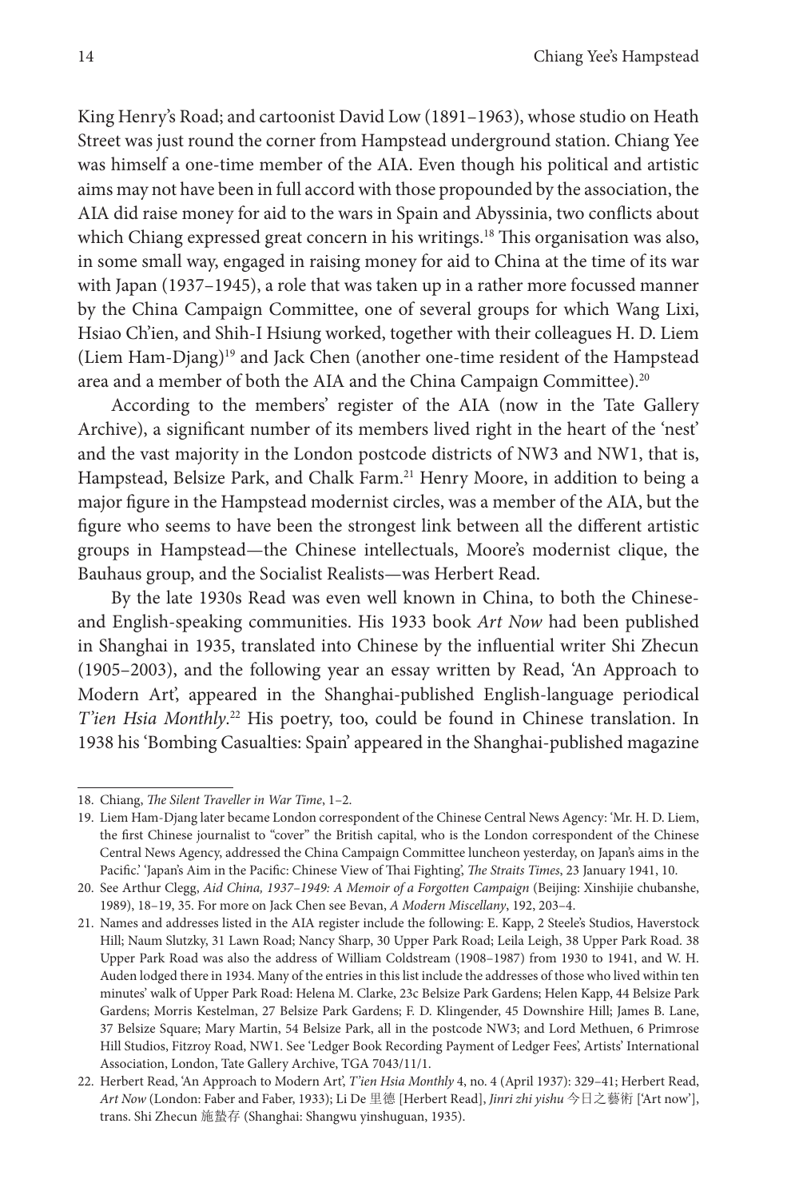King Henry's Road; and cartoonist David Low (1891–1963), whose studio on Heath Street was just round the corner from Hampstead underground station. Chiang Yee was himself a one-time member of the AIA. Even though his political and artistic aims may not have been in full accord with those propounded by the association, the AIA did raise money for aid to the wars in Spain and Abyssinia, two conflicts about which Chiang expressed great concern in his writings.[18] This organisation was also, in some small way, engaged in raising money for aid to China at the time of its war with Japan (1937–1945), a role that was taken up in a rather more focussed manner by the China Campaign Committee, one of several groups for which Wang Lixi, Hsiao Ch'ien, and Shih-I Hsiung worked, together with their colleagues H. D. Liem (Liem Ham-Djang)[19] and Jack Chen (another one-time resident of the Hampstead area and a member of both the AIA and the China Campaign Committee).[20]

According to the members' register of the AIA (now in the Tate Gallery Archive), a significant number of its members lived right in the heart of the 'nest' and the vast majority in the London postcode districts of NW3 and NW1, that is, Hampstead, Belsize Park, and Chalk Farm.[21] Henry Moore, in addition to being a major figure in the Hampstead modernist circles, was a member of the AIA, but the figure who seems to have been the strongest link between all the different artistic groups in Hampstead—the Chinese intellectuals, Moore's modernist clique, the Bauhaus group, and the Socialist Realists—was Herbert Read.

By the late 1930s Read was even well known in China, to both the Chinese- and English-speaking communities. His 1933 book *Art Now* had been published in Shanghai in 1935, translated into Chinese by the influential writer Shi Zhecun (1905–2003), and the following year an essay written by Read, 'An Approach to Modern Art', appeared in the Shanghai-published English-language periodical *T'ien Hsia Monthly*.[22] His poetry, too, could be found in Chinese translation. In 1938 his 'Bombing Casualties: Spain' appeared in the Shanghai-published magazine

---

18. Chiang, *The Silent Traveller in War Time*, 1–2.

19. Liem Ham-Djang later became London correspondent of the Chinese Central News Agency: 'Mr. H. D. Liem, the first Chinese journalist to "cover" the British capital, who is the London correspondent of the Chinese Central News Agency, addressed the China Campaign Committee luncheon yesterday, on Japan's aims in the Pacific.' 'Japan's Aim in the Pacific: Chinese View of Thai Fighting', *The Straits Times*, 23 January 1941, 10.

20. See Arthur Clegg, *Aid China, 1937–1949: A Memoir of a Forgotten Campaign* (Beijing: Xinshijie chubanshe, 1989), 18–19, 35. For more on Jack Chen see Bevan, *A Modern Miscellany*, 192, 203–4.

21. Names and addresses listed in the AIA register include the following: E. Kapp, 2 Steele's Studios, Haverstock Hill; Naum Slutzky, 31 Lawn Road; Nancy Sharp, 30 Upper Park Road; Leila Leigh, 38 Upper Park Road. 38 Upper Park Road was also the address of William Coldstream (1908–1987) from 1930 to 1941, and W. H. Auden lodged there in 1934. Many of the entries in this list include the addresses of those who lived within ten minutes' walk of Upper Park Road: Helena M. Clarke, 23c Belsize Park Gardens; Helen Kapp, 44 Belsize Park Gardens; Morris Kestelman, 27 Belsize Park Gardens; F. D. Klingender, 45 Downshire Hill; James B. Lane, 37 Belsize Square; Mary Martin, 54 Belsize Park, all in the postcode NW3; and Lord Methuen, 6 Primrose Hill Studios, Fitzroy Road, NW1. See 'Ledger Book Recording Payment of Ledger Fees', Artists' International Association, London, Tate Gallery Archive, TGA 7043/11/1.

22. Herbert Read, 'An Approach to Modern Art', *T'ien Hsia Monthly* 4, no. 4 (April 1937): 329–41; Herbert Read, *Art Now* (London: Faber and Faber, 1933); Li De 里德 [Herbert Read], *Jinri zhi yishu* 今日之藝術 ['Art now'], trans. Shi Zhecun 施蟄存 (Shanghai: Shangwu yinshuguan, 1935).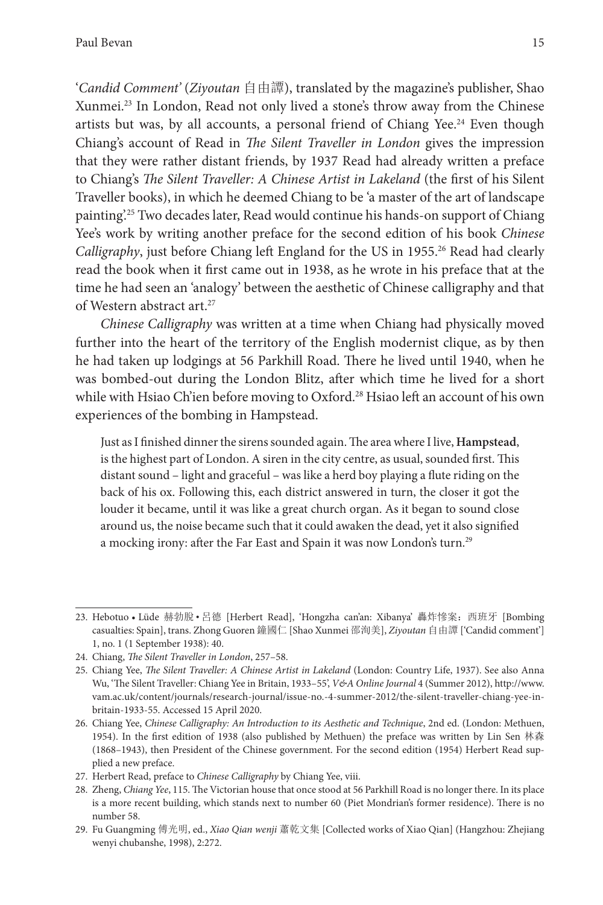'*Candid Comment*' (*Ziyoutan* 自由譚), translated by the magazine's publisher, Shao Xunmei.[23] In London, Read not only lived a stone's throw away from the Chinese artists but was, by all accounts, a personal friend of Chiang Yee.[24] Even though Chiang's account of Read in *The Silent Traveller in London* gives the impression that they were rather distant friends, by 1937 Read had already written a preface to Chiang's *The Silent Traveller: A Chinese Artist in Lakeland* (the first of his Silent Traveller books), in which he deemed Chiang to be 'a master of the art of landscape painting'.[25] Two decades later, Read would continue his hands-on support of Chiang Yee's work by writing another preface for the second edition of his book *Chinese Calligraphy*, just before Chiang left England for the US in 1955.[26] Read had clearly read the book when it first came out in 1938, as he wrote in his preface that at the time he had seen an 'analogy' between the aesthetic of Chinese calligraphy and that of Western abstract art.[27]

*Chinese Calligraphy* was written at a time when Chiang had physically moved further into the heart of the territory of the English modernist clique, as by then he had taken up lodgings at 56 Parkhill Road. There he lived until 1940, when he was bombed-out during the London Blitz, after which time he lived for a short while with Hsiao Ch'ien before moving to Oxford.[28] Hsiao left an account of his own experiences of the bombing in Hampstead.

> Just as I finished dinner the sirens sounded again. The area where I live, **Hampstead**, is the highest part of London. A siren in the city centre, as usual, sounded first. This distant sound – light and graceful – was like a herd boy playing a flute riding on the back of his ox. Following this, each district answered in turn, the closer it got the louder it became, until it was like a great church organ. As it began to sound close around us, the noise became such that it could awaken the dead, yet it also signified a mocking irony: after the Far East and Spain it was now London's turn.[29]

---

23. Hebotuo • Lüde 赫勃脫 • 呂德 [Herbert Read], 'Hongzha can'an: Xibanya' 轟炸慘案：西班牙 [Bombing casualties: Spain], trans. Zhong Guoren 鐘國仁 [Shao Xunmei 邵洵美], *Ziyoutan* 自由譚 ['Candid comment'] 1, no. 1 (1 September 1938): 40.
24. Chiang, *The Silent Traveller in London*, 257–58.
25. Chiang Yee, *The Silent Traveller: A Chinese Artist in Lakeland* (London: Country Life, 1937). See also Anna Wu, 'The Silent Traveller: Chiang Yee in Britain, 1933–55', *V&A Online Journal* 4 (Summer 2012), http://www.vam.ac.uk/content/journals/research-journal/issue-no.-4-summer-2012/the-silent-traveller-chiang-yee-in-britain-1933-55. Accessed 15 April 2020.
26. Chiang Yee, *Chinese Calligraphy: An Introduction to its Aesthetic and Technique*, 2nd ed. (London: Methuen, 1954). In the first edition of 1938 (also published by Methuen) the preface was written by Lin Sen 林森 (1868–1943), then President of the Chinese government. For the second edition (1954) Herbert Read supplied a new preface.
27. Herbert Read, preface to *Chinese Calligraphy* by Chiang Yee, viii.
28. Zheng, *Chiang Yee*, 115. The Victorian house that once stood at 56 Parkhill Road is no longer there. In its place is a more recent building, which stands next to number 60 (Piet Mondrian's former residence). There is no number 58.
29. Fu Guangming 傅光明, ed., *Xiao Qian wenji* 蕭乾文集 [Collected works of Xiao Qian] (Hangzhou: Zhejiang wenyi chubanshe, 1998), 2:272.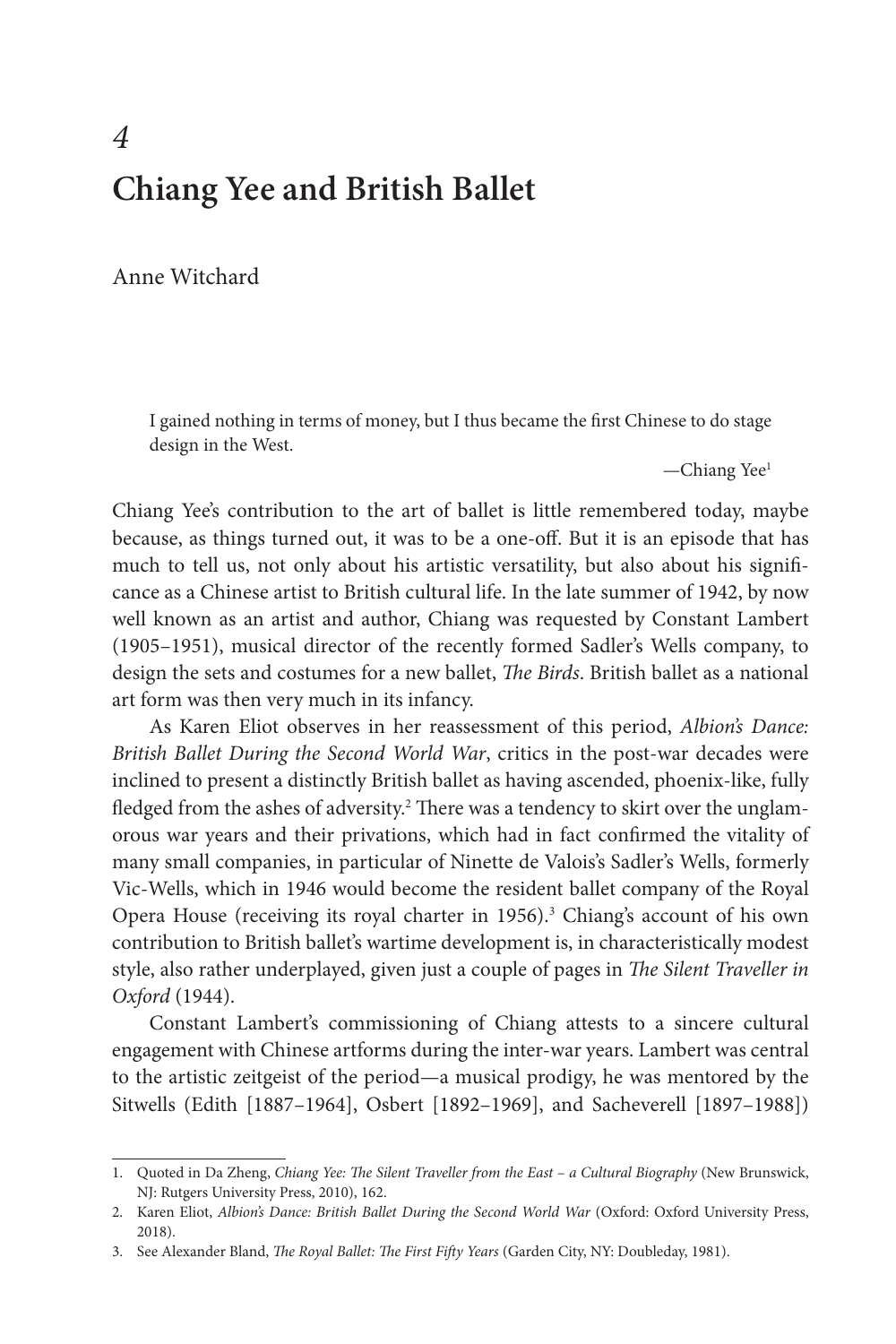# 4

# Chiang Yee and British Ballet

Anne Witchard

> I gained nothing in terms of money, but I thus became the first Chinese to do stage design in the West.
>
> —Chiang Yee[1]

Chiang Yee's contribution to the art of ballet is little remembered today, maybe because, as things turned out, it was to be a one-off. But it is an episode that has much to tell us, not only about his artistic versatility, but also about his significance as a Chinese artist to British cultural life. In the late summer of 1942, by now well known as an artist and author, Chiang was requested by Constant Lambert (1905–1951), musical director of the recently formed Sadler's Wells company, to design the sets and costumes for a new ballet, *The Birds*. British ballet as a national art form was then very much in its infancy.

As Karen Eliot observes in her reassessment of this period, *Albion's Dance: British Ballet During the Second World War*, critics in the post-war decades were inclined to present a distinctly British ballet as having ascended, phoenix-like, fully fledged from the ashes of adversity.[2] There was a tendency to skirt over the unglamorous war years and their privations, which had in fact confirmed the vitality of many small companies, in particular of Ninette de Valois's Sadler's Wells, formerly Vic-Wells, which in 1946 would become the resident ballet company of the Royal Opera House (receiving its royal charter in 1956).[3] Chiang's account of his own contribution to British ballet's wartime development is, in characteristically modest style, also rather underplayed, given just a couple of pages in *The Silent Traveller in Oxford* (1944).

Constant Lambert's commissioning of Chiang attests to a sincere cultural engagement with Chinese artforms during the inter-war years. Lambert was central to the artistic zeitgeist of the period—a musical prodigy, he was mentored by the Sitwells (Edith [1887–1964], Osbert [1892–1969], and Sacheverell [1897–1988])

---

1. Quoted in Da Zheng, *Chiang Yee: The Silent Traveller from the East – a Cultural Biography* (New Brunswick, NJ: Rutgers University Press, 2010), 162.
2. Karen Eliot, *Albion's Dance: British Ballet During the Second World War* (Oxford: Oxford University Press, 2018).
3. See Alexander Bland, *The Royal Ballet: The First Fifty Years* (Garden City, NY: Doubleday, 1981).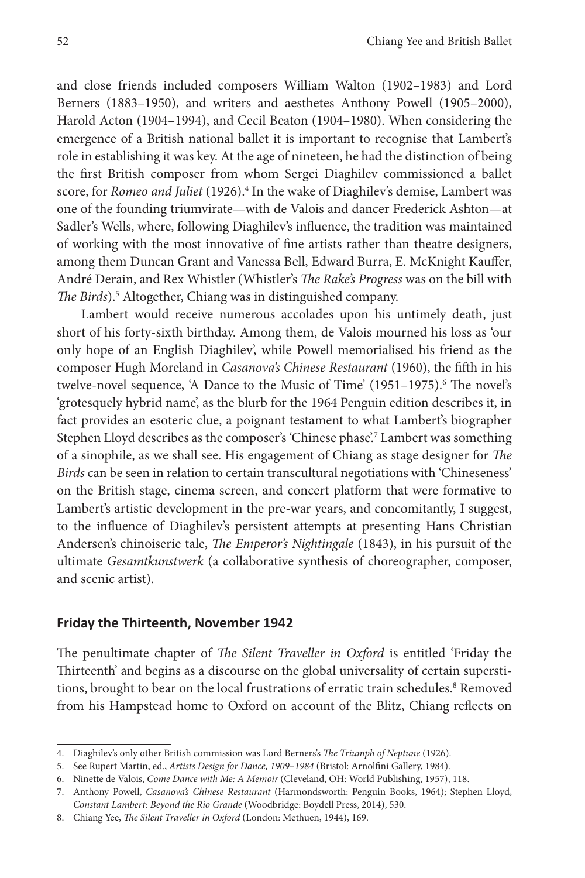and close friends included composers William Walton (1902–1983) and Lord Berners (1883–1950), and writers and aesthetes Anthony Powell (1905–2000), Harold Acton (1904–1994), and Cecil Beaton (1904–1980). When considering the emergence of a British national ballet it is important to recognise that Lambert's role in establishing it was key. At the age of nineteen, he had the distinction of being the first British composer from whom Sergei Diaghilev commissioned a ballet score, for *Romeo and Juliet* (1926).[4] In the wake of Diaghilev's demise, Lambert was one of the founding triumvirate—with de Valois and dancer Frederick Ashton—at Sadler's Wells, where, following Diaghilev's influence, the tradition was maintained of working with the most innovative of fine artists rather than theatre designers, among them Duncan Grant and Vanessa Bell, Edward Burra, E. McKnight Kauffer, André Derain, and Rex Whistler (Whistler's *The Rake's Progress* was on the bill with *The Birds*).[5] Altogether, Chiang was in distinguished company.

Lambert would receive numerous accolades upon his untimely death, just short of his forty-sixth birthday. Among them, de Valois mourned his loss as 'our only hope of an English Diaghilev', while Powell memorialised his friend as the composer Hugh Moreland in *Casanova's Chinese Restaurant* (1960), the fifth in his twelve-novel sequence, 'A Dance to the Music of Time' (1951–1975).[6] The novel's 'grotesquely hybrid name', as the blurb for the 1964 Penguin edition describes it, in fact provides an esoteric clue, a poignant testament to what Lambert's biographer Stephen Lloyd describes as the composer's 'Chinese phase'.[7] Lambert was something of a sinophile, as we shall see. His engagement of Chiang as stage designer for *The Birds* can be seen in relation to certain transcultural negotiations with 'Chineseness' on the British stage, cinema screen, and concert platform that were formative to Lambert's artistic development in the pre-war years, and concomitantly, I suggest, to the influence of Diaghilev's persistent attempts at presenting Hans Christian Andersen's chinoiserie tale, *The Emperor's Nightingale* (1843), in his pursuit of the ultimate *Gesamtkunstwerk* (a collaborative synthesis of choreographer, composer, and scenic artist).

## Friday the Thirteenth, November 1942

The penultimate chapter of *The Silent Traveller in Oxford* is entitled 'Friday the Thirteenth' and begins as a discourse on the global universality of certain superstitions, brought to bear on the local frustrations of erratic train schedules.[8] Removed from his Hampstead home to Oxford on account of the Blitz, Chiang reflects on

---

4. Diaghilev's only other British commission was Lord Berners's *The Triumph of Neptune* (1926).
5. See Rupert Martin, ed., *Artists Design for Dance, 1909–1984* (Bristol: Arnolfini Gallery, 1984).
6. Ninette de Valois, *Come Dance with Me: A Memoir* (Cleveland, OH: World Publishing, 1957), 118.
7. Anthony Powell, *Casanova's Chinese Restaurant* (Harmondsworth: Penguin Books, 1964); Stephen Lloyd, *Constant Lambert: Beyond the Rio Grande* (Woodbridge: Boydell Press, 2014), 530.
8. Chiang Yee, *The Silent Traveller in Oxford* (London: Methuen, 1944), 169.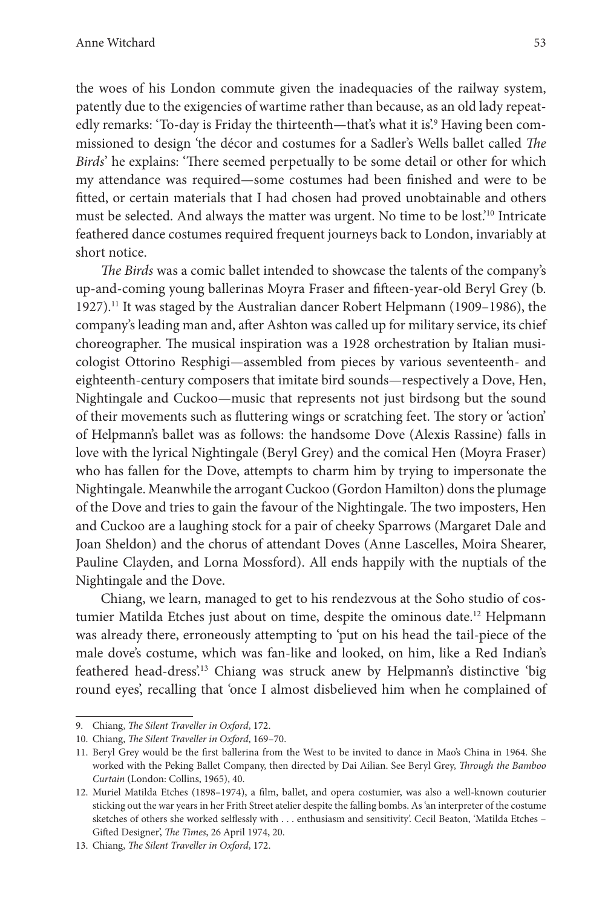the woes of his London commute given the inadequacies of the railway system, patently due to the exigencies of wartime rather than because, as an old lady repeatedly remarks: 'To-day is Friday the thirteenth—that's what it is'.[9] Having been commissioned to design 'the décor and costumes for a Sadler's Wells ballet called *The Birds*' he explains: 'There seemed perpetually to be some detail or other for which my attendance was required—some costumes had been finished and were to be fitted, or certain materials that I had chosen had proved unobtainable and others must be selected. And always the matter was urgent. No time to be lost.'[10] Intricate feathered dance costumes required frequent journeys back to London, invariably at short notice.

*The Birds* was a comic ballet intended to showcase the talents of the company's up-and-coming young ballerinas Moyra Fraser and fifteen-year-old Beryl Grey (b. 1927).[11] It was staged by the Australian dancer Robert Helpmann (1909–1986), the company's leading man and, after Ashton was called up for military service, its chief choreographer. The musical inspiration was a 1928 orchestration by Italian musicologist Ottorino Resphigi—assembled from pieces by various seventeenth- and eighteenth-century composers that imitate bird sounds—respectively a Dove, Hen, Nightingale and Cuckoo—music that represents not just birdsong but the sound of their movements such as fluttering wings or scratching feet. The story or 'action' of Helpmann's ballet was as follows: the handsome Dove (Alexis Rassine) falls in love with the lyrical Nightingale (Beryl Grey) and the comical Hen (Moyra Fraser) who has fallen for the Dove, attempts to charm him by trying to impersonate the Nightingale. Meanwhile the arrogant Cuckoo (Gordon Hamilton) dons the plumage of the Dove and tries to gain the favour of the Nightingale. The two imposters, Hen and Cuckoo are a laughing stock for a pair of cheeky Sparrows (Margaret Dale and Joan Sheldon) and the chorus of attendant Doves (Anne Lascelles, Moira Shearer, Pauline Clayden, and Lorna Mossford). All ends happily with the nuptials of the Nightingale and the Dove.

Chiang, we learn, managed to get to his rendezvous at the Soho studio of costumier Matilda Etches just about on time, despite the ominous date.[12] Helpmann was already there, erroneously attempting to 'put on his head the tail-piece of the male dove's costume, which was fan-like and looked, on him, like a Red Indian's feathered head-dress'.[13] Chiang was struck anew by Helpmann's distinctive 'big round eyes', recalling that 'once I almost disbelieved him when he complained of

---

9. Chiang, *The Silent Traveller in Oxford*, 172.

10. Chiang, *The Silent Traveller in Oxford*, 169–70.

11. Beryl Grey would be the first ballerina from the West to be invited to dance in Mao's China in 1964. She worked with the Peking Ballet Company, then directed by Dai Ailian. See Beryl Grey, *Through the Bamboo Curtain* (London: Collins, 1965), 40.

12. Muriel Matilda Etches (1898–1974), a film, ballet, and opera costumier, was also a well-known couturier sticking out the war years in her Frith Street atelier despite the falling bombs. As 'an interpreter of the costume sketches of others she worked selflessly with . . . enthusiasm and sensitivity'. Cecil Beaton, 'Matilda Etches – Gifted Designer', *The Times*, 26 April 1974, 20.

13. Chiang, *The Silent Traveller in Oxford*, 172.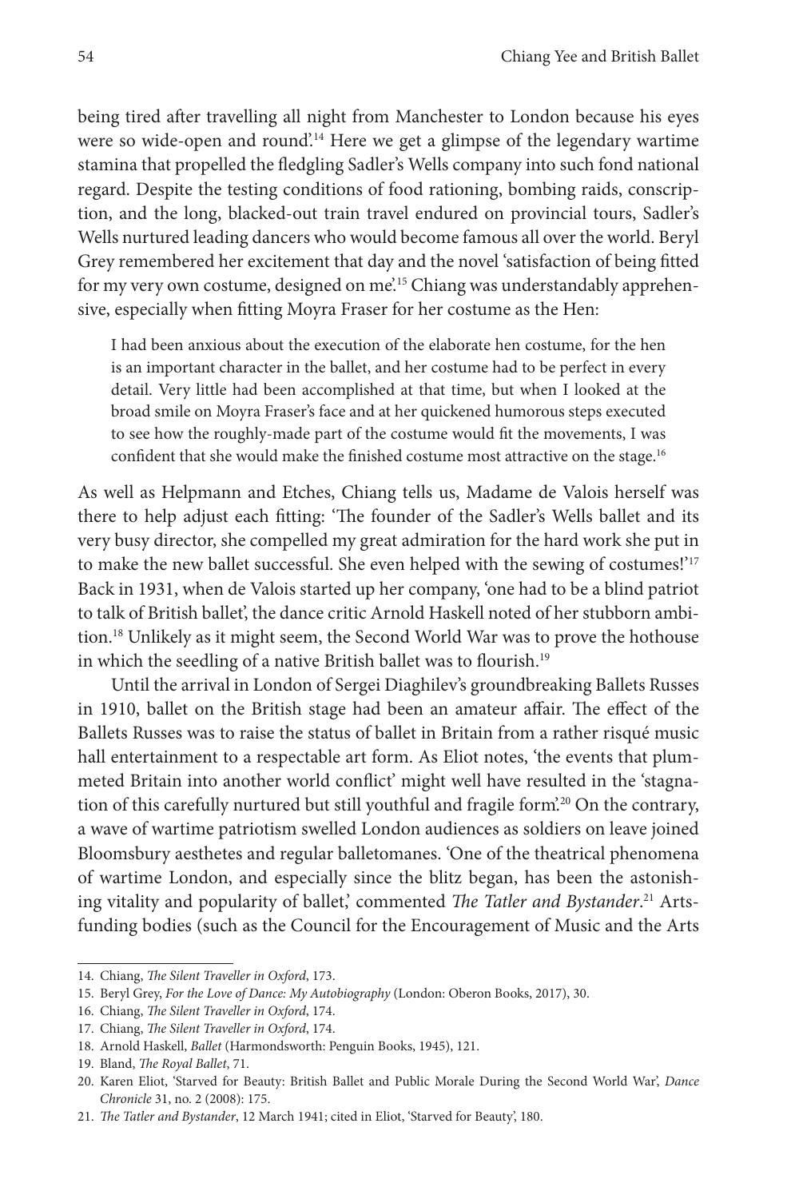being tired after travelling all night from Manchester to London because his eyes were so wide-open and round'.[14] Here we get a glimpse of the legendary wartime stamina that propelled the fledgling Sadler's Wells company into such fond national regard. Despite the testing conditions of food rationing, bombing raids, conscription, and the long, blacked-out train travel endured on provincial tours, Sadler's Wells nurtured leading dancers who would become famous all over the world. Beryl Grey remembered her excitement that day and the novel 'satisfaction of being fitted for my very own costume, designed on me'.[15] Chiang was understandably apprehensive, especially when fitting Moyra Fraser for her costume as the Hen:

> I had been anxious about the execution of the elaborate hen costume, for the hen is an important character in the ballet, and her costume had to be perfect in every detail. Very little had been accomplished at that time, but when I looked at the broad smile on Moyra Fraser's face and at her quickened humorous steps executed to see how the roughly-made part of the costume would fit the movements, I was confident that she would make the finished costume most attractive on the stage.[16]

As well as Helpmann and Etches, Chiang tells us, Madame de Valois herself was there to help adjust each fitting: 'The founder of the Sadler's Wells ballet and its very busy director, she compelled my great admiration for the hard work she put in to make the new ballet successful. She even helped with the sewing of costumes!'[17] Back in 1931, when de Valois started up her company, 'one had to be a blind patriot to talk of British ballet', the dance critic Arnold Haskell noted of her stubborn ambition.[18] Unlikely as it might seem, the Second World War was to prove the hothouse in which the seedling of a native British ballet was to flourish.[19]

Until the arrival in London of Sergei Diaghilev's groundbreaking Ballets Russes in 1910, ballet on the British stage had been an amateur affair. The effect of the Ballets Russes was to raise the status of ballet in Britain from a rather risqué music hall entertainment to a respectable art form. As Eliot notes, 'the events that plummeted Britain into another world conflict' might well have resulted in the 'stagnation of this carefully nurtured but still youthful and fragile form'.[20] On the contrary, a wave of wartime patriotism swelled London audiences as soldiers on leave joined Bloomsbury aesthetes and regular balletomanes. 'One of the theatrical phenomena of wartime London, and especially since the blitz began, has been the astonishing vitality and popularity of ballet,' commented *The Tatler and Bystander*.[21] Arts-funding bodies (such as the Council for the Encouragement of Music and the Arts

---

14. Chiang, *The Silent Traveller in Oxford*, 173.
15. Beryl Grey, *For the Love of Dance: My Autobiography* (London: Oberon Books, 2017), 30.
16. Chiang, *The Silent Traveller in Oxford*, 174.
17. Chiang, *The Silent Traveller in Oxford*, 174.
18. Arnold Haskell, *Ballet* (Harmondsworth: Penguin Books, 1945), 121.
19. Bland, *The Royal Ballet*, 71.
20. Karen Eliot, 'Starved for Beauty: British Ballet and Public Morale During the Second World War', *Dance Chronicle* 31, no. 2 (2008): 175.
21. *The Tatler and Bystander*, 12 March 1941; cited in Eliot, 'Starved for Beauty', 180.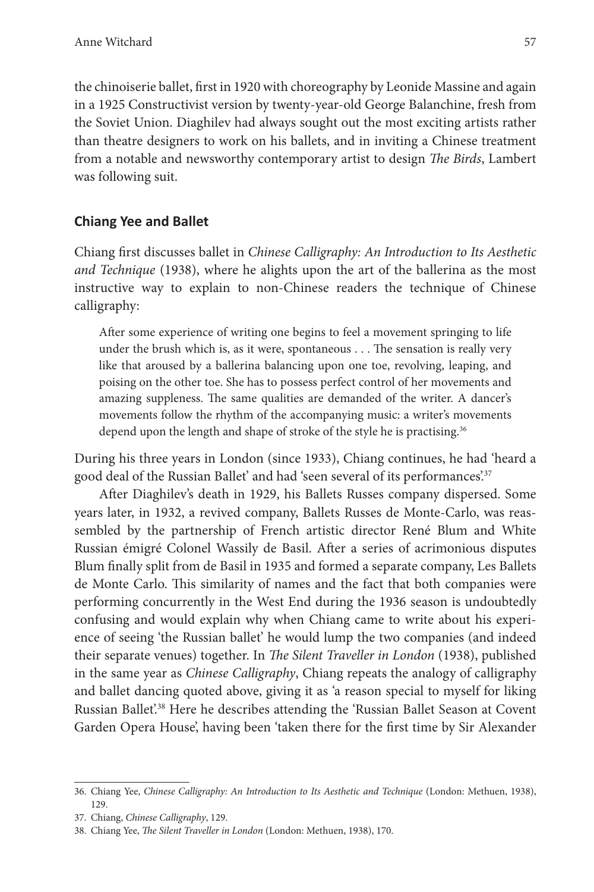the chinoiserie ballet, first in 1920 with choreography by Leonide Massine and again in a 1925 Constructivist version by twenty-year-old George Balanchine, fresh from the Soviet Union. Diaghilev had always sought out the most exciting artists rather than theatre designers to work on his ballets, and in inviting a Chinese treatment from a notable and newsworthy contemporary artist to design *The Birds*, Lambert was following suit.

## Chiang Yee and Ballet

Chiang first discusses ballet in *Chinese Calligraphy: An Introduction to Its Aesthetic and Technique* (1938), where he alights upon the art of the ballerina as the most instructive way to explain to non-Chinese readers the technique of Chinese calligraphy:

> After some experience of writing one begins to feel a movement springing to life under the brush which is, as it were, spontaneous . . . The sensation is really very like that aroused by a ballerina balancing upon one toe, revolving, leaping, and poising on the other toe. She has to possess perfect control of her movements and amazing suppleness. The same qualities are demanded of the writer. A dancer's movements follow the rhythm of the accompanying music: a writer's movements depend upon the length and shape of stroke of the style he is practising.[36]

During his three years in London (since 1933), Chiang continues, he had 'heard a good deal of the Russian Ballet' and had 'seen several of its performances'.[37]

After Diaghilev's death in 1929, his Ballets Russes company dispersed. Some years later, in 1932, a revived company, Ballets Russes de Monte-Carlo, was reassembled by the partnership of French artistic director René Blum and White Russian émigré Colonel Wassily de Basil. After a series of acrimonious disputes Blum finally split from de Basil in 1935 and formed a separate company, Les Ballets de Monte Carlo. This similarity of names and the fact that both companies were performing concurrently in the West End during the 1936 season is undoubtedly confusing and would explain why when Chiang came to write about his experience of seeing 'the Russian ballet' he would lump the two companies (and indeed their separate venues) together. In *The Silent Traveller in London* (1938), published in the same year as *Chinese Calligraphy*, Chiang repeats the analogy of calligraphy and ballet dancing quoted above, giving it as 'a reason special to myself for liking Russian Ballet'.[38] Here he describes attending the 'Russian Ballet Season at Covent Garden Opera House', having been 'taken there for the first time by Sir Alexander

---

36. Chiang Yee, *Chinese Calligraphy: An Introduction to Its Aesthetic and Technique* (London: Methuen, 1938), 129.

37. Chiang, *Chinese Calligraphy*, 129.

38. Chiang Yee, *The Silent Traveller in London* (London: Methuen, 1938), 170.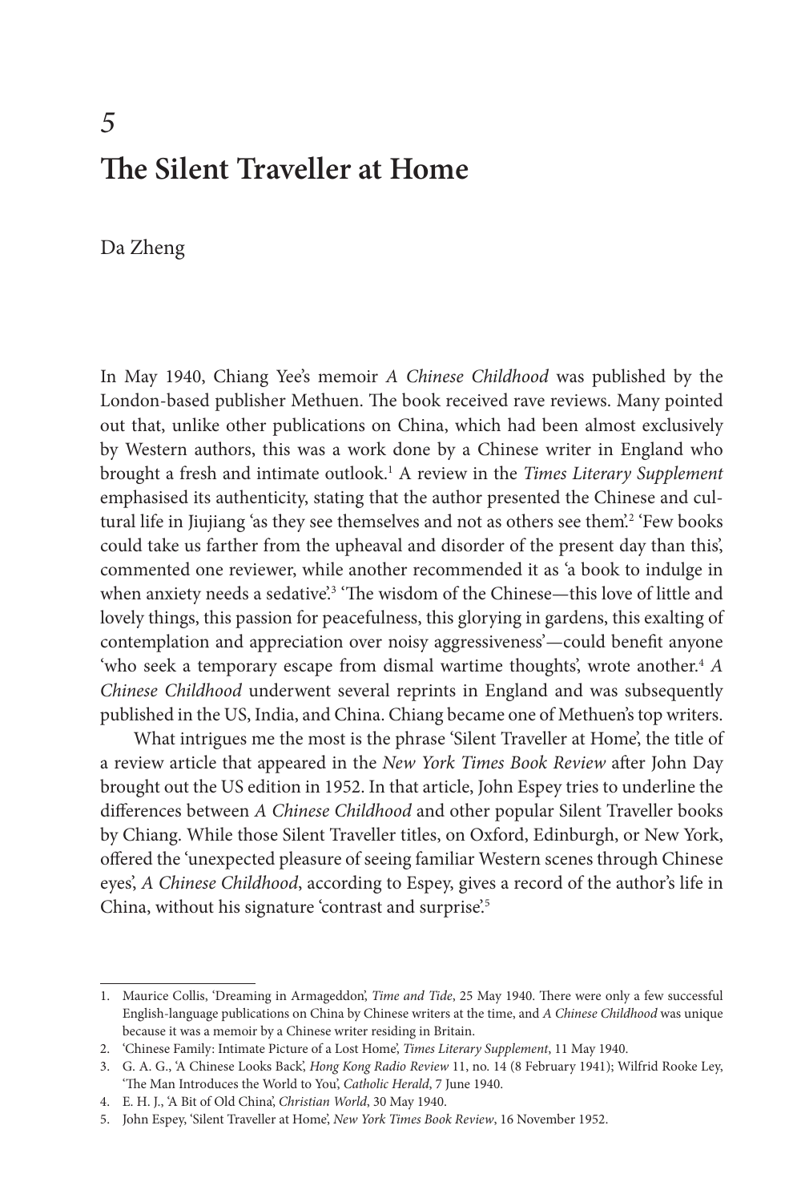# 5

# The Silent Traveller at Home

Da Zheng

In May 1940, Chiang Yee's memoir *A Chinese Childhood* was published by the London-based publisher Methuen. The book received rave reviews. Many pointed out that, unlike other publications on China, which had been almost exclusively by Western authors, this was a work done by a Chinese writer in England who brought a fresh and intimate outlook.[1] A review in the *Times Literary Supplement* emphasised its authenticity, stating that the author presented the Chinese and cultural life in Jiujiang 'as they see themselves and not as others see them'.[2] 'Few books could take us farther from the upheaval and disorder of the present day than this', commented one reviewer, while another recommended it as 'a book to indulge in when anxiety needs a sedative'.[3] 'The wisdom of the Chinese—this love of little and lovely things, this passion for peacefulness, this glorying in gardens, this exalting of contemplation and appreciation over noisy aggressiveness'—could benefit anyone 'who seek a temporary escape from dismal wartime thoughts', wrote another.[4] *A Chinese Childhood* underwent several reprints in England and was subsequently published in the US, India, and China. Chiang became one of Methuen's top writers.

What intrigues me the most is the phrase 'Silent Traveller at Home', the title of a review article that appeared in the *New York Times Book Review* after John Day brought out the US edition in 1952. In that article, John Espey tries to underline the differences between *A Chinese Childhood* and other popular Silent Traveller books by Chiang. While those Silent Traveller titles, on Oxford, Edinburgh, or New York, offered the 'unexpected pleasure of seeing familiar Western scenes through Chinese eyes', *A Chinese Childhood*, according to Espey, gives a record of the author's life in China, without his signature 'contrast and surprise'.[5]

---

1. Maurice Collis, 'Dreaming in Armageddon', *Time and Tide*, 25 May 1940. There were only a few successful English-language publications on China by Chinese writers at the time, and *A Chinese Childhood* was unique because it was a memoir by a Chinese writer residing in Britain.
2. 'Chinese Family: Intimate Picture of a Lost Home', *Times Literary Supplement*, 11 May 1940.
3. G. A. G., 'A Chinese Looks Back', *Hong Kong Radio Review* 11, no. 14 (8 February 1941); Wilfrid Rooke Ley, 'The Man Introduces the World to You', *Catholic Herald*, 7 June 1940.
4. E. H. J., 'A Bit of Old China', *Christian World*, 30 May 1940.
5. John Espey, 'Silent Traveller at Home', *New York Times Book Review*, 16 November 1952.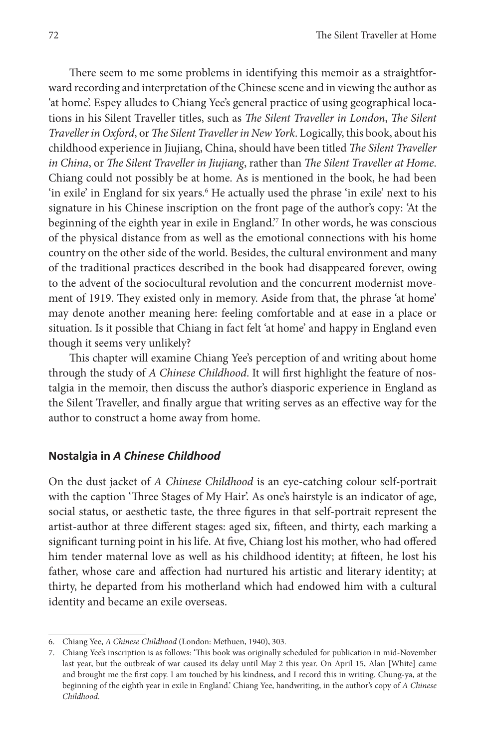There seem to me some problems in identifying this memoir as a straightforward recording and interpretation of the Chinese scene and in viewing the author as 'at home'. Espey alludes to Chiang Yee's general practice of using geographical locations in his Silent Traveller titles, such as *The Silent Traveller in London*, *The Silent Traveller in Oxford*, or *The Silent Traveller in New York*. Logically, this book, about his childhood experience in Jiujiang, China, should have been titled *The Silent Traveller in China*, or *The Silent Traveller in Jiujiang*, rather than *The Silent Traveller at Home*. Chiang could not possibly be at home. As is mentioned in the book, he had been 'in exile' in England for six years.[6] He actually used the phrase 'in exile' next to his signature in his Chinese inscription on the front page of the author's copy: 'At the beginning of the eighth year in exile in England.'[7] In other words, he was conscious of the physical distance from as well as the emotional connections with his home country on the other side of the world. Besides, the cultural environment and many of the traditional practices described in the book had disappeared forever, owing to the advent of the sociocultural revolution and the concurrent modernist movement of 1919. They existed only in memory. Aside from that, the phrase 'at home' may denote another meaning here: feeling comfortable and at ease in a place or situation. Is it possible that Chiang in fact felt 'at home' and happy in England even though it seems very unlikely?

This chapter will examine Chiang Yee's perception of and writing about home through the study of *A Chinese Childhood*. It will first highlight the feature of nostalgia in the memoir, then discuss the author's diasporic experience in England as the Silent Traveller, and finally argue that writing serves as an effective way for the author to construct a home away from home.

## Nostalgia in *A Chinese Childhood*

On the dust jacket of *A Chinese Childhood* is an eye-catching colour self-portrait with the caption 'Three Stages of My Hair'. As one's hairstyle is an indicator of age, social status, or aesthetic taste, the three figures in that self-portrait represent the artist-author at three different stages: aged six, fifteen, and thirty, each marking a significant turning point in his life. At five, Chiang lost his mother, who had offered him tender maternal love as well as his childhood identity; at fifteen, he lost his father, whose care and affection had nurtured his artistic and literary identity; at thirty, he departed from his motherland which had endowed him with a cultural identity and became an exile overseas.

---

6. Chiang Yee, *A Chinese Childhood* (London: Methuen, 1940), 303.
7. Chiang Yee's inscription is as follows: 'This book was originally scheduled for publication in mid-November last year, but the outbreak of war caused its delay until May 2 this year. On April 15, Alan [White] came and brought me the first copy. I am touched by his kindness, and I record this in writing. Chung-ya, at the beginning of the eighth year in exile in England.' Chiang Yee, handwriting, in the author's copy of *A Chinese Childhood*.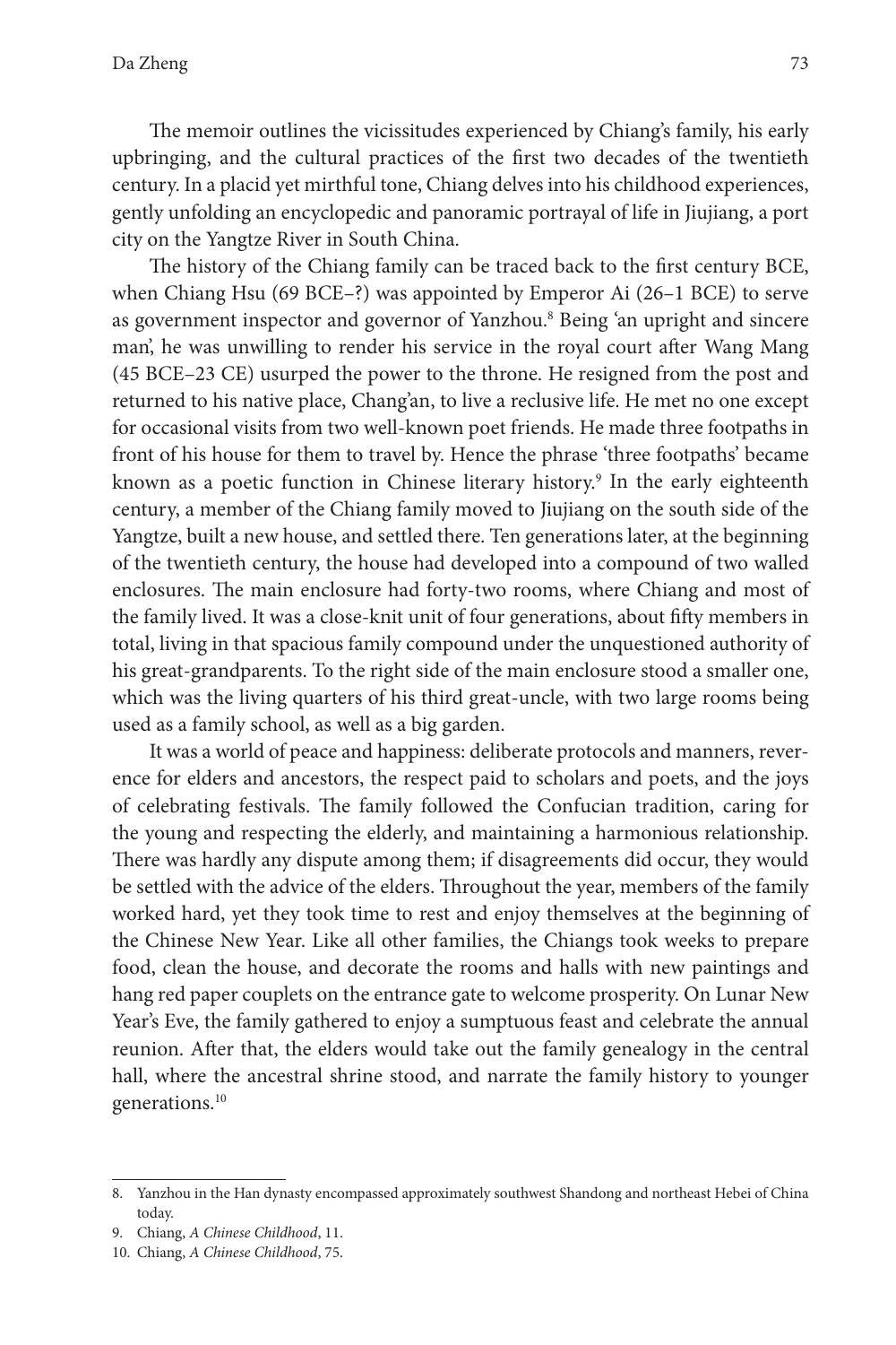The memoir outlines the vicissitudes experienced by Chiang's family, his early upbringing, and the cultural practices of the first two decades of the twentieth century. In a placid yet mirthful tone, Chiang delves into his childhood experiences, gently unfolding an encyclopedic and panoramic portrayal of life in Jiujiang, a port city on the Yangtze River in South China.

The history of the Chiang family can be traced back to the first century BCE, when Chiang Hsu (69 BCE–?) was appointed by Emperor Ai (26–1 BCE) to serve as government inspector and governor of Yanzhou.[8] Being 'an upright and sincere man', he was unwilling to render his service in the royal court after Wang Mang (45 BCE–23 CE) usurped the power to the throne. He resigned from the post and returned to his native place, Chang'an, to live a reclusive life. He met no one except for occasional visits from two well-known poet friends. He made three footpaths in front of his house for them to travel by. Hence the phrase 'three footpaths' became known as a poetic function in Chinese literary history.[9] In the early eighteenth century, a member of the Chiang family moved to Jiujiang on the south side of the Yangtze, built a new house, and settled there. Ten generations later, at the beginning of the twentieth century, the house had developed into a compound of two walled enclosures. The main enclosure had forty-two rooms, where Chiang and most of the family lived. It was a close-knit unit of four generations, about fifty members in total, living in that spacious family compound under the unquestioned authority of his great-grandparents. To the right side of the main enclosure stood a smaller one, which was the living quarters of his third great-uncle, with two large rooms being used as a family school, as well as a big garden.

It was a world of peace and happiness: deliberate protocols and manners, reverence for elders and ancestors, the respect paid to scholars and poets, and the joys of celebrating festivals. The family followed the Confucian tradition, caring for the young and respecting the elderly, and maintaining a harmonious relationship. There was hardly any dispute among them; if disagreements did occur, they would be settled with the advice of the elders. Throughout the year, members of the family worked hard, yet they took time to rest and enjoy themselves at the beginning of the Chinese New Year. Like all other families, the Chiangs took weeks to prepare food, clean the house, and decorate the rooms and halls with new paintings and hang red paper couplets on the entrance gate to welcome prosperity. On Lunar New Year's Eve, the family gathered to enjoy a sumptuous feast and celebrate the annual reunion. After that, the elders would take out the family genealogy in the central hall, where the ancestral shrine stood, and narrate the family history to younger generations.[10]

8. Yanzhou in the Han dynasty encompassed approximately southwest Shandong and northeast Hebei of China today.

9. Chiang, *A Chinese Childhood*, 11.

10. Chiang, *A Chinese Childhood*, 75.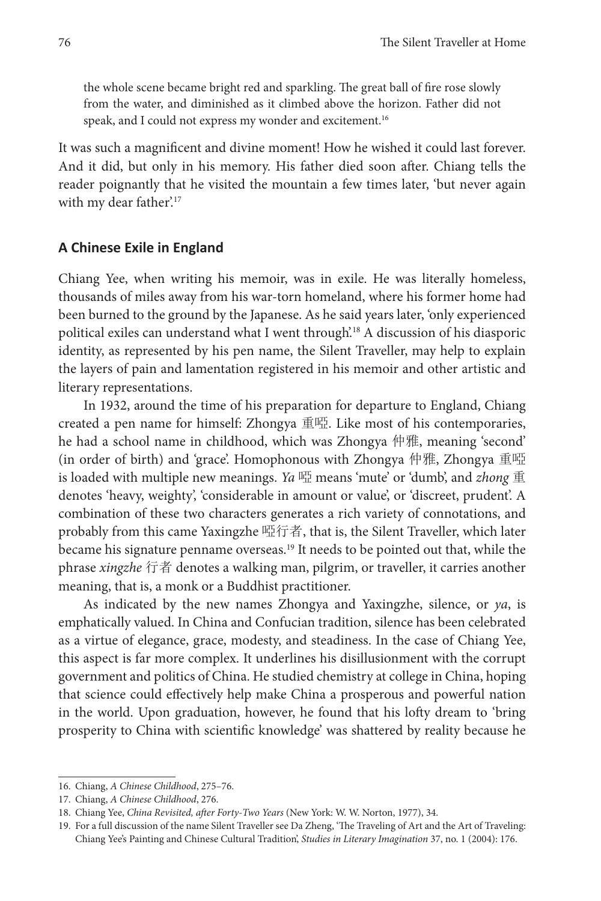the whole scene became bright red and sparkling. The great ball of fire rose slowly from the water, and diminished as it climbed above the horizon. Father did not speak, and I could not express my wonder and excitement.[16]

It was such a magnificent and divine moment! How he wished it could last forever. And it did, but only in his memory. His father died soon after. Chiang tells the reader poignantly that he visited the mountain a few times later, 'but never again with my dear father'.[17]

## A Chinese Exile in England

Chiang Yee, when writing his memoir, was in exile. He was literally homeless, thousands of miles away from his war-torn homeland, where his former home had been burned to the ground by the Japanese. As he said years later, 'only experienced political exiles can understand what I went through'.[18] A discussion of his diasporic identity, as represented by his pen name, the Silent Traveller, may help to explain the layers of pain and lamentation registered in his memoir and other artistic and literary representations.

In 1932, around the time of his preparation for departure to England, Chiang created a pen name for himself: Zhongya 重啞. Like most of his contemporaries, he had a school name in childhood, which was Zhongya 仲雅, meaning 'second' (in order of birth) and 'grace'. Homophonous with Zhongya 仲雅, Zhongya 重啞 is loaded with multiple new meanings. *Ya* 啞 means 'mute' or 'dumb', and *zhong* 重 denotes 'heavy, weighty', 'considerable in amount or value', or 'discreet, prudent'. A combination of these two characters generates a rich variety of connotations, and probably from this came Yaxingzhe 啞行者, that is, the Silent Traveller, which later became his signature penname overseas.[19] It needs to be pointed out that, while the phrase *xingzhe* 行者 denotes a walking man, pilgrim, or traveller, it carries another meaning, that is, a monk or a Buddhist practitioner.

As indicated by the new names Zhongya and Yaxingzhe, silence, or *ya*, is emphatically valued. In China and Confucian tradition, silence has been celebrated as a virtue of elegance, grace, modesty, and steadiness. In the case of Chiang Yee, this aspect is far more complex. It underlines his disillusionment with the corrupt government and politics of China. He studied chemistry at college in China, hoping that science could effectively help make China a prosperous and powerful nation in the world. Upon graduation, however, he found that his lofty dream to 'bring prosperity to China with scientific knowledge' was shattered by reality because he

---

16. Chiang, *A Chinese Childhood*, 275–76.
17. Chiang, *A Chinese Childhood*, 276.
18. Chiang Yee, *China Revisited, after Forty-Two Years* (New York: W. W. Norton, 1977), 34.
19. For a full discussion of the name Silent Traveller see Da Zheng, 'The Traveling of Art and the Art of Traveling: Chiang Yee's Painting and Chinese Cultural Tradition', *Studies in Literary Imagination* 37, no. 1 (2004): 176.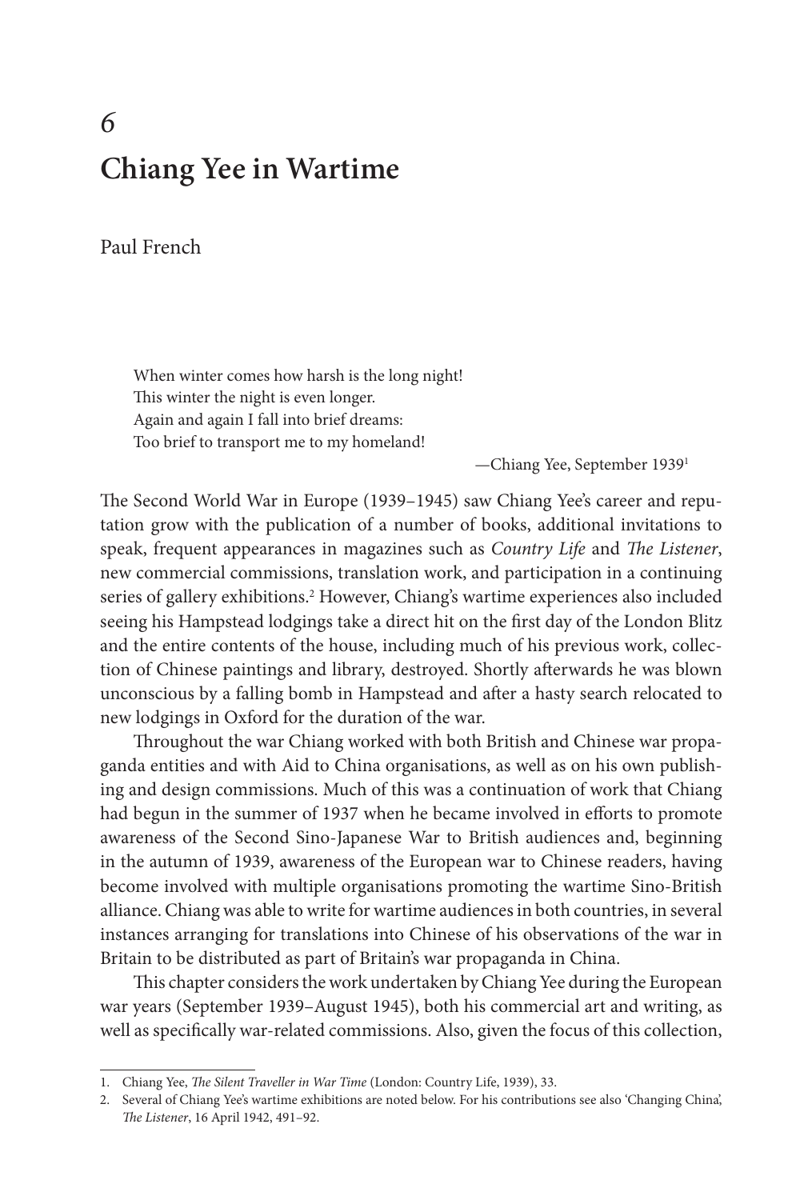# 6
# Chiang Yee in Wartime

Paul French

> When winter comes how harsh is the long night!
> This winter the night is even longer.
> Again and again I fall into brief dreams:
> Too brief to transport me to my homeland!
>
> —Chiang Yee, September 1939[1]

The Second World War in Europe (1939–1945) saw Chiang Yee's career and reputation grow with the publication of a number of books, additional invitations to speak, frequent appearances in magazines such as *Country Life* and *The Listener*, new commercial commissions, translation work, and participation in a continuing series of gallery exhibitions.[2] However, Chiang's wartime experiences also included seeing his Hampstead lodgings take a direct hit on the first day of the London Blitz and the entire contents of the house, including much of his previous work, collection of Chinese paintings and library, destroyed. Shortly afterwards he was blown unconscious by a falling bomb in Hampstead and after a hasty search relocated to new lodgings in Oxford for the duration of the war.

Throughout the war Chiang worked with both British and Chinese war propaganda entities and with Aid to China organisations, as well as on his own publishing and design commissions. Much of this was a continuation of work that Chiang had begun in the summer of 1937 when he became involved in efforts to promote awareness of the Second Sino-Japanese War to British audiences and, beginning in the autumn of 1939, awareness of the European war to Chinese readers, having become involved with multiple organisations promoting the wartime Sino-British alliance. Chiang was able to write for wartime audiences in both countries, in several instances arranging for translations into Chinese of his observations of the war in Britain to be distributed as part of Britain's war propaganda in China.

This chapter considers the work undertaken by Chiang Yee during the European war years (September 1939–August 1945), both his commercial art and writing, as well as specifically war-related commissions. Also, given the focus of this collection,

1. Chiang Yee, *The Silent Traveller in War Time* (London: Country Life, 1939), 33.
2. Several of Chiang Yee's wartime exhibitions are noted below. For his contributions see also 'Changing China', *The Listener*, 16 April 1942, 491–92.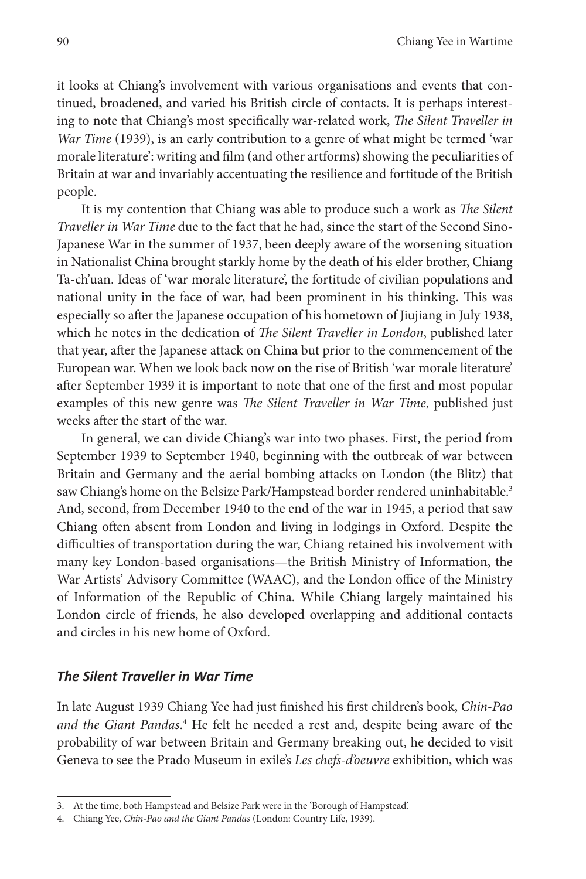it looks at Chiang's involvement with various organisations and events that continued, broadened, and varied his British circle of contacts. It is perhaps interesting to note that Chiang's most specifically war-related work, *The Silent Traveller in War Time* (1939), is an early contribution to a genre of what might be termed 'war morale literature': writing and film (and other artforms) showing the peculiarities of Britain at war and invariably accentuating the resilience and fortitude of the British people.

It is my contention that Chiang was able to produce such a work as *The Silent Traveller in War Time* due to the fact that he had, since the start of the Second Sino-Japanese War in the summer of 1937, been deeply aware of the worsening situation in Nationalist China brought starkly home by the death of his elder brother, Chiang Ta-ch'uan. Ideas of 'war morale literature', the fortitude of civilian populations and national unity in the face of war, had been prominent in his thinking. This was especially so after the Japanese occupation of his hometown of Jiujiang in July 1938, which he notes in the dedication of *The Silent Traveller in London*, published later that year, after the Japanese attack on China but prior to the commencement of the European war. When we look back now on the rise of British 'war morale literature' after September 1939 it is important to note that one of the first and most popular examples of this new genre was *The Silent Traveller in War Time*, published just weeks after the start of the war.

In general, we can divide Chiang's war into two phases. First, the period from September 1939 to September 1940, beginning with the outbreak of war between Britain and Germany and the aerial bombing attacks on London (the Blitz) that saw Chiang's home on the Belsize Park/Hampstead border rendered uninhabitable.[3] And, second, from December 1940 to the end of the war in 1945, a period that saw Chiang often absent from London and living in lodgings in Oxford. Despite the difficulties of transportation during the war, Chiang retained his involvement with many key London-based organisations—the British Ministry of Information, the War Artists' Advisory Committee (WAAC), and the London office of the Ministry of Information of the Republic of China. While Chiang largely maintained his London circle of friends, he also developed overlapping and additional contacts and circles in his new home of Oxford.

## *The Silent Traveller in War Time*

In late August 1939 Chiang Yee had just finished his first children's book, *Chin-Pao and the Giant Pandas*.[4] He felt he needed a rest and, despite being aware of the probability of war between Britain and Germany breaking out, he decided to visit Geneva to see the Prado Museum in exile's *Les chefs-d'oeuvre* exhibition, which was

3. At the time, both Hampstead and Belsize Park were in the 'Borough of Hampstead'.

4. Chiang Yee, *Chin-Pao and the Giant Pandas* (London: Country Life, 1939).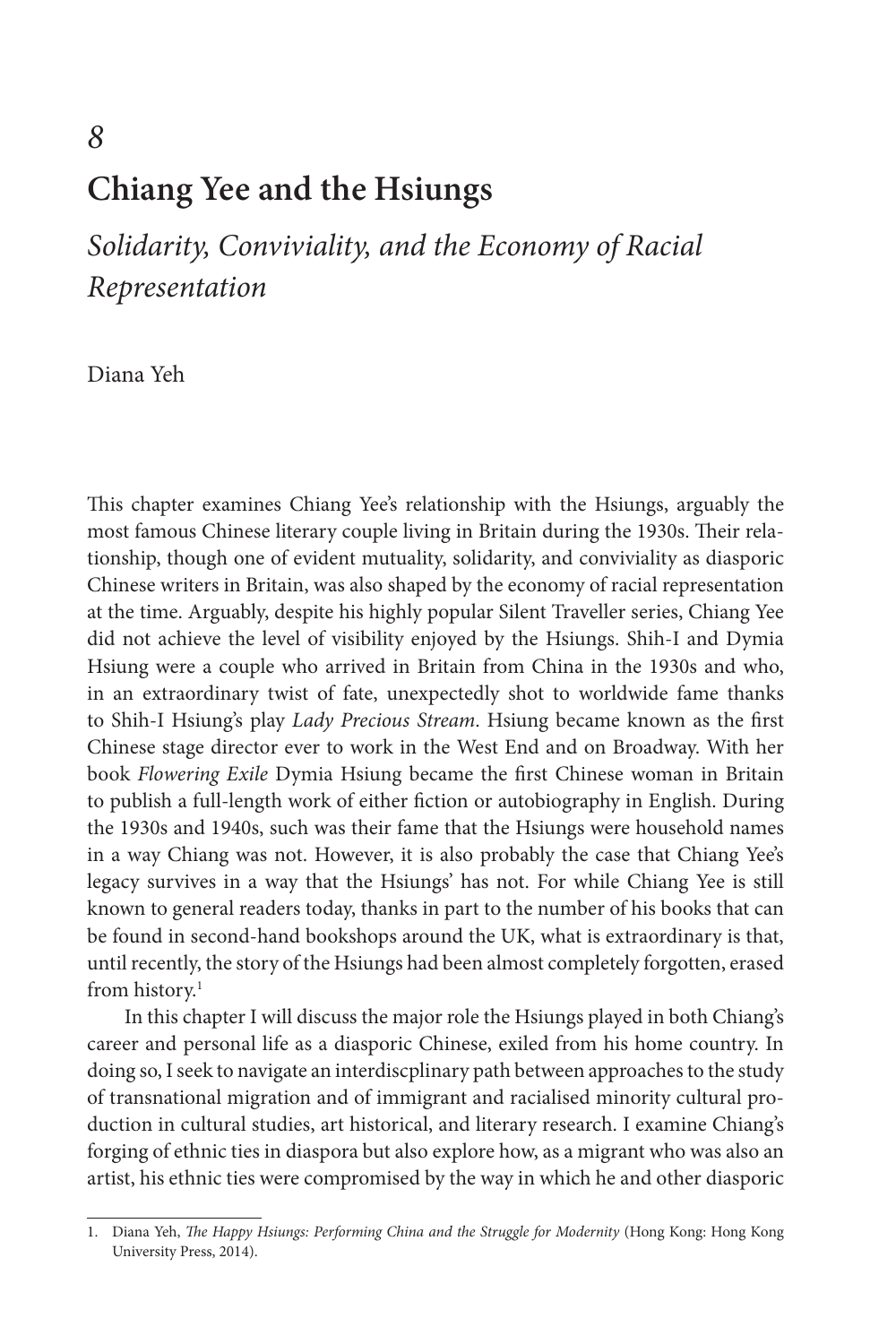# 8

# Chiang Yee and the Hsiungs

## *Solidarity, Conviviality, and the Economy of Racial Representation*

Diana Yeh

This chapter examines Chiang Yee's relationship with the Hsiungs, arguably the most famous Chinese literary couple living in Britain during the 1930s. Their relationship, though one of evident mutuality, solidarity, and conviviality as diasporic Chinese writers in Britain, was also shaped by the economy of racial representation at the time. Arguably, despite his highly popular Silent Traveller series, Chiang Yee did not achieve the level of visibility enjoyed by the Hsiungs. Shih-I and Dymia Hsiung were a couple who arrived in Britain from China in the 1930s and who, in an extraordinary twist of fate, unexpectedly shot to worldwide fame thanks to Shih-I Hsiung's play *Lady Precious Stream*. Hsiung became known as the first Chinese stage director ever to work in the West End and on Broadway. With her book *Flowering Exile* Dymia Hsiung became the first Chinese woman in Britain to publish a full-length work of either fiction or autobiography in English. During the 1930s and 1940s, such was their fame that the Hsiungs were household names in a way Chiang was not. However, it is also probably the case that Chiang Yee's legacy survives in a way that the Hsiungs' has not. For while Chiang Yee is still known to general readers today, thanks in part to the number of his books that can be found in second-hand bookshops around the UK, what is extraordinary is that, until recently, the story of the Hsiungs had been almost completely forgotten, erased from history.[1]

In this chapter I will discuss the major role the Hsiungs played in both Chiang's career and personal life as a diasporic Chinese, exiled from his home country. In doing so, I seek to navigate an interdiscplinary path between approaches to the study of transnational migration and of immigrant and racialised minority cultural production in cultural studies, art historical, and literary research. I examine Chiang's forging of ethnic ties in diaspora but also explore how, as a migrant who was also an artist, his ethnic ties were compromised by the way in which he and other diasporic

1. Diana Yeh, *The Happy Hsiungs: Performing China and the Struggle for Modernity* (Hong Kong: Hong Kong University Press, 2014).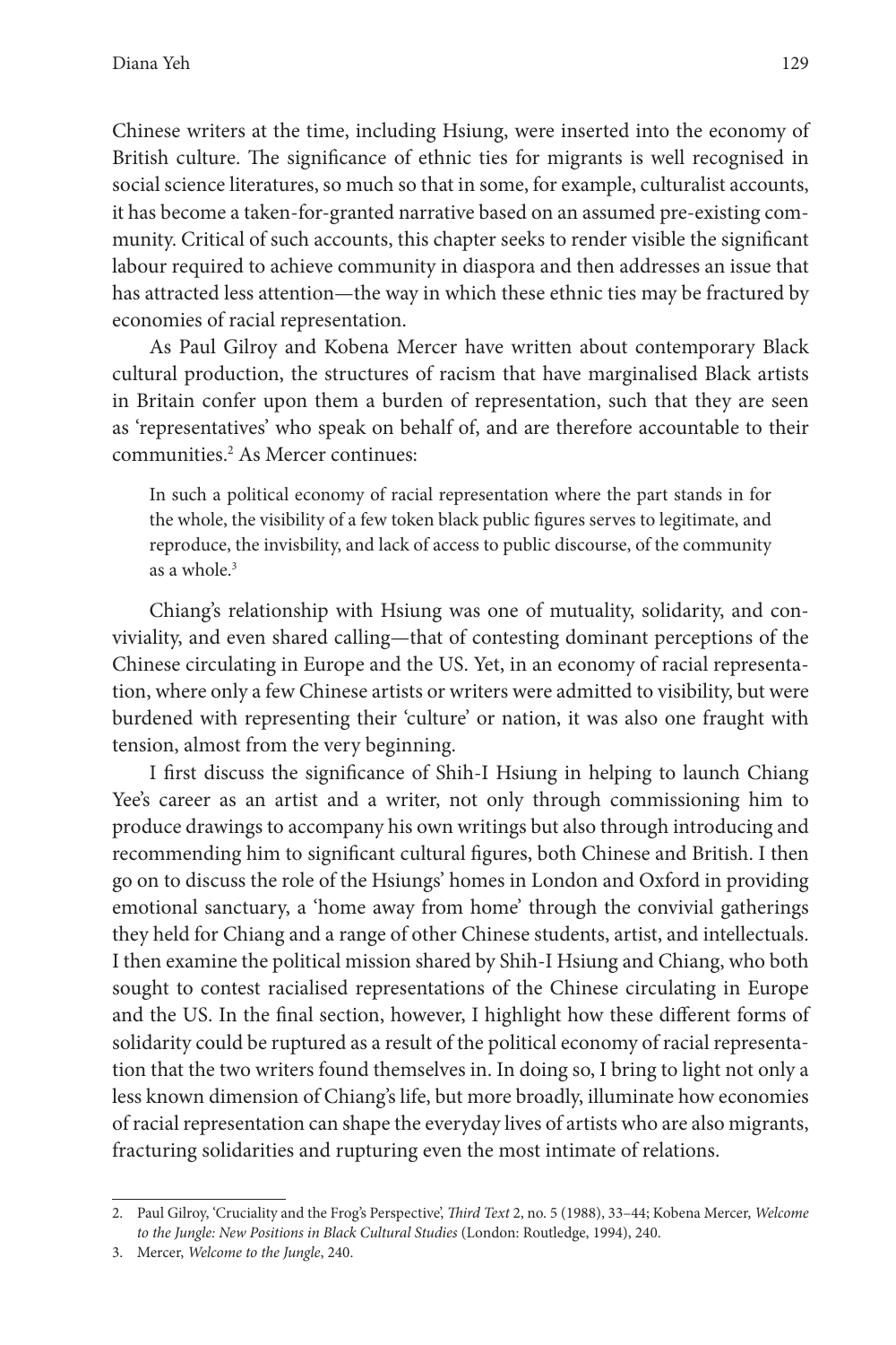Chinese writers at the time, including Hsiung, were inserted into the economy of British culture. The significance of ethnic ties for migrants is well recognised in social science literatures, so much so that in some, for example, culturalist accounts, it has become a taken-for-granted narrative based on an assumed pre-existing community. Critical of such accounts, this chapter seeks to render visible the significant labour required to achieve community in diaspora and then addresses an issue that has attracted less attention—the way in which these ethnic ties may be fractured by economies of racial representation.

As Paul Gilroy and Kobena Mercer have written about contemporary Black cultural production, the structures of racism that have marginalised Black artists in Britain confer upon them a burden of representation, such that they are seen as 'representatives' who speak on behalf of, and are therefore accountable to their communities.[2] As Mercer continues:

> In such a political economy of racial representation where the part stands in for the whole, the visibility of a few token black public figures serves to legitimate, and reproduce, the invisbility, and lack of access to public discourse, of the community as a whole.[3]

Chiang's relationship with Hsiung was one of mutuality, solidarity, and conviviality, and even shared calling—that of contesting dominant perceptions of the Chinese circulating in Europe and the US. Yet, in an economy of racial representation, where only a few Chinese artists or writers were admitted to visibility, but were burdened with representing their 'culture' or nation, it was also one fraught with tension, almost from the very beginning.

I first discuss the significance of Shih-I Hsiung in helping to launch Chiang Yee's career as an artist and a writer, not only through commissioning him to produce drawings to accompany his own writings but also through introducing and recommending him to significant cultural figures, both Chinese and British. I then go on to discuss the role of the Hsiungs' homes in London and Oxford in providing emotional sanctuary, a 'home away from home' through the convivial gatherings they held for Chiang and a range of other Chinese students, artist, and intellectuals. I then examine the political mission shared by Shih-I Hsiung and Chiang, who both sought to contest racialised representations of the Chinese circulating in Europe and the US. In the final section, however, I highlight how these different forms of solidarity could be ruptured as a result of the political economy of racial representation that the two writers found themselves in. In doing so, I bring to light not only a less known dimension of Chiang's life, but more broadly, illuminate how economies of racial representation can shape the everyday lives of artists who are also migrants, fracturing solidarities and rupturing even the most intimate of relations.

---

2. Paul Gilroy, 'Cruciality and the Frog's Perspective', *Third Text* 2, no. 5 (1988), 33–44; Kobena Mercer, *Welcome to the Jungle: New Positions in Black Cultural Studies* (London: Routledge, 1994), 240.
3. Mercer, *Welcome to the Jungle*, 240.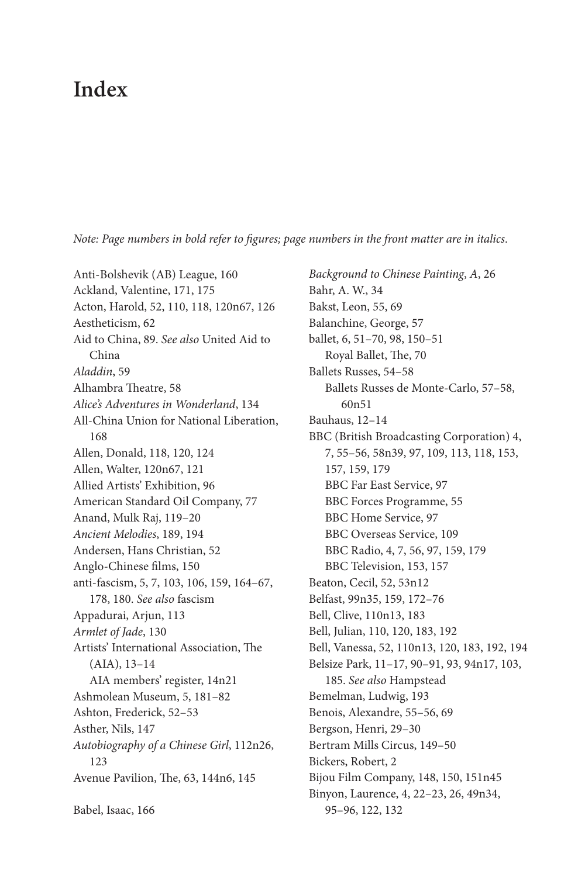# Index

*Note: Page numbers in bold refer to figures; page numbers in the front matter are in italics.*

Anti-Bolshevik (AB) League, 160
Ackland, Valentine, 171, 175
Acton, Harold, 52, 110, 118, 120n67, 126
Aestheticism, 62
Aid to China, 89. *See also* United Aid to China
*Aladdin*, 59
Alhambra Theatre, 58
*Alice's Adventures in Wonderland*, 134
All-China Union for National Liberation, 168
Allen, Donald, 118, 120, 124
Allen, Walter, 120n67, 121
Allied Artists' Exhibition, 96
American Standard Oil Company, 77
Anand, Mulk Raj, 119–20
*Ancient Melodies*, 189, 194
Andersen, Hans Christian, 52
Anglo-Chinese films, 150
anti-fascism, 5, 7, 103, 106, 159, 164–67, 178, 180. *See also* fascism
Appadurai, Arjun, 113
*Armlet of Jade*, 130
Artists' International Association, The (AIA), 13–14
  AIA members' register, 14n21
Ashmolean Museum, 5, 181–82
Ashton, Frederick, 52–53
Asther, Nils, 147
*Autobiography of a Chinese Girl*, 112n26, 123
Avenue Pavilion, The, 63, 144n6, 145

Babel, Isaac, 166
*Background to Chinese Painting*, *A*, 26
Bahr, A. W., 34
Bakst, Leon, 55, 69
Balanchine, George, 57
ballet, 6, 51–70, 98, 150–51
  Royal Ballet, The, 70
Ballets Russes, 54–58
  Ballets Russes de Monte-Carlo, 57–58, 60n51
Bauhaus, 12–14
BBC (British Broadcasting Corporation) 4, 7, 55–56, 58n39, 97, 109, 113, 118, 153, 157, 159, 179
  BBC Far East Service, 97
  BBC Forces Programme, 55
  BBC Home Service, 97
  BBC Overseas Service, 109
  BBC Radio, 4, 7, 56, 97, 159, 179
  BBC Television, 153, 157
Beaton, Cecil, 52, 53n12
Belfast, 99n35, 159, 172–76
Bell, Clive, 110n13, 183
Bell, Julian, 110, 120, 183, 192
Bell, Vanessa, 52, 110n13, 120, 183, 192, 194
Belsize Park, 11–17, 90–91, 93, 94n17, 103, 185. *See also* Hampstead
Bemelman, Ludwig, 193
Benois, Alexandre, 55–56, 69
Bergson, Henri, 29–30
Bertram Mills Circus, 149–50
Bickers, Robert, 2
Bijou Film Company, 148, 150, 151n45
Binyon, Laurence, 4, 22–23, 26, 49n34, 95–96, 122, 132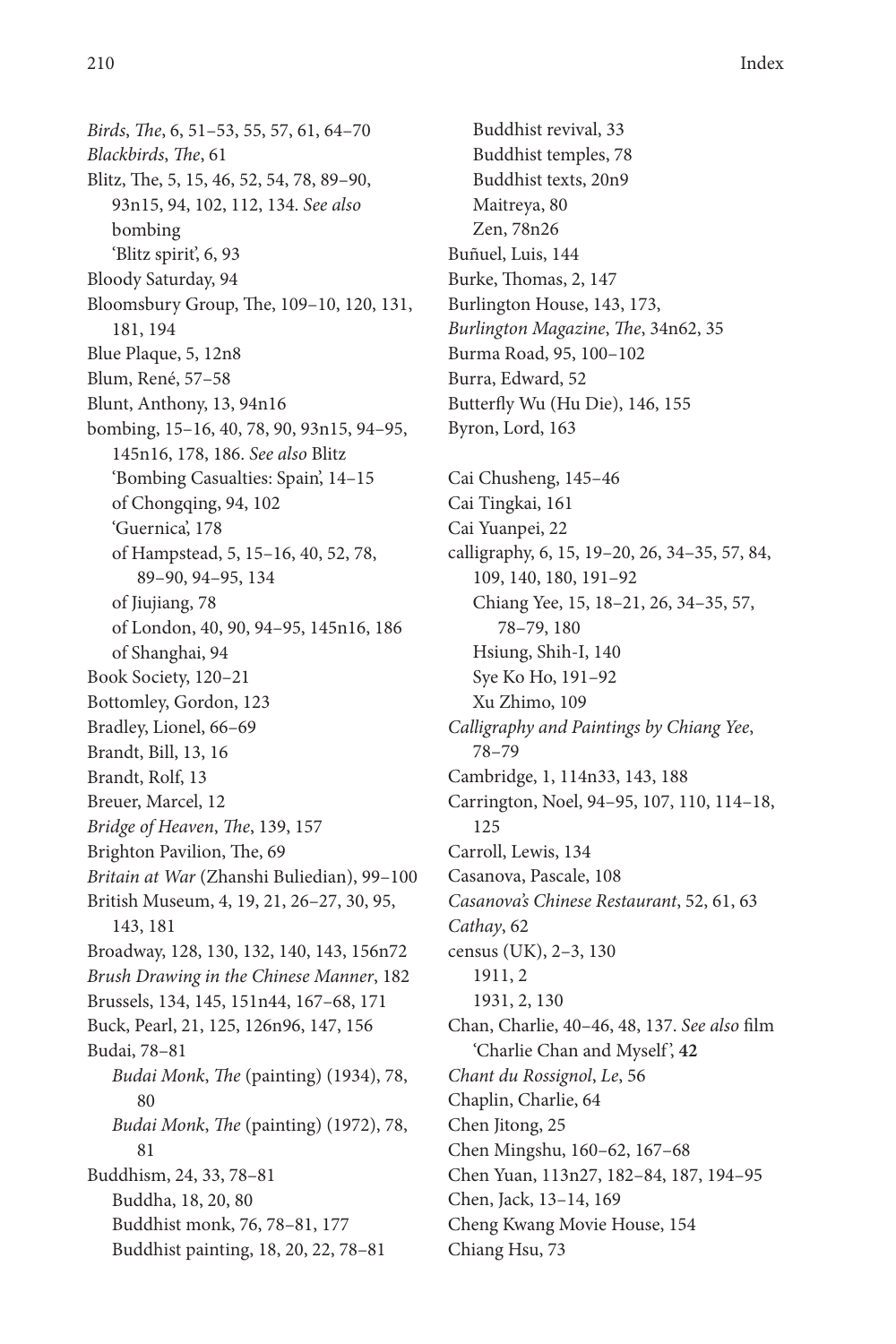*Birds*, *The*, 6, 51–53, 55, 57, 61, 64–70
*Blackbirds*, *The*, 61
Blitz, The, 5, 15, 46, 52, 54, 78, 89–90, 93n15, 94, 102, 112, 134. *See also* bombing
 'Blitz spirit', 6, 93
Bloody Saturday, 94
Bloomsbury Group, The, 109–10, 120, 131, 181, 194
Blue Plaque, 5, 12n8
Blum, René, 57–58
Blunt, Anthony, 13, 94n16
bombing, 15–16, 40, 78, 90, 93n15, 94–95, 145n16, 178, 186. *See also* Blitz
 'Bombing Casualties: Spain', 14–15
 of Chongqing, 94, 102
 'Guernica', 178
 of Hampstead, 5, 15–16, 40, 52, 78, 89–90, 94–95, 134
 of Jiujiang, 78
 of London, 40, 90, 94–95, 145n16, 186
 of Shanghai, 94
Book Society, 120–21
Bottomley, Gordon, 123
Bradley, Lionel, 66–69
Brandt, Bill, 13, 16
Brandt, Rolf, 13
Breuer, Marcel, 12
*Bridge of Heaven*, *The*, 139, 157
Brighton Pavilion, The, 69
*Britain at War* (Zhanshi Buliedian), 99–100
British Museum, 4, 19, 21, 26–27, 30, 95, 143, 181
Broadway, 128, 130, 132, 140, 143, 156n72
*Brush Drawing in the Chinese Manner*, 182
Brussels, 134, 145, 151n44, 167–68, 171
Buck, Pearl, 21, 125, 126n96, 147, 156
Budai, 78–81
 *Budai Monk*, *The* (painting) (1934), 78, 80
 *Budai Monk*, *The* (painting) (1972), 78, 81
Buddhism, 24, 33, 78–81
 Buddha, 18, 20, 80
 Buddhist monk, 76, 78–81, 177
 Buddhist painting, 18, 20, 22, 78–81
 Buddhist revival, 33
 Buddhist temples, 78
 Buddhist texts, 20n9
 Maitreya, 80
 Zen, 78n26
Buñuel, Luis, 144
Burke, Thomas, 2, 147
Burlington House, 143, 173,
*Burlington Magazine*, *The*, 34n62, 35
Burma Road, 95, 100–102
Burra, Edward, 52
Butterfly Wu (Hu Die), 146, 155
Byron, Lord, 163

Cai Chusheng, 145–46
Cai Tingkai, 161
Cai Yuanpei, 22
calligraphy, 6, 15, 19–20, 26, 34–35, 57, 84, 109, 140, 180, 191–92
 Chiang Yee, 15, 18–21, 26, 34–35, 57, 78–79, 180
 Hsiung, Shih-I, 140
 Sye Ko Ho, 191–92
 Xu Zhimo, 109
*Calligraphy and Paintings by Chiang Yee*, 78–79
Cambridge, 1, 114n33, 143, 188
Carrington, Noel, 94–95, 107, 110, 114–18, 125
Carroll, Lewis, 134
Casanova, Pascale, 108
*Casanova's Chinese Restaurant*, 52, 61, 63
*Cathay*, 62
census (UK), 2–3, 130
 1911, 2
 1931, 2, 130
Chan, Charlie, 40–46, 48, 137. *See also* film
 'Charlie Chan and Myself', **42**
*Chant du Rossignol*, *Le*, 56
Chaplin, Charlie, 64
Chen Jitong, 25
Chen Mingshu, 160–62, 167–68
Chen Yuan, 113n27, 182–84, 187, 194–95
Chen, Jack, 13–14, 169
Cheng Kwang Movie House, 154
Chiang Hsu, 73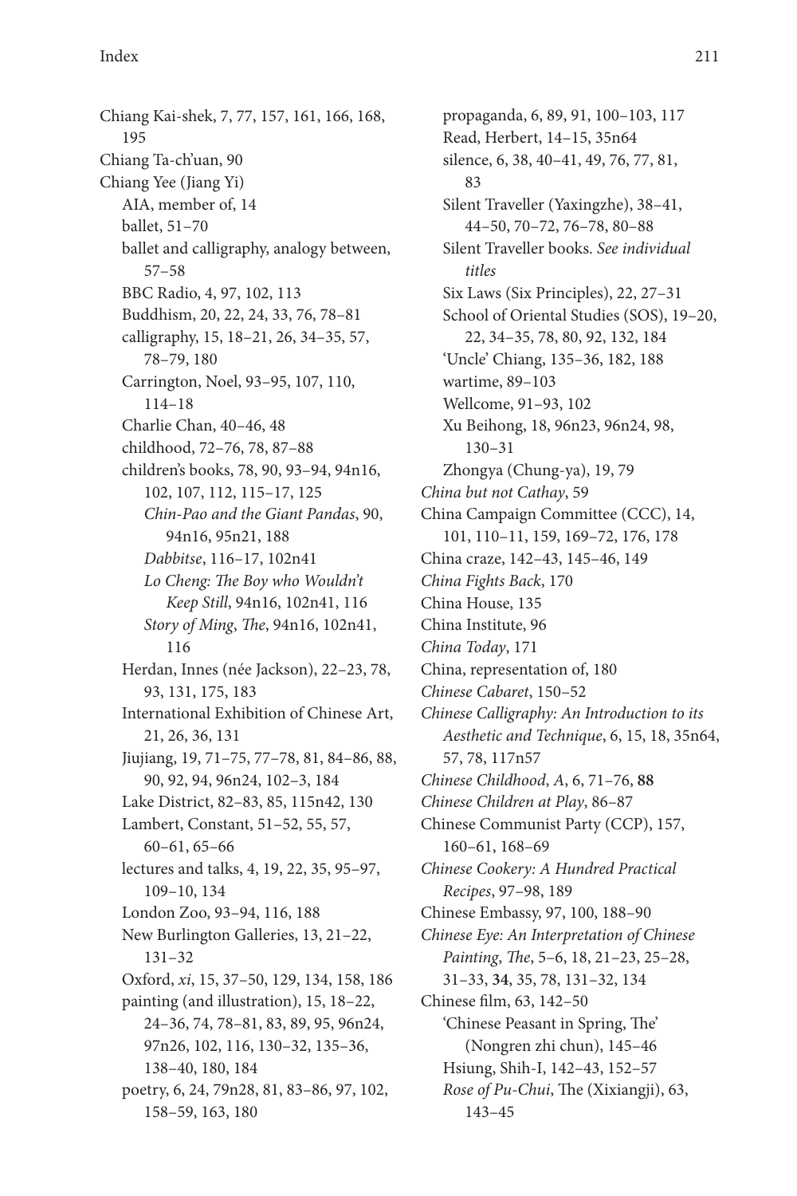Chiang Kai-shek, 7, 77, 157, 161, 166, 168, 195
Chiang Ta-ch'uan, 90
Chiang Yee (Jiang Yi)
  AIA, member of, 14
  ballet, 51–70
  ballet and calligraphy, analogy between, 57–58
  BBC Radio, 4, 97, 102, 113
  Buddhism, 20, 22, 24, 33, 76, 78–81
  calligraphy, 15, 18–21, 26, 34–35, 57, 78–79, 180
  Carrington, Noel, 93–95, 107, 110, 114–18
  Charlie Chan, 40–46, 48
  childhood, 72–76, 78, 87–88
  children's books, 78, 90, 93–94, 94n16, 102, 107, 112, 115–17, 125
    *Chin-Pao and the Giant Pandas*, 90, 94n16, 95n21, 188
    *Dabbitse*, 116–17, 102n41
    *Lo Cheng: The Boy who Wouldn't Keep Still*, 94n16, 102n41, 116
    *Story of Ming, The*, 94n16, 102n41, 116
  Herdan, Innes (née Jackson), 22–23, 78, 93, 131, 175, 183
  International Exhibition of Chinese Art, 21, 26, 36, 131
  Jiujiang, 19, 71–75, 77–78, 81, 84–86, 88, 90, 92, 94, 96n24, 102–3, 184
  Lake District, 82–83, 85, 115n42, 130
  Lambert, Constant, 51–52, 55, 57, 60–61, 65–66
  lectures and talks, 4, 19, 22, 35, 95–97, 109–10, 134
  London Zoo, 93–94, 116, 188
  New Burlington Galleries, 13, 21–22, 131–32
  Oxford, *xi*, 15, 37–50, 129, 134, 158, 186
  painting (and illustration), 15, 18–22, 24–36, 74, 78–81, 83, 89, 95, 96n24, 97n26, 102, 116, 130–32, 135–36, 138–40, 180, 184
  poetry, 6, 24, 79n28, 81, 83–86, 97, 102, 158–59, 163, 180
  propaganda, 6, 89, 91, 100–103, 117
  Read, Herbert, 14–15, 35n64
  silence, 6, 38, 40–41, 49, 76, 77, 81, 83
  Silent Traveller (Yaxingzhe), 38–41, 44–50, 70–72, 76–78, 80–88
  Silent Traveller books. *See individual titles*
  Six Laws (Six Principles), 22, 27–31
  School of Oriental Studies (SOS), 19–20, 22, 34–35, 78, 80, 92, 132, 184
  'Uncle' Chiang, 135–36, 182, 188
  wartime, 89–103
  Wellcome, 91–93, 102
  Xu Beihong, 18, 96n23, 96n24, 98, 130–31
  Zhongya (Chung-ya), 19, 79
*China but not Cathay*, 59
China Campaign Committee (CCC), 14, 101, 110–11, 159, 169–72, 176, 178
China craze, 142–43, 145–46, 149
*China Fights Back*, 170
China House, 135
China Institute, 96
*China Today*, 171
China, representation of, 180
*Chinese Cabaret*, 150–52
*Chinese Calligraphy: An Introduction to its Aesthetic and Technique*, 6, 15, 18, 35n64, 57, 78, 117n57
*Chinese Childhood, A*, 6, 71–76, **88**
*Chinese Children at Play*, 86–87
Chinese Communist Party (CCP), 157, 160–61, 168–69
*Chinese Cookery: A Hundred Practical Recipes*, 97–98, 189
Chinese Embassy, 97, 100, 188–90
*Chinese Eye: An Interpretation of Chinese Painting, The*, 5–6, 18, 21–23, 25–28, 31–33, **34**, 35, 78, 131–32, 134
Chinese film, 63, 142–50
  'Chinese Peasant in Spring, The' (Nongren zhi chun), 145–46
  Hsiung, Shih-I, 142–43, 152–57
  *Rose of Pu-Chui*, The (Xixiangji), 63, 143–45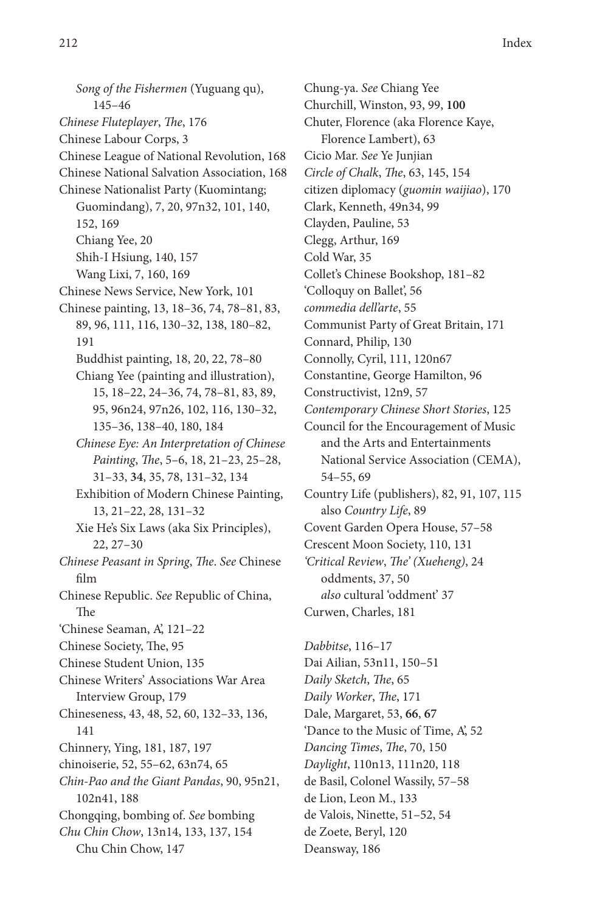*Song of the Fishermen* (Yuguang qu), 145–46

*Chinese Fluteplayer*, *The*, 176

Chinese Labour Corps, 3

Chinese League of National Revolution, 168

Chinese National Salvation Association, 168

Chinese Nationalist Party (Kuomintang; Guomindang), 7, 20, 97n32, 101, 140, 152, 169

Chiang Yee, 20

Shih-I Hsiung, 140, 157

Wang Lixi, 7, 160, 169

Chinese News Service, New York, 101

Chinese painting, 13, 18–36, 74, 78–81, 83, 89, 96, 111, 116, 130–32, 138, 180–82, 191

Buddhist painting, 18, 20, 22, 78–80

Chiang Yee (painting and illustration), 15, 18–22, 24–36, 74, 78–81, 83, 89, 95, 96n24, 97n26, 102, 116, 130–32, 135–36, 138–40, 180, 184

*Chinese Eye: An Interpretation of Chinese Painting*, *The*, 5–6, 18, 21–23, 25–28, 31–33, **34**, 35, 78, 131–32, 134

Exhibition of Modern Chinese Painting, 13, 21–22, 28, 131–32

Xie He's Six Laws (aka Six Principles), 22, 27–30

*Chinese Peasant in Spring*, *The*. *See* Chinese film

Chinese Republic. *See* Republic of China, The

'Chinese Seaman, A', 121–22

Chinese Society, The, 95

Chinese Student Union, 135

Chinese Writers' Associations War Area Interview Group, 179

Chineseness, 43, 48, 52, 60, 132–33, 136, 141

Chinnery, Ying, 181, 187, 197

chinoiserie, 52, 55–62, 63n74, 65

*Chin-Pao and the Giant Pandas*, 90, 95n21, 102n41, 188

Chongqing, bombing of. *See* bombing

*Chu Chin Chow*, 13n14, 133, 137, 154

Chu Chin Chow, 147

Chung-ya. *See* Chiang Yee

Churchill, Winston, 93, 99, **100**

Chuter, Florence (aka Florence Kaye, Florence Lambert), 63

Cicio Mar. *See* Ye Junjian

*Circle of Chalk*, *The*, 63, 145, 154

citizen diplomacy (*guomin waijiao*), 170

Clark, Kenneth, 49n34, 99

Clayden, Pauline, 53

Clegg, Arthur, 169

Cold War, 35

Collet's Chinese Bookshop, 181–82

'Colloquy on Ballet', 56

*commedia dell'arte*, 55

Communist Party of Great Britain, 171

Connard, Philip, 130

Connolly, Cyril, 111, 120n67

Constantine, George Hamilton, 96

Constructivist, 12n9, 57

*Contemporary Chinese Short Stories*, 125

Council for the Encouragement of Music and the Arts and Entertainments National Service Association (CEMA), 54–55, 69

Country Life (publishers), 82, 91, 107, 115

also *Country Life*, 89

Covent Garden Opera House, 57–58

Crescent Moon Society, 110, 131

*'Critical Review*, *The' (Xueheng)*, 24

oddments, 37, 50

*also* cultural 'oddment' 37

Curwen, Charles, 181

*Dabbitse*, 116–17

Dai Ailian, 53n11, 150–51

*Daily Sketch*, *The*, 65

*Daily Worker*, *The*, 171

Dale, Margaret, 53, **66**, **67**

'Dance to the Music of Time, A', 52

*Dancing Times*, *The*, 70, 150

*Daylight*, 110n13, 111n20, 118

de Basil, Colonel Wassily, 57–58

de Lion, Leon M., 133

de Valois, Ninette, 51–52, 54

de Zoete, Beryl, 120

Deansway, 186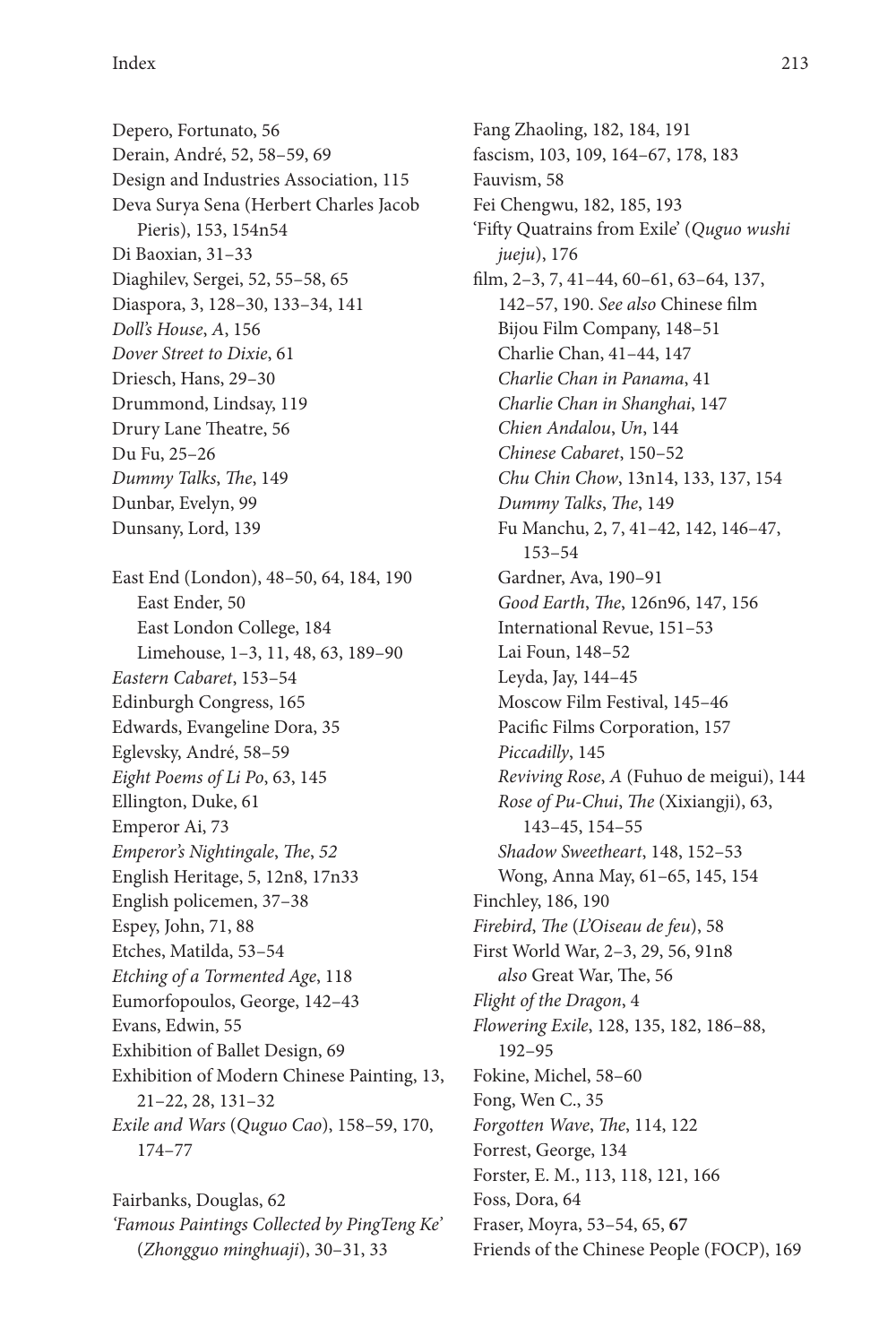Depero, Fortunato, 56
Derain, André, 52, 58–59, 69
Design and Industries Association, 115
Deva Surya Sena (Herbert Charles Jacob Pieris), 153, 154n54
Di Baoxian, 31–33
Diaghilev, Sergei, 52, 55–58, 65
Diaspora, 3, 128–30, 133–34, 141
*Doll's House*, *A*, 156
*Dover Street to Dixie*, 61
Driesch, Hans, 29–30
Drummond, Lindsay, 119
Drury Lane Theatre, 56
Du Fu, 25–26
*Dummy Talks*, *The*, 149
Dunbar, Evelyn, 99
Dunsany, Lord, 139

East End (London), 48–50, 64, 184, 190
  East Ender, 50
  East London College, 184
  Limehouse, 1–3, 11, 48, 63, 189–90
*Eastern Cabaret*, 153–54
Edinburgh Congress, 165
Edwards, Evangeline Dora, 35
Eglevsky, André, 58–59
*Eight Poems of Li Po*, 63, 145
Ellington, Duke, 61
Emperor Ai, 73
*Emperor's Nightingale*, *The*, *52*
English Heritage, 5, 12n8, 17n33
English policemen, 37–38
Espey, John, 71, 88
Etches, Matilda, 53–54
*Etching of a Tormented Age*, 118
Eumorfopoulos, George, 142–43
Evans, Edwin, 55
Exhibition of Ballet Design, 69
Exhibition of Modern Chinese Painting, 13, 21–22, 28, 131–32
*Exile and Wars* (*Quguo Cao*), 158–59, 170, 174–77

Fairbanks, Douglas, 62
*'Famous Paintings Collected by PingTeng Ke'* (*Zhongguo minghuaji*), 30–31, 33
Fang Zhaoling, 182, 184, 191
fascism, 103, 109, 164–67, 178, 183
Fauvism, 58
Fei Chengwu, 182, 185, 193
'Fifty Quatrains from Exile' (*Quguo wushi jueju*), 176
film, 2–3, 7, 41–44, 60–61, 63–64, 137, 142–57, 190. *See also* Chinese film
  Bijou Film Company, 148–51
  Charlie Chan, 41–44, 147
  *Charlie Chan in Panama*, 41
  *Charlie Chan in Shanghai*, 147
  *Chien Andalou*, *Un*, 144
  *Chinese Cabaret*, 150–52
  *Chu Chin Chow*, 13n14, 133, 137, 154
  *Dummy Talks*, *The*, 149
  Fu Manchu, 2, 7, 41–42, 142, 146–47, 153–54
  Gardner, Ava, 190–91
  *Good Earth*, *The*, 126n96, 147, 156
  International Revue, 151–53
  Lai Foun, 148–52
  Leyda, Jay, 144–45
  Moscow Film Festival, 145–46
  Pacific Films Corporation, 157
  *Piccadilly*, 145
  *Reviving Rose*, *A* (Fuhuo de meigui), 144
  *Rose of Pu-Chui*, *The* (Xixiangji), 63, 143–45, 154–55
  *Shadow Sweetheart*, 148, 152–53
  Wong, Anna May, 61–65, 145, 154
Finchley, 186, 190
*Firebird*, *The* (*L'Oiseau de feu*), 58
First World War, 2–3, 29, 56, 91n8
  *also* Great War, The, 56
*Flight of the Dragon*, 4
*Flowering Exile*, 128, 135, 182, 186–88, 192–95
Fokine, Michel, 58–60
Fong, Wen C., 35
*Forgotten Wave*, *The*, 114, 122
Forrest, George, 134
Forster, E. M., 113, 118, 121, 166
Foss, Dora, 64
Fraser, Moyra, 53–54, 65, **67**
Friends of the Chinese People (FOCP), 169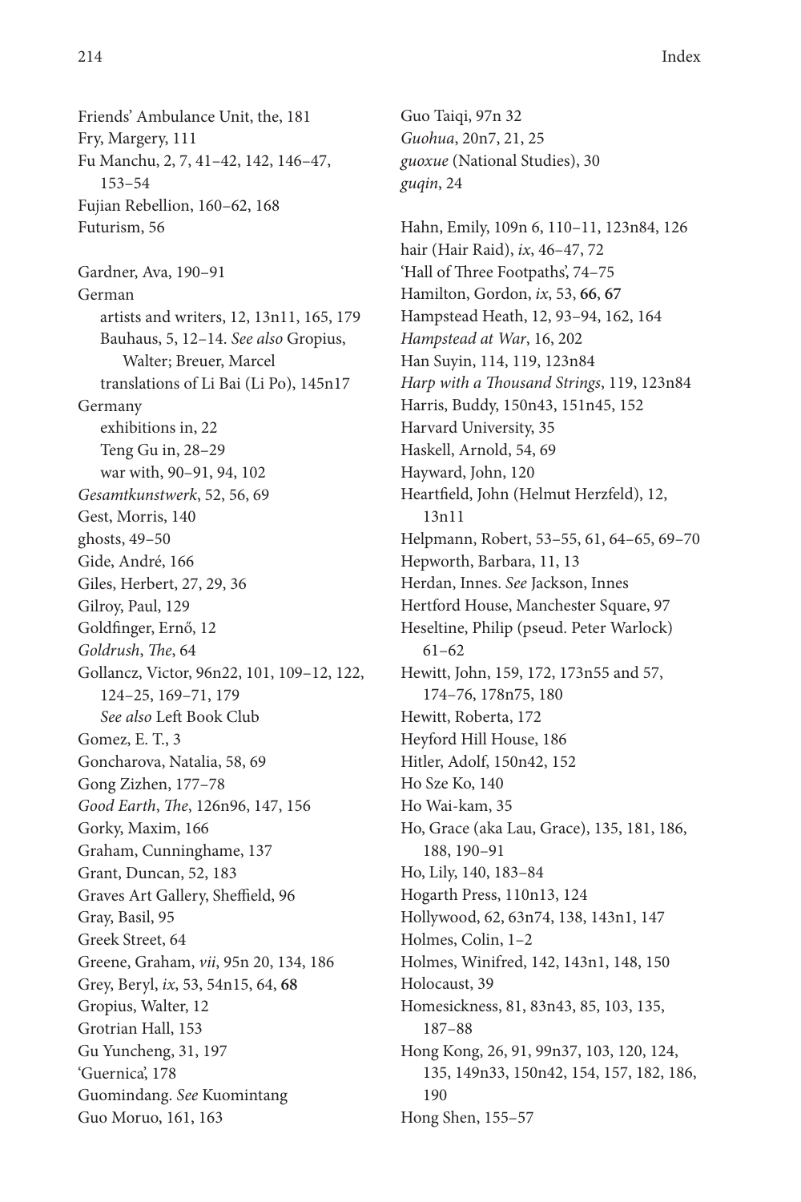Friends' Ambulance Unit, the, 181
Fry, Margery, 111
Fu Manchu, 2, 7, 41–42, 142, 146–47, 153–54
Fujian Rebellion, 160–62, 168
Futurism, 56

Gardner, Ava, 190–91
German
  artists and writers, 12, 13n11, 165, 179
  Bauhaus, 5, 12–14. *See also* Gropius, Walter; Breuer, Marcel
  translations of Li Bai (Li Po), 145n17
Germany
  exhibitions in, 22
  Teng Gu in, 28–29
  war with, 90–91, 94, 102
*Gesamtkunstwerk*, 52, 56, 69
Gest, Morris, 140
ghosts, 49–50
Gide, André, 166
Giles, Herbert, 27, 29, 36
Gilroy, Paul, 129
Goldfinger, Ernő, 12
*Goldrush*, *The*, 64
Gollancz, Victor, 96n22, 101, 109–12, 122, 124–25, 169–71, 179
  *See also* Left Book Club
Gomez, E. T., 3
Goncharova, Natalia, 58, 69
Gong Zizhen, 177–78
*Good Earth*, *The*, 126n96, 147, 156
Gorky, Maxim, 166
Graham, Cunninghame, 137
Grant, Duncan, 52, 183
Graves Art Gallery, Sheffield, 96
Gray, Basil, 95
Greek Street, 64
Greene, Graham, *vii*, 95n 20, 134, 186
Grey, Beryl, *ix*, 53, 54n15, 64, **68**
Gropius, Walter, 12
Grotrian Hall, 153
Gu Yuncheng, 31, 197
'Guernica', 178
Guomindang. *See* Kuomintang
Guo Moruo, 161, 163
Guo Taiqi, 97n 32
*Guohua*, 20n7, 21, 25
*guoxue* (National Studies), 30
*guqin*, 24

Hahn, Emily, 109n 6, 110–11, 123n84, 126
hair (Hair Raid), *ix*, 46–47, 72
'Hall of Three Footpaths', 74–75
Hamilton, Gordon, *ix*, 53, **66**, **67**
Hampstead Heath, 12, 93–94, 162, 164
*Hampstead at War*, 16, 202
Han Suyin, 114, 119, 123n84
*Harp with a Thousand Strings*, 119, 123n84
Harris, Buddy, 150n43, 151n45, 152
Harvard University, 35
Haskell, Arnold, 54, 69
Hayward, John, 120
Heartfield, John (Helmut Herzfeld), 12, 13n11
Helpmann, Robert, 53–55, 61, 64–65, 69–70
Hepworth, Barbara, 11, 13
Herdan, Innes. *See* Jackson, Innes
Hertford House, Manchester Square, 97
Heseltine, Philip (pseud. Peter Warlock) 61–62
Hewitt, John, 159, 172, 173n55 and 57, 174–76, 178n75, 180
Hewitt, Roberta, 172
Heyford Hill House, 186
Hitler, Adolf, 150n42, 152
Ho Sze Ko, 140
Ho Wai-kam, 35
Ho, Grace (aka Lau, Grace), 135, 181, 186, 188, 190–91
Ho, Lily, 140, 183–84
Hogarth Press, 110n13, 124
Hollywood, 62, 63n74, 138, 143n1, 147
Holmes, Colin, 1–2
Holmes, Winifred, 142, 143n1, 148, 150
Holocaust, 39
Homesickness, 81, 83n43, 85, 103, 135, 187–88
Hong Kong, 26, 91, 99n37, 103, 120, 124, 135, 149n33, 150n42, 154, 157, 182, 186, 190
Hong Shen, 155–57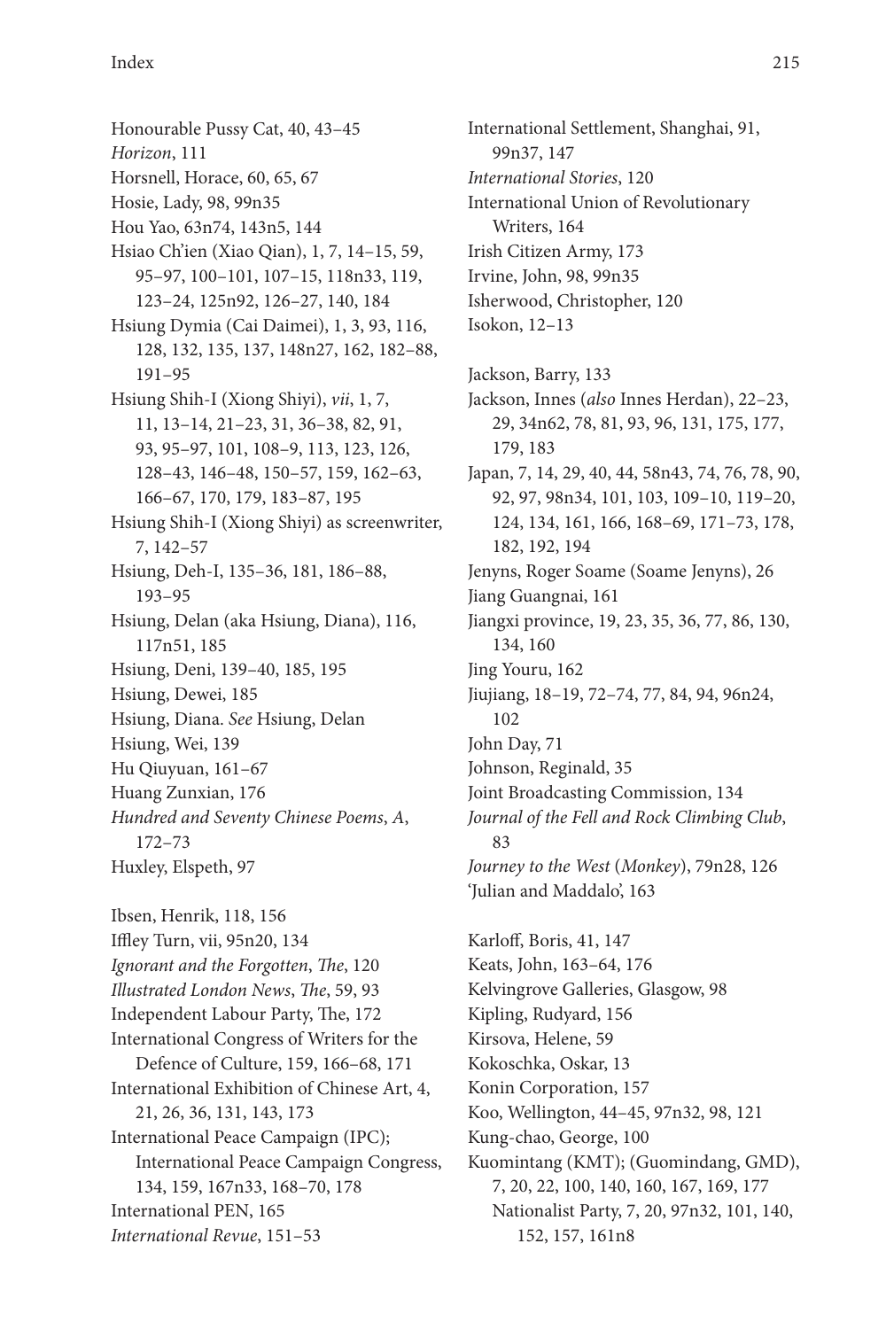Honourable Pussy Cat, 40, 43–45
*Horizon*, 111
Horsnell, Horace, 60, 65, 67
Hosie, Lady, 98, 99n35
Hou Yao, 63n74, 143n5, 144
Hsiao Ch'ien (Xiao Qian), 1, 7, 14–15, 59, 95–97, 100–101, 107–15, 118n33, 119, 123–24, 125n92, 126–27, 140, 184
Hsiung Dymia (Cai Daimei), 1, 3, 93, 116, 128, 132, 135, 137, 148n27, 162, 182–88, 191–95
Hsiung Shih-I (Xiong Shiyi), *vii*, 1, 7, 11, 13–14, 21–23, 31, 36–38, 82, 91, 93, 95–97, 101, 108–9, 113, 123, 126, 128–43, 146–48, 150–57, 159, 162–63, 166–67, 170, 179, 183–87, 195
Hsiung Shih-I (Xiong Shiyi) as screenwriter, 7, 142–57
Hsiung, Deh-I, 135–36, 181, 186–88, 193–95
Hsiung, Delan (aka Hsiung, Diana), 116, 117n51, 185
Hsiung, Deni, 139–40, 185, 195
Hsiung, Dewei, 185
Hsiung, Diana. *See* Hsiung, Delan
Hsiung, Wei, 139
Hu Qiuyuan, 161–67
Huang Zunxian, 176
*Hundred and Seventy Chinese Poems*, *A*, 172–73
Huxley, Elspeth, 97

Ibsen, Henrik, 118, 156
Iffley Turn, vii, 95n20, 134
*Ignorant and the Forgotten*, *The*, 120
*Illustrated London News*, *The*, 59, 93
Independent Labour Party, The, 172
International Congress of Writers for the Defence of Culture, 159, 166–68, 171
International Exhibition of Chinese Art, 4, 21, 26, 36, 131, 143, 173
International Peace Campaign (IPC); International Peace Campaign Congress, 134, 159, 167n33, 168–70, 178
International PEN, 165
*International Revue*, 151–53
International Settlement, Shanghai, 91, 99n37, 147
*International Stories*, 120
International Union of Revolutionary Writers, 164
Irish Citizen Army, 173
Irvine, John, 98, 99n35
Isherwood, Christopher, 120
Isokon, 12–13

Jackson, Barry, 133
Jackson, Innes (*also* Innes Herdan), 22–23, 29, 34n62, 78, 81, 93, 96, 131, 175, 177, 179, 183
Japan, 7, 14, 29, 40, 44, 58n43, 74, 76, 78, 90, 92, 97, 98n34, 101, 103, 109–10, 119–20, 124, 134, 161, 166, 168–69, 171–73, 178, 182, 192, 194
Jenyns, Roger Soame (Soame Jenyns), 26
Jiang Guangnai, 161
Jiangxi province, 19, 23, 35, 36, 77, 86, 130, 134, 160
Jing Youru, 162
Jiujiang, 18–19, 72–74, 77, 84, 94, 96n24, 102
John Day, 71
Johnson, Reginald, 35
Joint Broadcasting Commission, 134
*Journal of the Fell and Rock Climbing Club*, 83
*Journey to the West* (*Monkey*), 79n28, 126
'Julian and Maddalo', 163

Karloff, Boris, 41, 147
Keats, John, 163–64, 176
Kelvingrove Galleries, Glasgow, 98
Kipling, Rudyard, 156
Kirsova, Helene, 59
Kokoschka, Oskar, 13
Konin Corporation, 157
Koo, Wellington, 44–45, 97n32, 98, 121
Kung-chao, George, 100
Kuomintang (KMT); (Guomindang, GMD), 7, 20, 22, 100, 140, 160, 167, 169, 177
Nationalist Party, 7, 20, 97n32, 101, 140, 152, 157, 161n8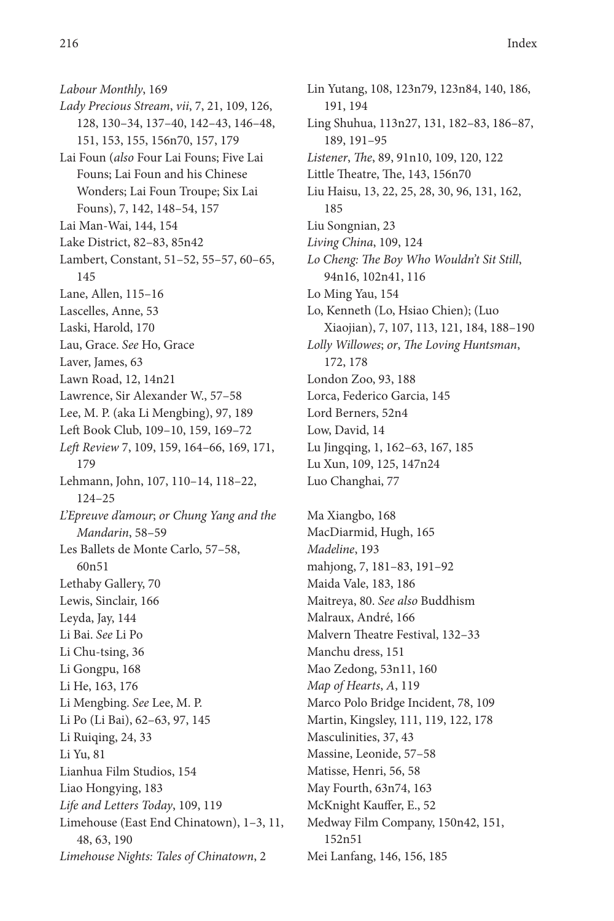*Labour Monthly*, 169
*Lady Precious Stream*, *vii*, 7, 21, 109, 126, 128, 130–34, 137–40, 142–43, 146–48, 151, 153, 155, 156n70, 157, 179
Lai Foun (*also* Four Lai Founs; Five Lai Founs; Lai Foun and his Chinese Wonders; Lai Foun Troupe; Six Lai Founs), 7, 142, 148–54, 157
Lai Man-Wai, 144, 154
Lake District, 82–83, 85n42
Lambert, Constant, 51–52, 55–57, 60–65, 145
Lane, Allen, 115–16
Lascelles, Anne, 53
Laski, Harold, 170
Lau, Grace. *See* Ho, Grace
Laver, James, 63
Lawn Road, 12, 14n21
Lawrence, Sir Alexander W., 57–58
Lee, M. P. (aka Li Mengbing), 97, 189
Left Book Club, 109–10, 159, 169–72
*Left Review* 7, 109, 159, 164–66, 169, 171, 179
Lehmann, John, 107, 110–14, 118–22, 124–25
*L'Epreuve d'amour*; *or Chung Yang and the Mandarin*, 58–59
Les Ballets de Monte Carlo, 57–58, 60n51
Lethaby Gallery, 70
Lewis, Sinclair, 166
Leyda, Jay, 144
Li Bai. *See* Li Po
Li Chu-tsing, 36
Li Gongpu, 168
Li He, 163, 176
Li Mengbing. *See* Lee, M. P.
Li Po (Li Bai), 62–63, 97, 145
Li Ruiqing, 24, 33
Li Yu, 81
Lianhua Film Studios, 154
Liao Hongying, 183
*Life and Letters Today*, 109, 119
Limehouse (East End Chinatown), 1–3, 11, 48, 63, 190
*Limehouse Nights: Tales of Chinatown*, 2
Lin Yutang, 108, 123n79, 123n84, 140, 186, 191, 194
Ling Shuhua, 113n27, 131, 182–83, 186–87, 189, 191–95
*Listener*, *The*, 89, 91n10, 109, 120, 122
Little Theatre, The, 143, 156n70
Liu Haisu, 13, 22, 25, 28, 30, 96, 131, 162, 185
Liu Songnian, 23
*Living China*, 109, 124
*Lo Cheng: The Boy Who Wouldn't Sit Still*, 94n16, 102n41, 116
Lo Ming Yau, 154
Lo, Kenneth (Lo, Hsiao Chien); (Luo Xiaojian), 7, 107, 113, 121, 184, 188–190
*Lolly Willowes*; *or*, *The Loving Huntsman*, 172, 178
London Zoo, 93, 188
Lorca, Federico Garcia, 145
Lord Berners, 52n4
Low, David, 14
Lu Jingqing, 1, 162–63, 167, 185
Lu Xun, 109, 125, 147n24
Luo Changhai, 77

Ma Xiangbo, 168
MacDiarmid, Hugh, 165
*Madeline*, 193
mahjong, 7, 181–83, 191–92
Maida Vale, 183, 186
Maitreya, 80. *See also* Buddhism
Malraux, André, 166
Malvern Theatre Festival, 132–33
Manchu dress, 151
Mao Zedong, 53n11, 160
*Map of Hearts*, *A*, 119
Marco Polo Bridge Incident, 78, 109
Martin, Kingsley, 111, 119, 122, 178
Masculinities, 37, 43
Massine, Leonide, 57–58
Matisse, Henri, 56, 58
May Fourth, 63n74, 163
McKnight Kauffer, E., 52
Medway Film Company, 150n42, 151, 152n51
Mei Lanfang, 146, 156, 185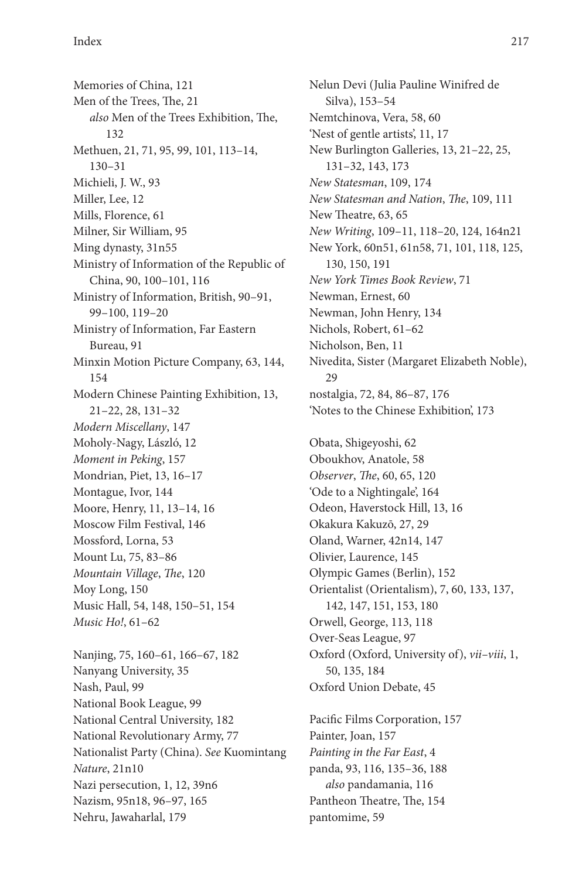Memories of China, 121
Men of the Trees, The, 21
*also* Men of the Trees Exhibition, The, 132
Methuen, 21, 71, 95, 99, 101, 113–14, 130–31
Michieli, J. W., 93
Miller, Lee, 12
Mills, Florence, 61
Milner, Sir William, 95
Ming dynasty, 31n55
Ministry of Information of the Republic of China, 90, 100–101, 116
Ministry of Information, British, 90–91, 99–100, 119–20
Ministry of Information, Far Eastern Bureau, 91
Minxin Motion Picture Company, 63, 144, 154
Modern Chinese Painting Exhibition, 13, 21–22, 28, 131–32
*Modern Miscellany*, 147
Moholy-Nagy, László, 12
*Moment in Peking*, 157
Mondrian, Piet, 13, 16–17
Montague, Ivor, 144
Moore, Henry, 11, 13–14, 16
Moscow Film Festival, 146
Mossford, Lorna, 53
Mount Lu, 75, 83–86
*Mountain Village*, *The*, 120
Moy Long, 150
Music Hall, 54, 148, 150–51, 154
*Music Ho!*, 61–62

Nanjing, 75, 160–61, 166–67, 182
Nanyang University, 35
Nash, Paul, 99
National Book League, 99
National Central University, 182
National Revolutionary Army, 77
Nationalist Party (China). *See* Kuomintang
*Nature*, 21n10
Nazi persecution, 1, 12, 39n6
Nazism, 95n18, 96–97, 165
Nehru, Jawaharlal, 179
Nelun Devi (Julia Pauline Winifred de Silva), 153–54
Nemtchinova, Vera, 58, 60
'Nest of gentle artists', 11, 17
New Burlington Galleries, 13, 21–22, 25, 131–32, 143, 173
*New Statesman*, 109, 174
*New Statesman and Nation*, *The*, 109, 111
New Theatre, 63, 65
*New Writing*, 109–11, 118–20, 124, 164n21
New York, 60n51, 61n58, 71, 101, 118, 125, 130, 150, 191
*New York Times Book Review*, 71
Newman, Ernest, 60
Newman, John Henry, 134
Nichols, Robert, 61–62
Nicholson, Ben, 11
Nivedita, Sister (Margaret Elizabeth Noble), 29
nostalgia, 72, 84, 86–87, 176
'Notes to the Chinese Exhibition', 173

Obata, Shigeyoshi, 62
Oboukhov, Anatole, 58
*Observer*, *The*, 60, 65, 120
'Ode to a Nightingale', 164
Odeon, Haverstock Hill, 13, 16
Okakura Kakuzō, 27, 29
Oland, Warner, 42n14, 147
Olivier, Laurence, 145
Olympic Games (Berlin), 152
Orientalist (Orientalism), 7, 60, 133, 137, 142, 147, 151, 153, 180
Orwell, George, 113, 118
Over-Seas League, 97
Oxford (Oxford, University of), *vii–viii*, 1, 50, 135, 184
Oxford Union Debate, 45

Pacific Films Corporation, 157
Painter, Joan, 157
*Painting in the Far East*, 4
panda, 93, 116, 135–36, 188
*also* pandamania, 116
Pantheon Theatre, The, 154
pantomime, 59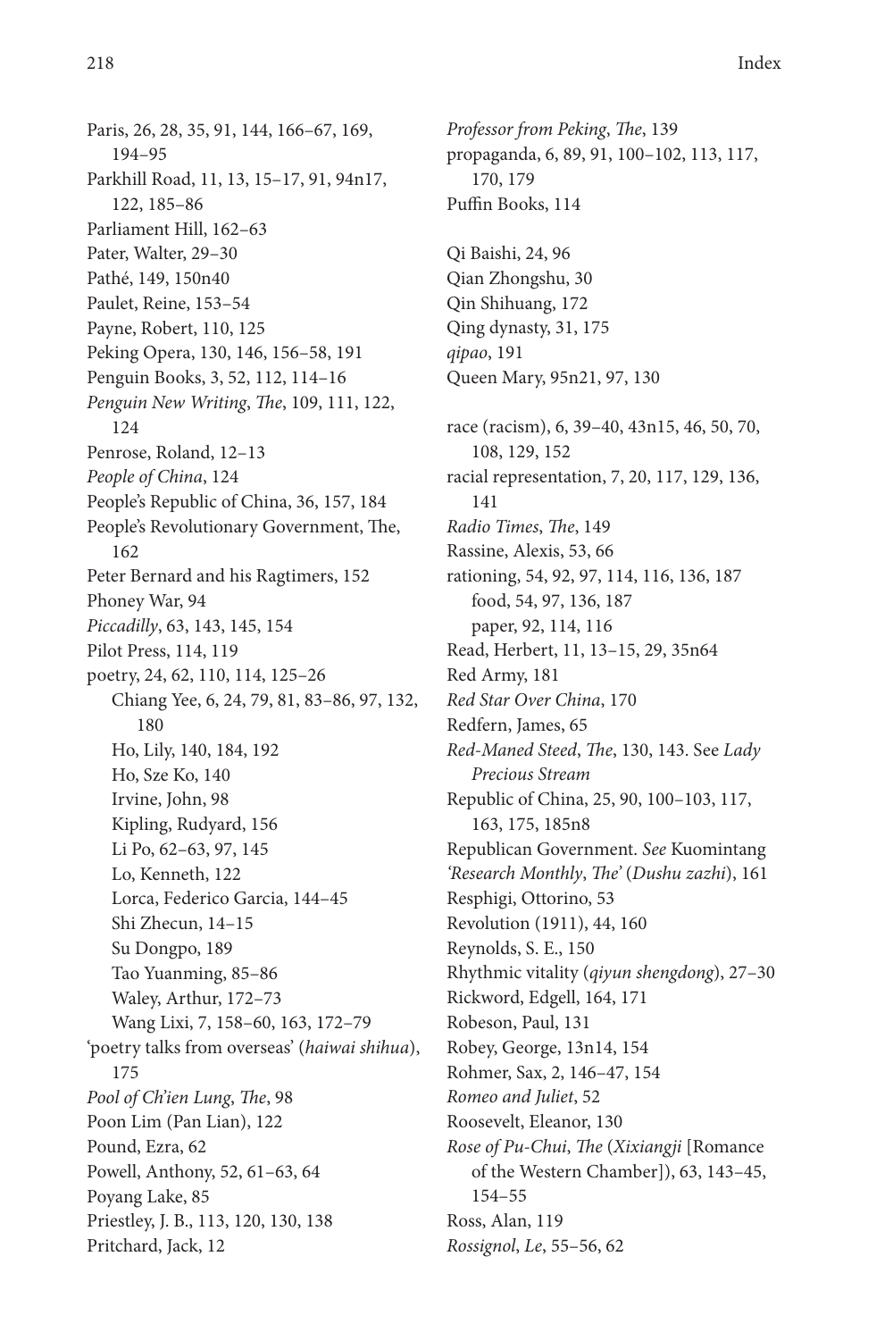Paris, 26, 28, 35, 91, 144, 166–67, 169, 194–95
Parkhill Road, 11, 13, 15–17, 91, 94n17, 122, 185–86
Parliament Hill, 162–63
Pater, Walter, 29–30
Pathé, 149, 150n40
Paulet, Reine, 153–54
Payne, Robert, 110, 125
Peking Opera, 130, 146, 156–58, 191
Penguin Books, 3, 52, 112, 114–16
*Penguin New Writing*, *The*, 109, 111, 122, 124
Penrose, Roland, 12–13
*People of China*, 124
People's Republic of China, 36, 157, 184
People's Revolutionary Government, The, 162
Peter Bernard and his Ragtimers, 152
Phoney War, 94
*Piccadilly*, 63, 143, 145, 154
Pilot Press, 114, 119
poetry, 24, 62, 110, 114, 125–26
  Chiang Yee, 6, 24, 79, 81, 83–86, 97, 132, 180
  Ho, Lily, 140, 184, 192
  Ho, Sze Ko, 140
  Irvine, John, 98
  Kipling, Rudyard, 156
  Li Po, 62–63, 97, 145
  Lo, Kenneth, 122
  Lorca, Federico Garcia, 144–45
  Shi Zhecun, 14–15
  Su Dongpo, 189
  Tao Yuanming, 85–86
  Waley, Arthur, 172–73
  Wang Lixi, 7, 158–60, 163, 172–79
'poetry talks from overseas' (*haiwai shihua*), 175
*Pool of Ch'ien Lung*, *The*, 98
Poon Lim (Pan Lian), 122
Pound, Ezra, 62
Powell, Anthony, 52, 61–63, 64
Poyang Lake, 85
Priestley, J. B., 113, 120, 130, 138
Pritchard, Jack, 12
*Professor from Peking*, *The*, 139
propaganda, 6, 89, 91, 100–102, 113, 117, 170, 179
Puffin Books, 114

Qi Baishi, 24, 96
Qian Zhongshu, 30
Qin Shihuang, 172
Qing dynasty, 31, 175
*qipao*, 191
Queen Mary, 95n21, 97, 130

race (racism), 6, 39–40, 43n15, 46, 50, 70, 108, 129, 152
racial representation, 7, 20, 117, 129, 136, 141
*Radio Times*, *The*, 149
Rassine, Alexis, 53, 66
rationing, 54, 92, 97, 114, 116, 136, 187
  food, 54, 97, 136, 187
  paper, 92, 114, 116
Read, Herbert, 11, 13–15, 29, 35n64
Red Army, 181
*Red Star Over China*, 170
Redfern, James, 65
*Red-Maned Steed*, *The*, 130, 143. See *Lady Precious Stream*
Republic of China, 25, 90, 100–103, 117, 163, 175, 185n8
Republican Government. *See* Kuomintang
*'Research Monthly*, *The'* (*Dushu zazhi*), 161
Resphigi, Ottorino, 53
Revolution (1911), 44, 160
Reynolds, S. E., 150
Rhythmic vitality (*qiyun shengdong*), 27–30
Rickword, Edgell, 164, 171
Robeson, Paul, 131
Robey, George, 13n14, 154
Rohmer, Sax, 2, 146–47, 154
*Romeo and Juliet*, 52
Roosevelt, Eleanor, 130
*Rose of Pu-Chui*, *The* (*Xixiangji* [Romance of the Western Chamber]), 63, 143–45, 154–55
Ross, Alan, 119
*Rossignol*, *Le*, 55–56, 62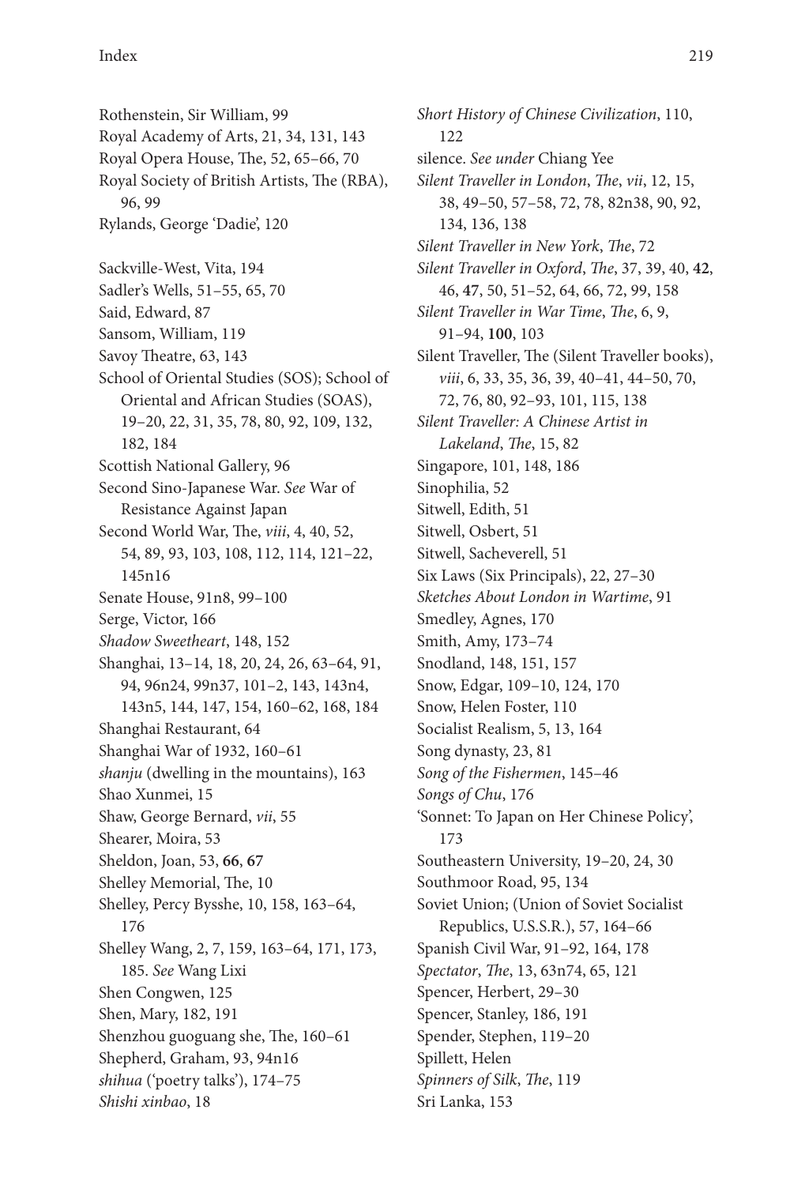Rothenstein, Sir William, 99
Royal Academy of Arts, 21, 34, 131, 143
Royal Opera House, The, 52, 65–66, 70
Royal Society of British Artists, The (RBA), 96, 99
Rylands, George 'Dadie', 120

Sackville-West, Vita, 194
Sadler's Wells, 51–55, 65, 70
Said, Edward, 87
Sansom, William, 119
Savoy Theatre, 63, 143
School of Oriental Studies (SOS); School of Oriental and African Studies (SOAS), 19–20, 22, 31, 35, 78, 80, 92, 109, 132, 182, 184
Scottish National Gallery, 96
Second Sino-Japanese War. *See* War of Resistance Against Japan
Second World War, The, *viii*, 4, 40, 52, 54, 89, 93, 103, 108, 112, 114, 121–22, 145n16
Senate House, 91n8, 99–100
Serge, Victor, 166
*Shadow Sweetheart*, 148, 152
Shanghai, 13–14, 18, 20, 24, 26, 63–64, 91, 94, 96n24, 99n37, 101–2, 143, 143n4, 143n5, 144, 147, 154, 160–62, 168, 184
Shanghai Restaurant, 64
Shanghai War of 1932, 160–61
*shanju* (dwelling in the mountains), 163
Shao Xunmei, 15
Shaw, George Bernard, *vii*, 55
Shearer, Moira, 53
Sheldon, Joan, 53, **66**, **67**
Shelley Memorial, The, 10
Shelley, Percy Bysshe, 10, 158, 163–64, 176
Shelley Wang, 2, 7, 159, 163–64, 171, 173, 185. *See* Wang Lixi
Shen Congwen, 125
Shen, Mary, 182, 191
Shenzhou guoguang she, The, 160–61
Shepherd, Graham, 93, 94n16
*shihua* ('poetry talks'), 174–75
*Shishi xinbao*, 18

*Short History of Chinese Civilization*, 110, 122
silence. *See under* Chiang Yee
*Silent Traveller in London, The*, *vii*, 12, 15, 38, 49–50, 57–58, 72, 78, 82n38, 90, 92, 134, 136, 138
*Silent Traveller in New York, The*, 72
*Silent Traveller in Oxford, The*, 37, 39, 40, **42**, 46, **47**, 50, 51–52, 64, 66, 72, 99, 158
*Silent Traveller in War Time, The*, 6, 9, 91–94, **100**, 103
Silent Traveller, The (Silent Traveller books), *viii*, 6, 33, 35, 36, 39, 40–41, 44–50, 70, 72, 76, 80, 92–93, 101, 115, 138
*Silent Traveller: A Chinese Artist in Lakeland, The*, 15, 82
Singapore, 101, 148, 186
Sinophilia, 52
Sitwell, Edith, 51
Sitwell, Osbert, 51
Sitwell, Sacheverell, 51
Six Laws (Six Principals), 22, 27–30
*Sketches About London in Wartime*, 91
Smedley, Agnes, 170
Smith, Amy, 173–74
Snodland, 148, 151, 157
Snow, Edgar, 109–10, 124, 170
Snow, Helen Foster, 110
Socialist Realism, 5, 13, 164
Song dynasty, 23, 81
*Song of the Fishermen*, 145–46
*Songs of Chu*, 176
'Sonnet: To Japan on Her Chinese Policy', 173
Southeastern University, 19–20, 24, 30
Southmoor Road, 95, 134
Soviet Union; (Union of Soviet Socialist Republics, U.S.S.R.), 57, 164–66
Spanish Civil War, 91–92, 164, 178
*Spectator, The*, 13, 63n74, 65, 121
Spencer, Herbert, 29–30
Spencer, Stanley, 186, 191
Spender, Stephen, 119–20
Spillett, Helen
*Spinners of Silk, The*, 119
Sri Lanka, 153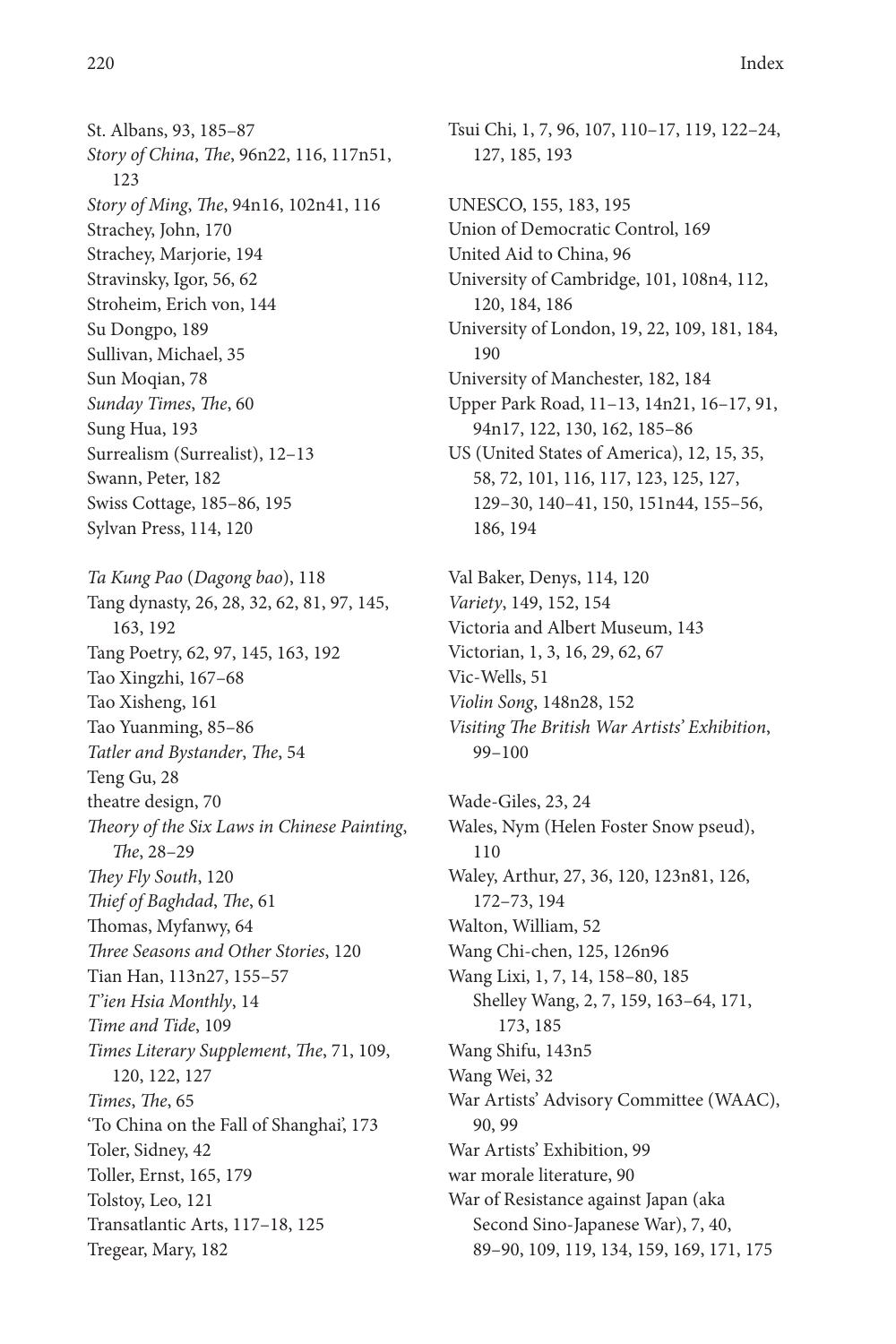St. Albans, 93, 185–87
*Story of China*, *The*, 96n22, 116, 117n51, 123
*Story of Ming*, *The*, 94n16, 102n41, 116
Strachey, John, 170
Strachey, Marjorie, 194
Stravinsky, Igor, 56, 62
Stroheim, Erich von, 144
Su Dongpo, 189
Sullivan, Michael, 35
Sun Moqian, 78
*Sunday Times*, *The*, 60
Sung Hua, 193
Surrealism (Surrealist), 12–13
Swann, Peter, 182
Swiss Cottage, 185–86, 195
Sylvan Press, 114, 120

*Ta Kung Pao* (*Dagong bao*), 118
Tang dynasty, 26, 28, 32, 62, 81, 97, 145, 163, 192
Tang Poetry, 62, 97, 145, 163, 192
Tao Xingzhi, 167–68
Tao Xisheng, 161
Tao Yuanming, 85–86
*Tatler and Bystander*, *The*, 54
Teng Gu, 28
theatre design, 70
*Theory of the Six Laws in Chinese Painting*, *The*, 28–29
*They Fly South*, 120
*Thief of Baghdad*, *The*, 61
Thomas, Myfanwy, 64
*Three Seasons and Other Stories*, 120
Tian Han, 113n27, 155–57
*T'ien Hsia Monthly*, 14
*Time and Tide*, 109
*Times Literary Supplement*, *The*, 71, 109, 120, 122, 127
*Times*, *The*, 65
'To China on the Fall of Shanghai', 173
Toler, Sidney, 42
Toller, Ernst, 165, 179
Tolstoy, Leo, 121
Transatlantic Arts, 117–18, 125
Tregear, Mary, 182
Tsui Chi, 1, 7, 96, 107, 110–17, 119, 122–24, 127, 185, 193

UNESCO, 155, 183, 195
Union of Democratic Control, 169
United Aid to China, 96
University of Cambridge, 101, 108n4, 112, 120, 184, 186
University of London, 19, 22, 109, 181, 184, 190
University of Manchester, 182, 184
Upper Park Road, 11–13, 14n21, 16–17, 91, 94n17, 122, 130, 162, 185–86
US (United States of America), 12, 15, 35, 58, 72, 101, 116, 117, 123, 125, 127, 129–30, 140–41, 150, 151n44, 155–56, 186, 194

Val Baker, Denys, 114, 120
*Variety*, 149, 152, 154
Victoria and Albert Museum, 143
Victorian, 1, 3, 16, 29, 62, 67
Vic-Wells, 51
*Violin Song*, 148n28, 152
*Visiting The British War Artists' Exhibition*, 99–100

Wade-Giles, 23, 24
Wales, Nym (Helen Foster Snow pseud), 110
Waley, Arthur, 27, 36, 120, 123n81, 126, 172–73, 194
Walton, William, 52
Wang Chi-chen, 125, 126n96
Wang Lixi, 1, 7, 14, 158–80, 185
  Shelley Wang, 2, 7, 159, 163–64, 171, 173, 185
Wang Shifu, 143n5
Wang Wei, 32
War Artists' Advisory Committee (WAAC), 90, 99
War Artists' Exhibition, 99
war morale literature, 90
War of Resistance against Japan (aka Second Sino-Japanese War), 7, 40, 89–90, 109, 119, 134, 159, 169, 171, 175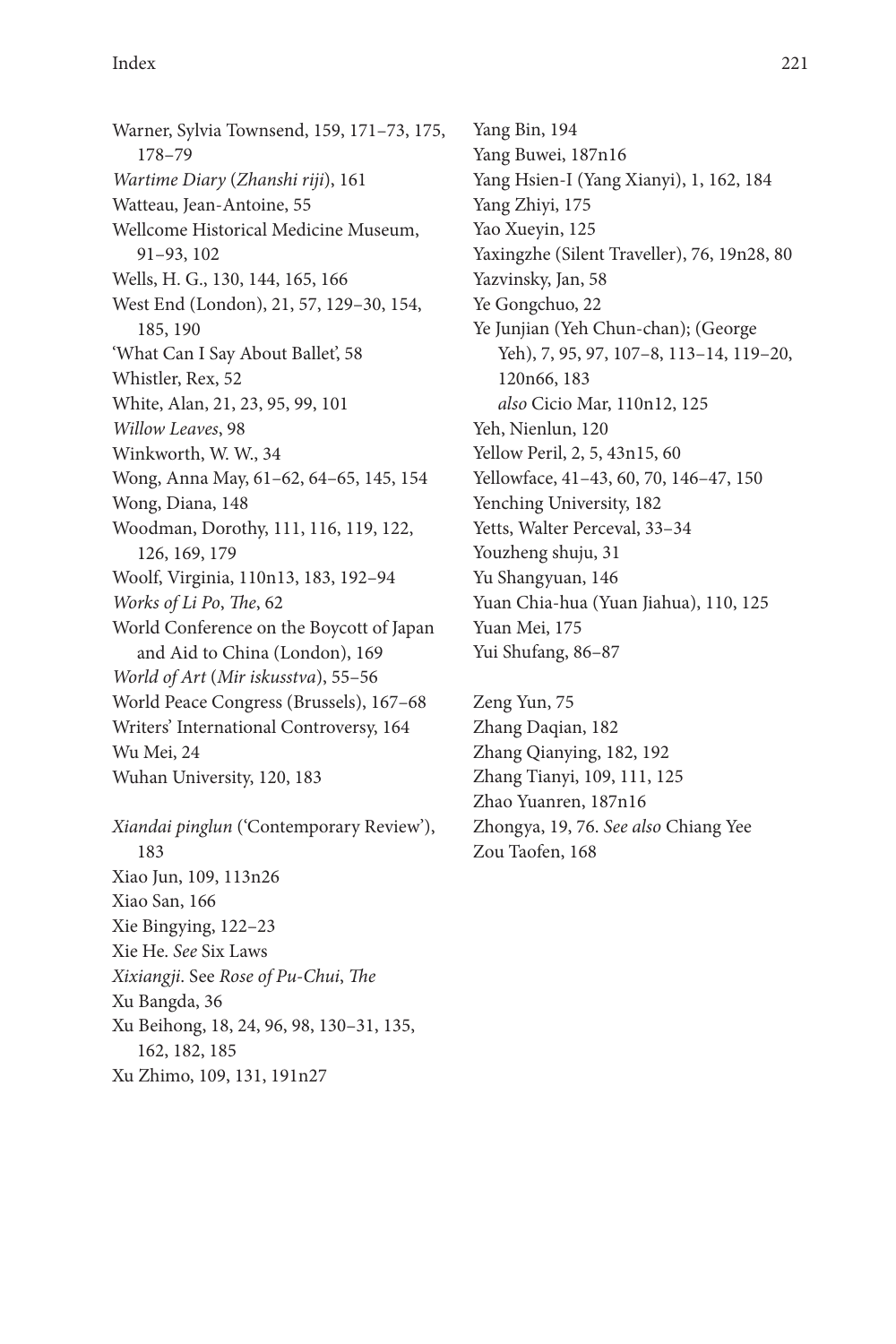Warner, Sylvia Townsend, 159, 171–73, 175, 178–79
*Wartime Diary* (*Zhanshi riji*), 161
Watteau, Jean-Antoine, 55
Wellcome Historical Medicine Museum, 91–93, 102
Wells, H. G., 130, 144, 165, 166
West End (London), 21, 57, 129–30, 154, 185, 190
'What Can I Say About Ballet', 58
Whistler, Rex, 52
White, Alan, 21, 23, 95, 99, 101
*Willow Leaves*, 98
Winkworth, W. W., 34
Wong, Anna May, 61–62, 64–65, 145, 154
Wong, Diana, 148
Woodman, Dorothy, 111, 116, 119, 122, 126, 169, 179
Woolf, Virginia, 110n13, 183, 192–94
*Works of Li Po*, *The*, 62
World Conference on the Boycott of Japan and Aid to China (London), 169
*World of Art* (*Mir iskusstva*), 55–56
World Peace Congress (Brussels), 167–68
Writers' International Controversy, 164
Wu Mei, 24
Wuhan University, 120, 183

*Xiandai pinglun* ('Contemporary Review'), 183
Xiao Jun, 109, 113n26
Xiao San, 166
Xie Bingying, 122–23
Xie He. *See* Six Laws
*Xixiangji*. See *Rose of Pu-Chui*, *The*
Xu Bangda, 36
Xu Beihong, 18, 24, 96, 98, 130–31, 135, 162, 182, 185
Xu Zhimo, 109, 131, 191n27

Yang Bin, 194
Yang Buwei, 187n16
Yang Hsien-I (Yang Xianyi), 1, 162, 184
Yang Zhiyi, 175
Yao Xueyin, 125
Yaxingzhe (Silent Traveller), 76, 19n28, 80
Yazvinsky, Jan, 58
Ye Gongchuo, 22
Ye Junjian (Yeh Chun-chan); (George Yeh), 7, 95, 97, 107–8, 113–14, 119–20, 120n66, 183
  *also* Cicio Mar, 110n12, 125
Yeh, Nienlun, 120
Yellow Peril, 2, 5, 43n15, 60
Yellowface, 41–43, 60, 70, 146–47, 150
Yenching University, 182
Yetts, Walter Perceval, 33–34
Youzheng shuju, 31
Yu Shangyuan, 146
Yuan Chia-hua (Yuan Jiahua), 110, 125
Yuan Mei, 175
Yui Shufang, 86–87

Zeng Yun, 75
Zhang Daqian, 182
Zhang Qianying, 182, 192
Zhang Tianyi, 109, 111, 125
Zhao Yuanren, 187n16
Zhongya, 19, 76. *See also* Chiang Yee
Zou Taofen, 168